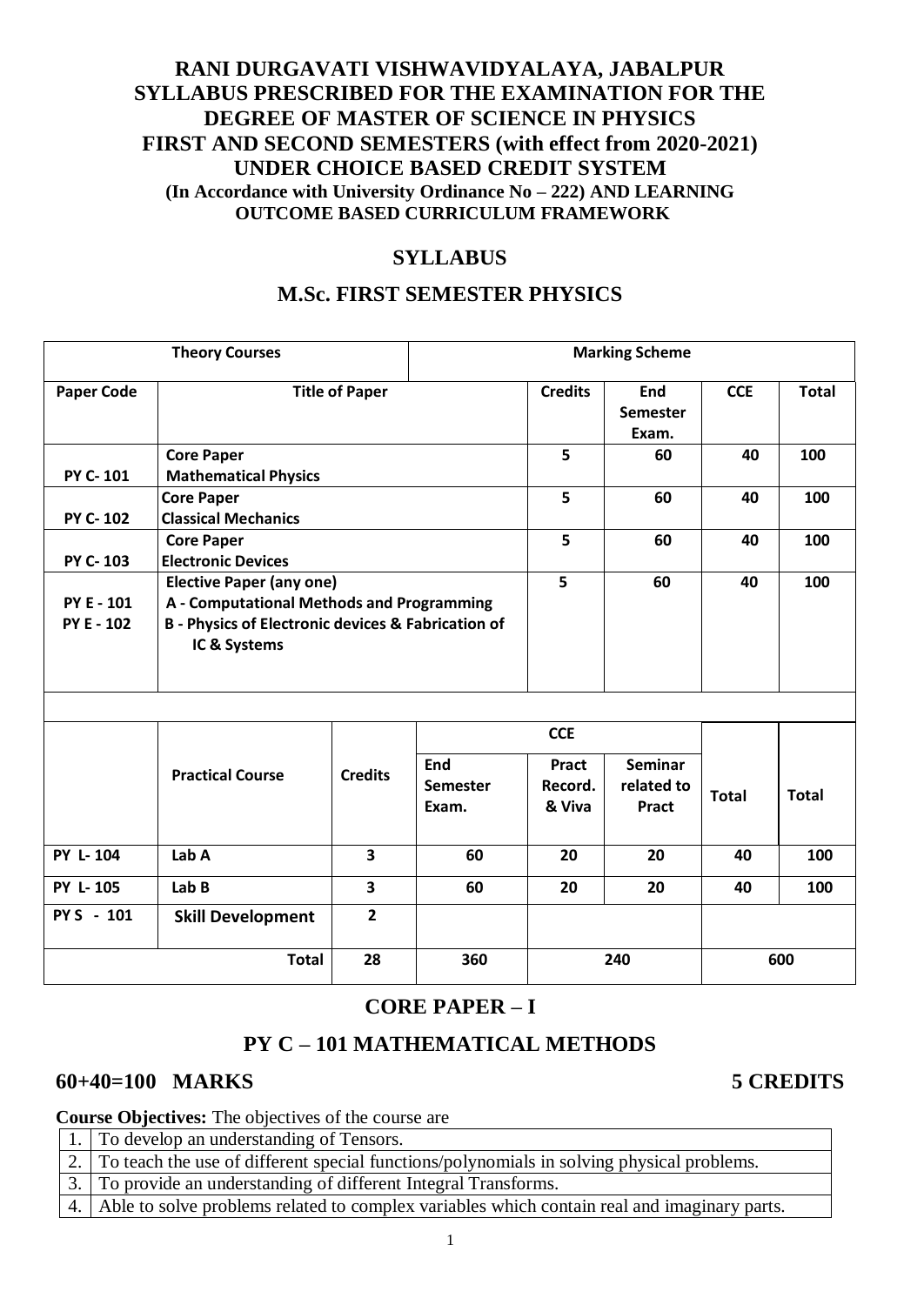# RANI DURGAVATI VISHWAVIDYALAYA, JABALPUR
# SYLLABUS PRESCRIBED FOR THE EXAMINATION FOR THE DEGREE OF MASTER OF SCIENCE IN PHYSICS
# FIRST AND SECOND SEMESTERS (with effect from 2020-2021)
# UNDER CHOICE BASED CREDIT SYSTEM

**(In Accordance with University Ordinance No – 222) AND LEARNING OUTCOME BASED CURRICULUM FRAMEWORK**

## SYLLABUS

## M.Sc. FIRST SEMESTER PHYSICS

| Theory Courses | | Marking Scheme | | | |
|---|---|---|---|---|---|
| **Paper Code** | **Title of Paper** | **Credits** | **End Semester Exam.** | **CCE** | **Total** |
| **PY C- 101** | **Core Paper**<br>**Mathematical Physics** | 5 | 60 | 40 | 100 |
| **PY C- 102** | **Core Paper**<br>**Classical Mechanics** | 5 | 60 | 40 | 100 |
| **PY C- 103** | **Core Paper**<br>**Electronic Devices** | 5 | 60 | 40 | 100 |
| **PY E - 101**<br>**PY E - 102** | **Elective Paper (any one)**<br>**A - Computational Methods and Programming**<br>**B - Physics of Electronic devices & Fabrication of IC & Systems** | 5 | 60 | 40 | 100 |

| | Practical Course | Credits | End Semester Exam. | CCE | | | Total |
|---|---|---|---|---|---|---|---|
| | | | | **Pract Record. & Viva** | **Seminar related to Pract** | **Total** | |
| **PY L- 104** | **Lab A** | 3 | 60 | 20 | 20 | 40 | 100 |
| **PY L- 105** | **Lab B** | 3 | 60 | 20 | 20 | 40 | 100 |
| **PY S - 101** | **Skill Development** | 2 | | | | | |
| | **Total** | 28 | 360 | 240 | | | 600 |

## CORE PAPER – I

## PY C – 101 MATHEMATICAL METHODS

**60+40=100 MARKS** **5 CREDITS**

**Course Objectives:** The objectives of the course are

| | |
|---|---|
| 1. | To develop an understanding of Tensors. |
| 2. | To teach the use of different special functions/polynomials in solving physical problems. |
| 3. | To provide an understanding of different Integral Transforms. |
| 4. | Able to solve problems related to complex variables which contain real and imaginary parts. |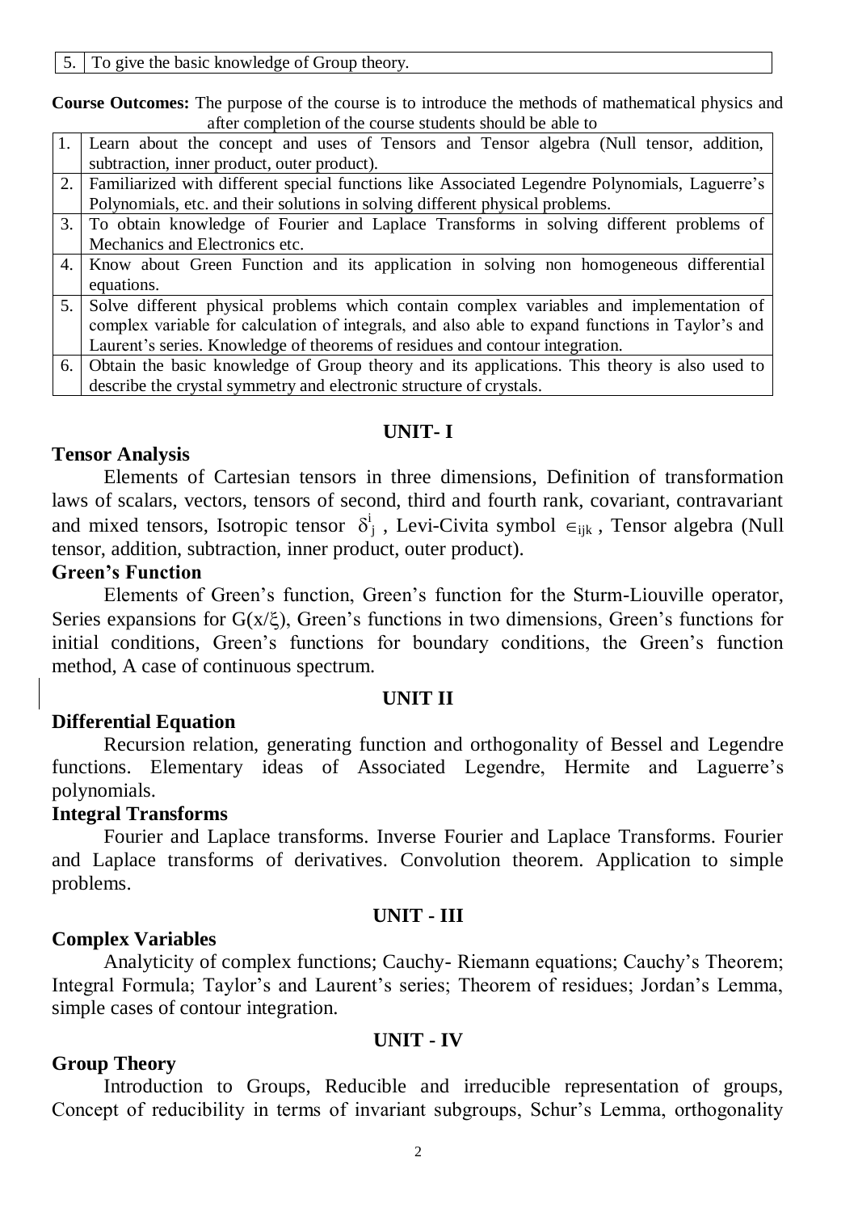| 5. | To give the basic knowledge of Group theory. |
|---|---|

**Course Outcomes:** The purpose of the course is to introduce the methods of mathematical physics and after completion of the course students should be able to

| 1. | Learn about the concept and uses of Tensors and Tensor algebra (Null tensor, addition, subtraction, inner product, outer product). |
|---|---|
| 2. | Familiarized with different special functions like Associated Legendre Polynomials, Laguerre's Polynomials, etc. and their solutions in solving different physical problems. |
| 3. | To obtain knowledge of Fourier and Laplace Transforms in solving different problems of Mechanics and Electronics etc. |
| 4. | Know about Green Function and its application in solving non homogeneous differential equations. |
| 5. | Solve different physical problems which contain complex variables and implementation of complex variable for calculation of integrals, and also able to expand functions in Taylor's and Laurent's series. Knowledge of theorems of residues and contour integration. |
| 6. | Obtain the basic knowledge of Group theory and its applications. This theory is also used to describe the crystal symmetry and electronic structure of crystals. |

## UNIT- I

### Tensor Analysis

Elements of Cartesian tensors in three dimensions, Definition of transformation laws of scalars, vectors, tensors of second, third and fourth rank, covariant, contravariant and mixed tensors, Isotropic tensor $\delta^i_j$, Levi-Civita symbol $\in_{ijk}$, Tensor algebra (Null tensor, addition, subtraction, inner product, outer product).

### Green's Function

Elements of Green's function, Green's function for the Sturm-Liouville operator, Series expansions for $G(x/\xi)$, Green's functions in two dimensions, Green's functions for initial conditions, Green's functions for boundary conditions, the Green's function method, A case of continuous spectrum.

## UNIT II

### Differential Equation

Recursion relation, generating function and orthogonality of Bessel and Legendre functions. Elementary ideas of Associated Legendre, Hermite and Laguerre's polynomials.

### Integral Transforms

Fourier and Laplace transforms. Inverse Fourier and Laplace Transforms. Fourier and Laplace transforms of derivatives. Convolution theorem. Application to simple problems.

## UNIT - III

### Complex Variables

Analyticity of complex functions; Cauchy- Riemann equations; Cauchy's Theorem; Integral Formula; Taylor's and Laurent's series; Theorem of residues; Jordan's Lemma, simple cases of contour integration.

## UNIT - IV

### Group Theory

Introduction to Groups, Reducible and irreducible representation of groups, Concept of reducibility in terms of invariant subgroups, Schur's Lemma, orthogonality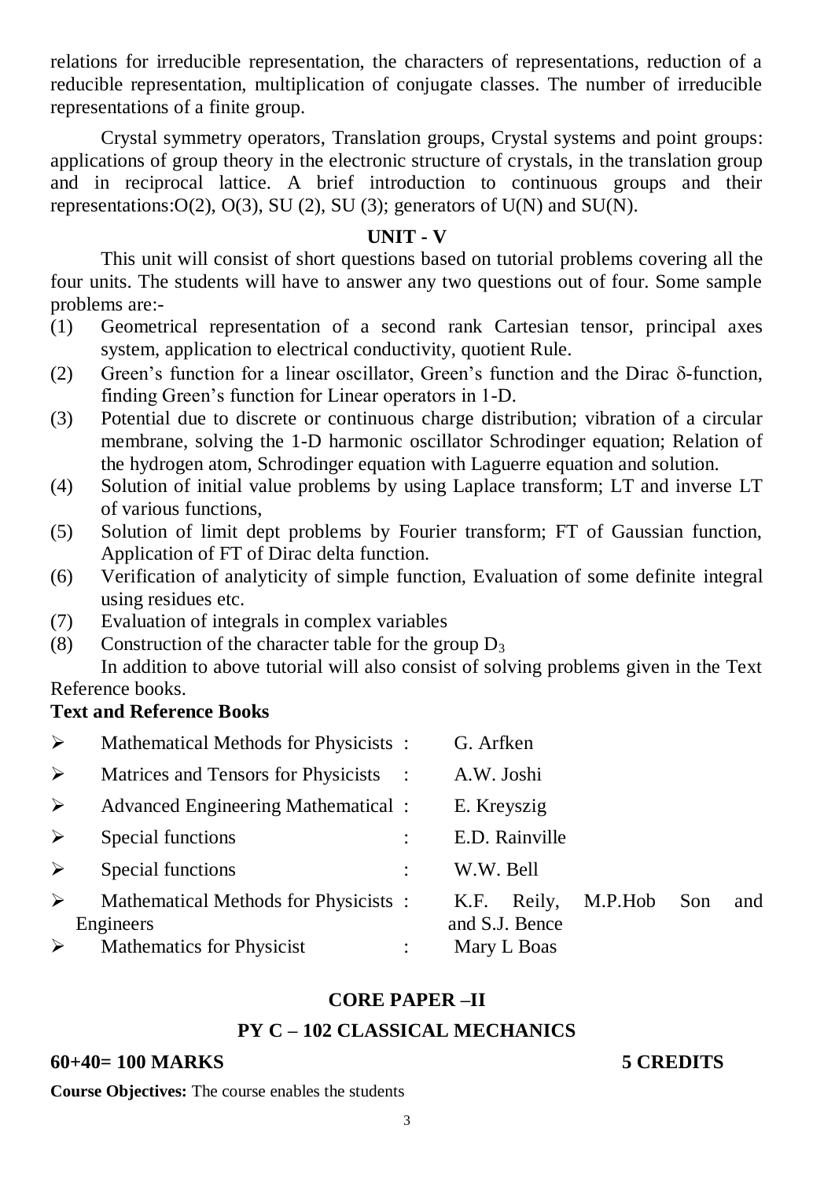relations for irreducible representation, the characters of representations, reduction of a reducible representation, multiplication of conjugate classes. The number of irreducible representations of a finite group.

Crystal symmetry operators, Translation groups, Crystal systems and point groups: applications of group theory in the electronic structure of crystals, in the translation group and in reciprocal lattice. A brief introduction to continuous groups and their representations:O(2), O(3), SU (2), SU (3); generators of U(N) and SU(N).

## UNIT - V

This unit will consist of short questions based on tutorial problems covering all the four units. The students will have to answer any two questions out of four. Some sample problems are:-

1. Geometrical representation of a second rank Cartesian tensor, principal axes system, application to electrical conductivity, quotient Rule.
2. Green's function for a linear oscillator, Green's function and the Dirac $\delta$-function, finding Green's function for Linear operators in 1-D.
3. Potential due to discrete or continuous charge distribution; vibration of a circular membrane, solving the 1-D harmonic oscillator Schrodinger equation; Relation of the hydrogen atom, Schrodinger equation with Laguerre equation and solution.
4. Solution of initial value problems by using Laplace transform; LT and inverse LT of various functions,
5. Solution of limit dept problems by Fourier transform; FT of Gaussian function, Application of FT of Dirac delta function.
6. Verification of analyticity of simple function, Evaluation of some definite integral using residues etc.
7. Evaluation of integrals in complex variables
8. Construction of the character table for the group $D_3$

In addition to above tutorial will also consist of solving problems given in the Text Reference books.

### Text and Reference Books

- Mathematical Methods for Physicists : G. Arfken
- Matrices and Tensors for Physicists : A.W. Joshi
- Advanced Engineering Mathematical : E. Kreyszig
- Special functions : E.D. Rainville
- Special functions : W.W. Bell
- Mathematical Methods for Physicists and Engineers : K.F. Reily, M.P.Hob Son and S.J. Bence
- Mathematics for Physicist : Mary L Boas

## CORE PAPER –II

## PY C – 102 CLASSICAL MECHANICS

**60+40= 100 MARKS** **5 CREDITS**

**Course Objectives:** The course enables the students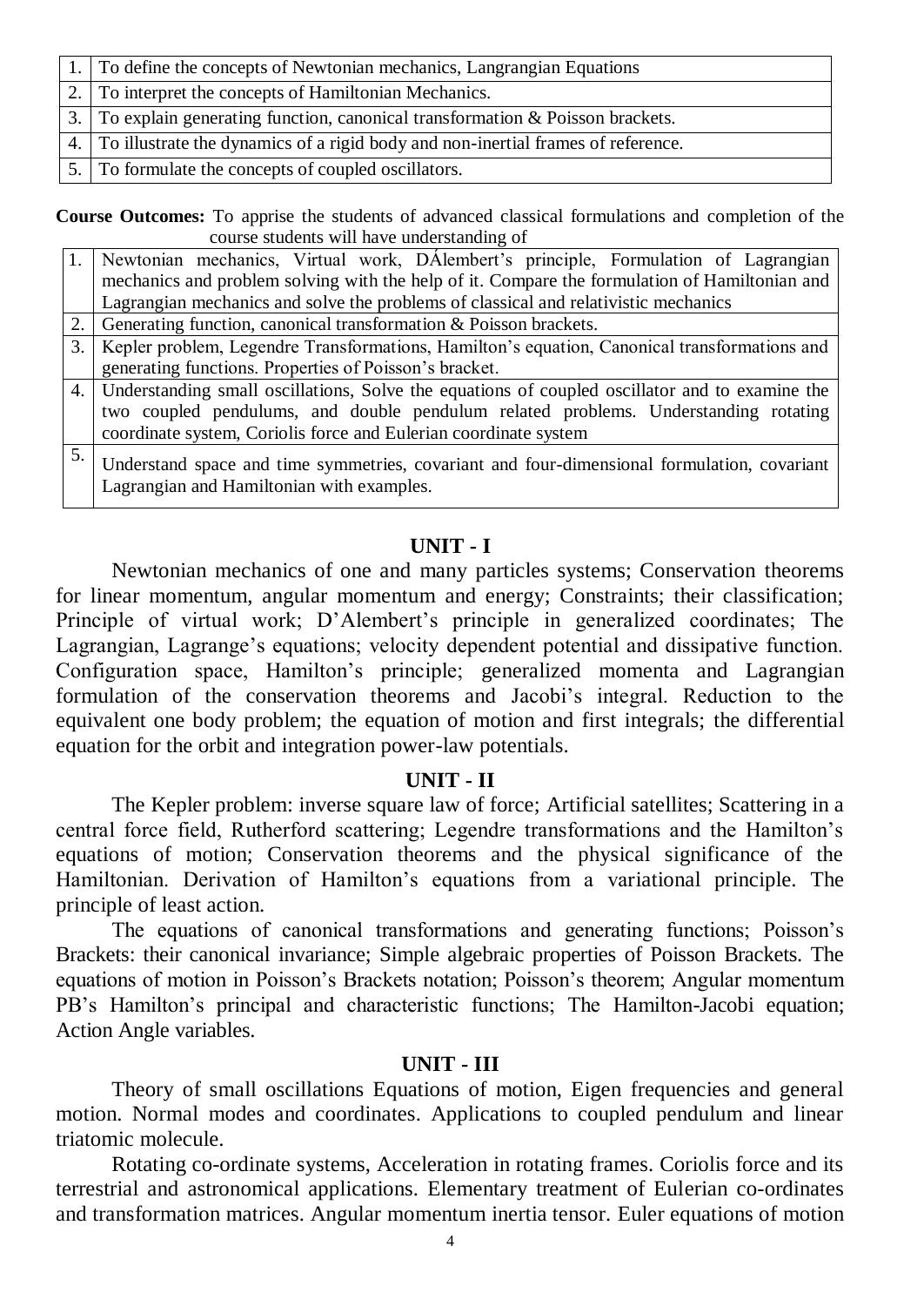| | |
|---|---|
| 1. | To define the concepts of Newtonian mechanics, Langrangian Equations |
| 2. | To interpret the concepts of Hamiltonian Mechanics. |
| 3. | To explain generating function, canonical transformation & Poisson brackets. |
| 4. | To illustrate the dynamics of a rigid body and non-inertial frames of reference. |
| 5. | To formulate the concepts of coupled oscillators. |

**Course Outcomes:** To apprise the students of advanced classical formulations and completion of the course students will have understanding of

| | |
|---|---|
| 1. | Newtonian mechanics, Virtual work, DÁlembert's principle, Formulation of Lagrangian mechanics and problem solving with the help of it. Compare the formulation of Hamiltonian and Lagrangian mechanics and solve the problems of classical and relativistic mechanics |
| 2. | Generating function, canonical transformation & Poisson brackets. |
| 3. | Kepler problem, Legendre Transformations, Hamilton's equation, Canonical transformations and generating functions. Properties of Poisson's bracket. |
| 4. | Understanding small oscillations, Solve the equations of coupled oscillator and to examine the two coupled pendulums, and double pendulum related problems. Understanding rotating coordinate system, Coriolis force and Eulerian coordinate system |
| 5. | Understand space and time symmetries, covariant and four-dimensional formulation, covariant Lagrangian and Hamiltonian with examples. |

## UNIT - I

Newtonian mechanics of one and many particles systems; Conservation theorems for linear momentum, angular momentum and energy; Constraints; their classification; Principle of virtual work; D'Alembert's principle in generalized coordinates; The Lagrangian, Lagrange's equations; velocity dependent potential and dissipative function. Configuration space, Hamilton's principle; generalized momenta and Lagrangian formulation of the conservation theorems and Jacobi's integral. Reduction to the equivalent one body problem; the equation of motion and first integrals; the differential equation for the orbit and integration power-law potentials.

## UNIT - II

The Kepler problem: inverse square law of force; Artificial satellites; Scattering in a central force field, Rutherford scattering; Legendre transformations and the Hamilton's equations of motion; Conservation theorems and the physical significance of the Hamiltonian. Derivation of Hamilton's equations from a variational principle. The principle of least action.

The equations of canonical transformations and generating functions; Poisson's Brackets: their canonical invariance; Simple algebraic properties of Poisson Brackets. The equations of motion in Poisson's Brackets notation; Poisson's theorem; Angular momentum PB's Hamilton's principal and characteristic functions; The Hamilton-Jacobi equation; Action Angle variables.

## UNIT - III

Theory of small oscillations Equations of motion, Eigen frequencies and general motion. Normal modes and coordinates. Applications to coupled pendulum and linear triatomic molecule.

Rotating co-ordinate systems, Acceleration in rotating frames. Coriolis force and its terrestrial and astronomical applications. Elementary treatment of Eulerian co-ordinates and transformation matrices. Angular momentum inertia tensor. Euler equations of motion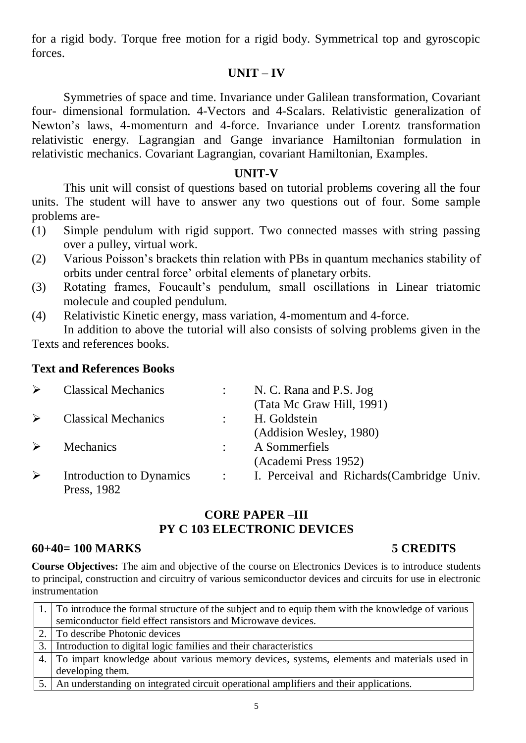for a rigid body. Torque free motion for a rigid body. Symmetrical top and gyroscopic forces.

### UNIT – IV

Symmetries of space and time. Invariance under Galilean transformation, Covariant four- dimensional formulation. 4-Vectors and 4-Scalars. Relativistic generalization of Newton's laws, 4-momenturn and 4-force. Invariance under Lorentz transformation relativistic energy. Lagrangian and Gange invariance Hamiltonian formulation in relativistic mechanics. Covariant Lagrangian, covariant Hamiltonian, Examples.

### UNIT-V

This unit will consist of questions based on tutorial problems covering all the four units. The student will have to answer any two questions out of four. Some sample problems are-

(1) Simple pendulum with rigid support. Two connected masses with string passing over a pulley, virtual work.
(2) Various Poisson's brackets thin relation with PBs in quantum mechanics stability of orbits under central force' orbital elements of planetary orbits.
(3) Rotating frames, Foucault's pendulum, small oscillations in Linear triatomic molecule and coupled pendulum.
(4) Relativistic Kinetic energy, mass variation, 4-momentum and 4-force.

In addition to above the tutorial will also consists of solving problems given in the Texts and references books.

### Text and References Books

- Classical Mechanics : N. C. Rana and P.S. Jog (Tata Mc Graw Hill, 1991)
- Classical Mechanics : H. Goldstein (Addision Wesley, 1980)
- Mechanics : A Sommerfiels (Academi Press 1952)
- Introduction to Dynamics : I. Perceival and Richards(Cambridge Univ. Press, 1982

## CORE PAPER –III
## PY C 103 ELECTRONIC DEVICES

**60+40= 100 MARKS** **5 CREDITS**

**Course Objectives:** The aim and objective of the course on Electronics Devices is to introduce students to principal, construction and circuitry of various semiconductor devices and circuits for use in electronic instrumentation

| | |
|---|---|
| 1. | To introduce the formal structure of the subject and to equip them with the knowledge of various semiconductor field effect ransistors and Microwave devices. |
| 2. | To describe Photonic devices |
| 3. | Introduction to digital logic families and their characteristics |
| 4. | To impart knowledge about various memory devices, systems, elements and materials used in developing them. |
| 5. | An understanding on integrated circuit operational amplifiers and their applications. |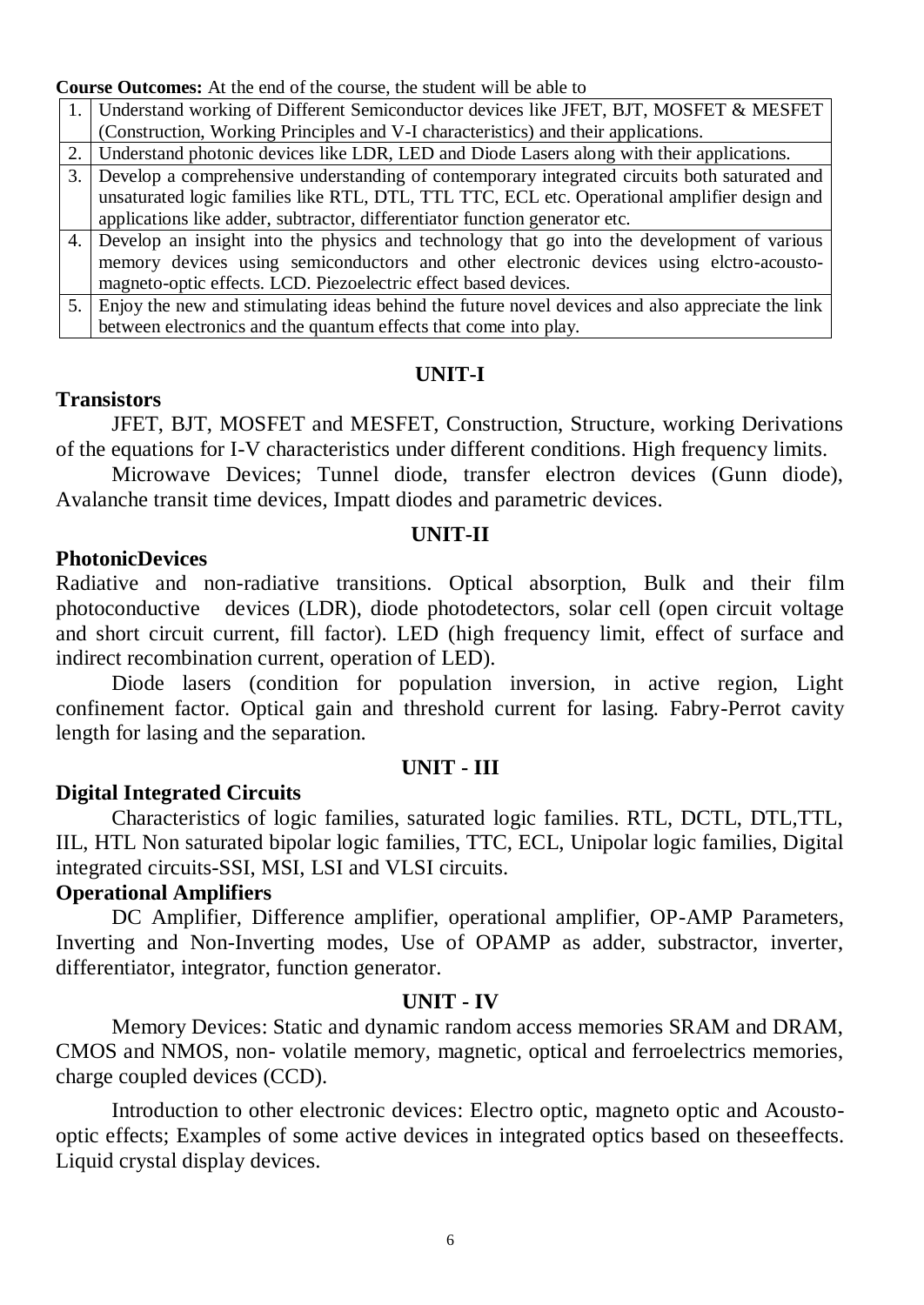**Course Outcomes:** At the end of the course, the student will be able to

| | |
|---|---|
| 1. | Understand working of Different Semiconductor devices like JFET, BJT, MOSFET & MESFET (Construction, Working Principles and V-I characteristics) and their applications. |
| 2. | Understand photonic devices like LDR, LED and Diode Lasers along with their applications. |
| 3. | Develop a comprehensive understanding of contemporary integrated circuits both saturated and unsaturated logic families like RTL, DTL, TTL TTC, ECL etc. Operational amplifier design and applications like adder, subtractor, differentiator function generator etc. |
| 4. | Develop an insight into the physics and technology that go into the development of various memory devices using semiconductors and other electronic devices using elctro-acousto-magneto-optic effects. LCD. Piezoelectric effect based devices. |
| 5. | Enjoy the new and stimulating ideas behind the future novel devices and also appreciate the link between electronics and the quantum effects that come into play. |

## UNIT-I

### Transistors

JFET, BJT, MOSFET and MESFET, Construction, Structure, working Derivations of the equations for I-V characteristics under different conditions. High frequency limits.

Microwave Devices; Tunnel diode, transfer electron devices (Gunn diode), Avalanche transit time devices, Impatt diodes and parametric devices.

## UNIT-II

### PhotonicDevices

Radiative and non-radiative transitions. Optical absorption, Bulk and their film photoconductive devices (LDR), diode photodetectors, solar cell (open circuit voltage and short circuit current, fill factor). LED (high frequency limit, effect of surface and indirect recombination current, operation of LED).

Diode lasers (condition for population inversion, in active region, Light confinement factor. Optical gain and threshold current for lasing. Fabry-Perrot cavity length for lasing and the separation.

## UNIT - III

### Digital Integrated Circuits

Characteristics of logic families, saturated logic families. RTL, DCTL, DTL,TTL, IIL, HTL Non saturated bipolar logic families, TTC, ECL, Unipolar logic families, Digital integrated circuits-SSI, MSI, LSI and VLSI circuits.

### Operational Amplifiers

DC Amplifier, Difference amplifier, operational amplifier, OP-AMP Parameters, Inverting and Non-Inverting modes, Use of OPAMP as adder, substractor, inverter, differentiator, integrator, function generator.

## UNIT - IV

Memory Devices: Static and dynamic random access memories SRAM and DRAM, CMOS and NMOS, non- volatile memory, magnetic, optical and ferroelectrics memories, charge coupled devices (CCD).

Introduction to other electronic devices: Electro optic, magneto optic and Acousto-optic effects; Examples of some active devices in integrated optics based on theseeffects. Liquid crystal display devices.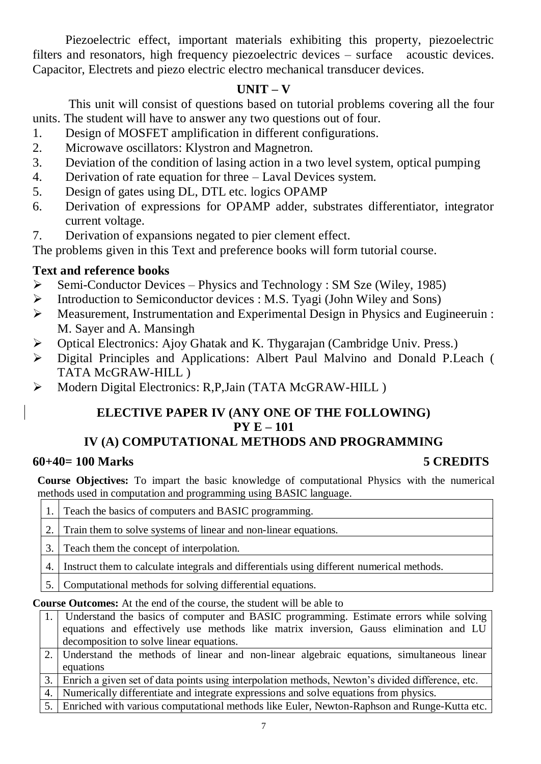Piezoelectric effect, important materials exhibiting this property, piezoelectric filters and resonators, high frequency piezoelectric devices – surface acoustic devices. Capacitor, Electrets and piezo electric electro mechanical transducer devices.

## UNIT – V

This unit will consist of questions based on tutorial problems covering all the four units. The student will have to answer any two questions out of four.

1. Design of MOSFET amplification in different configurations.
2. Microwave oscillators: Klystron and Magnetron.
3. Deviation of the condition of lasing action in a two level system, optical pumping
4. Derivation of rate equation for three – Laval Devices system.
5. Design of gates using DL, DTL etc. logics OPAMP
6. Derivation of expressions for OPAMP adder, substrates differentiator, integrator current voltage.
7. Derivation of expansions negated to pier clement effect.

The problems given in this Text and preference books will form tutorial course.

### Text and reference books

- Semi-Conductor Devices – Physics and Technology : SM Sze (Wiley, 1985)
- Introduction to Semiconductor devices : M.S. Tyagi (John Wiley and Sons)
- Measurement, Instrumentation and Experimental Design in Physics and Eugineeruin : M. Sayer and A. Mansingh
- Optical Electronics: Ajoy Ghatak and K. Thygarajan (Cambridge Univ. Press.)
- Digital Principles and Applications: Albert Paul Malvino and Donald P.Leach ( TATA McGRAW-HILL )
- Modern Digital Electronics: R,P,Jain (TATA McGRAW-HILL )

## ELECTIVE PAPER IV (ANY ONE OF THE FOLLOWING)
## PY E – 101
## IV (A) COMPUTATIONAL METHODS AND PROGRAMMING

**60+40= 100 Marks** **5 CREDITS**

**Course Objectives:** To impart the basic knowledge of computational Physics with the numerical methods used in computation and programming using BASIC language.

| | |
|---|---|
| 1. | Teach the basics of computers and BASIC programming. |
| 2. | Train them to solve systems of linear and non-linear equations. |
| 3. | Teach them the concept of interpolation. |
| 4. | Instruct them to calculate integrals and differentials using different numerical methods. |
| 5. | Computational methods for solving differential equations. |

**Course Outcomes:** At the end of the course, the student will be able to

| | |
|---|---|
| 1. | Understand the basics of computer and BASIC programming. Estimate errors while solving equations and effectively use methods like matrix inversion, Gauss elimination and LU decomposition to solve linear equations. |
| 2. | Understand the methods of linear and non-linear algebraic equations, simultaneous linear equations |
| 3. | Enrich a given set of data points using interpolation methods, Newton's divided difference, etc. |
| 4. | Numerically differentiate and integrate expressions and solve equations from physics. |
| 5. | Enriched with various computational methods like Euler, Newton-Raphson and Runge-Kutta etc. |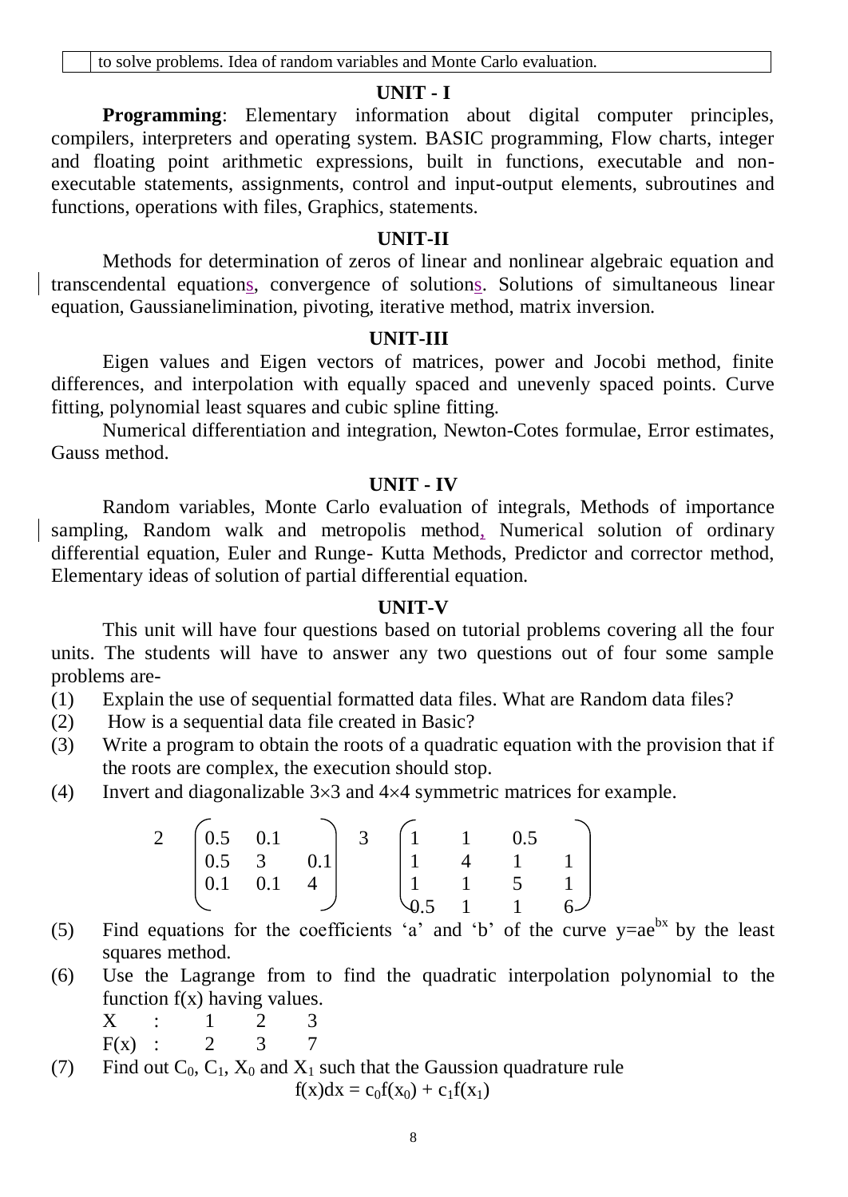| | to solve problems. Idea of random variables and Monte Carlo evaluation. |
|---|---|

## UNIT - I

**Programming**: Elementary information about digital computer principles, compilers, interpreters and operating system. BASIC programming, Flow charts, integer and floating point arithmetic expressions, built in functions, executable and non-executable statements, assignments, control and input-output elements, subroutines and functions, operations with files, Graphics, statements.

## UNIT-II

Methods for determination of zeros of linear and nonlinear algebraic equation and transcendental equations, convergence of solutions. Solutions of simultaneous linear equation, Gaussianelimination, pivoting, iterative method, matrix inversion.

## UNIT-III

Eigen values and Eigen vectors of matrices, power and Jocobi method, finite differences, and interpolation with equally spaced and unevenly spaced points. Curve fitting, polynomial least squares and cubic spline fitting.

Numerical differentiation and integration, Newton-Cotes formulae, Error estimates, Gauss method.

## UNIT - IV

Random variables, Monte Carlo evaluation of integrals, Methods of importance sampling, Random walk and metropolis method, Numerical solution of ordinary differential equation, Euler and Runge- Kutta Methods, Predictor and corrector method, Elementary ideas of solution of partial differential equation.

## UNIT-V

This unit will have four questions based on tutorial problems covering all the four units. The students will have to answer any two questions out of four some sample problems are-

(1) Explain the use of sequential formatted data files. What are Random data files?

(2) How is a sequential data file created in Basic?

(3) Write a program to obtain the roots of a quadratic equation with the provision that if the roots are complex, the execution should stop.

(4) Invert and diagonalizable $3\times3$ and $4\times4$ symmetric matrices for example.

$$2 \quad \begin{pmatrix} 0.5 & 0.1 & \\ 0.5 & 3 & 0.1 \\ 0.1 & 0.1 & 4 \end{pmatrix} \quad 3 \quad \begin{pmatrix} 1 & 1 & 0.5 & \\ 1 & 4 & 1 & 1 \\ 1 & 1 & 5 & 1 \\ 0.5 & 1 & 1 & 6 \end{pmatrix}$$

(5) Find equations for the coefficients 'a' and 'b' of the curve $y=ae^{bx}$ by the least squares method.

(6) Use the Lagrange from to find the quadratic interpolation polynomial to the function f(x) having values.

| X | : | 1 | 2 | 3 |
|---|---|---|---|---|
| F(x) | : | 2 | 3 | 7 |

(7) Find out $C_0$, $C_1$, $X_0$ and $X_1$ such that the Gaussion quadrature rule

$$f(x)dx = c_0 f(x_0) + c_1 f(x_1)$$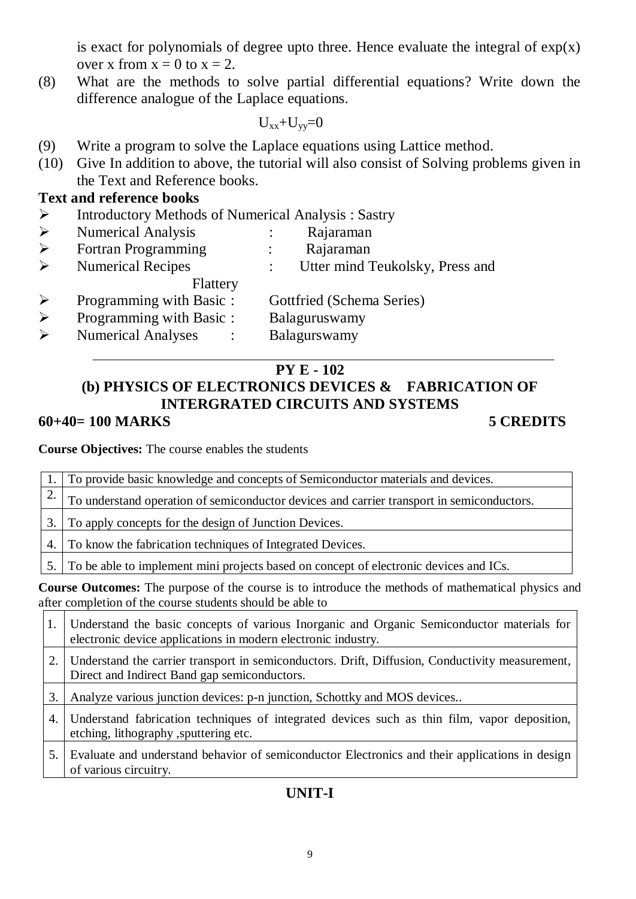is exact for polynomials of degree upto three. Hence evaluate the integral of exp(x) over x from $x = 0$ to $x = 2$.

(8) What are the methods to solve partial differential equations? Write down the difference analogue of the Laplace equations.

$$U_{xx}+U_{yy}=0$$

(9) Write a program to solve the Laplace equations using Lattice method.

(10) Give In addition to above, the tutorial will also consist of Solving problems given in the Text and Reference books.

**Text and reference books**

- Introductory Methods of Numerical Analysis : Sastry
- Numerical Analysis : Rajaraman
- Fortran Programming : Rajaraman
- Numerical Recipes : Utter mind Teukolsky, Press and Flattery
- Programming with Basic : Gottfried (Schema Series)
- Programming with Basic : Balaguruswamy
- Numerical Analyses : Balagurswamy

---

## PY E - 102

## (b) PHYSICS OF ELECTRONICS DEVICES & FABRICATION OF INTERGRATED CIRCUITS AND SYSTEMS

**60+40= 100 MARKS** **5 CREDITS**

**Course Objectives:** The course enables the students

| | |
|---|---|
| 1. | To provide basic knowledge and concepts of Semiconductor materials and devices. |
| 2. | To understand operation of semiconductor devices and carrier transport in semiconductors. |
| 3. | To apply concepts for the design of Junction Devices. |
| 4. | To know the fabrication techniques of Integrated Devices. |
| 5. | To be able to implement mini projects based on concept of electronic devices and ICs. |

**Course Outcomes:** The purpose of the course is to introduce the methods of mathematical physics and after completion of the course students should be able to

| | |
|---|---|
| 1. | Understand the basic concepts of various Inorganic and Organic Semiconductor materials for electronic device applications in modern electronic industry. |
| 2. | Understand the carrier transport in semiconductors. Drift, Diffusion, Conductivity measurement, Direct and Indirect Band gap semiconductors. |
| 3. | Analyze various junction devices: p-n junction, Schottky and MOS devices.. |
| 4. | Understand fabrication techniques of integrated devices such as thin film, vapor deposition, etching, lithography ,sputtering etc. |
| 5. | Evaluate and understand behavior of semiconductor Electronics and their applications in design of various circuitry. |

### UNIT-I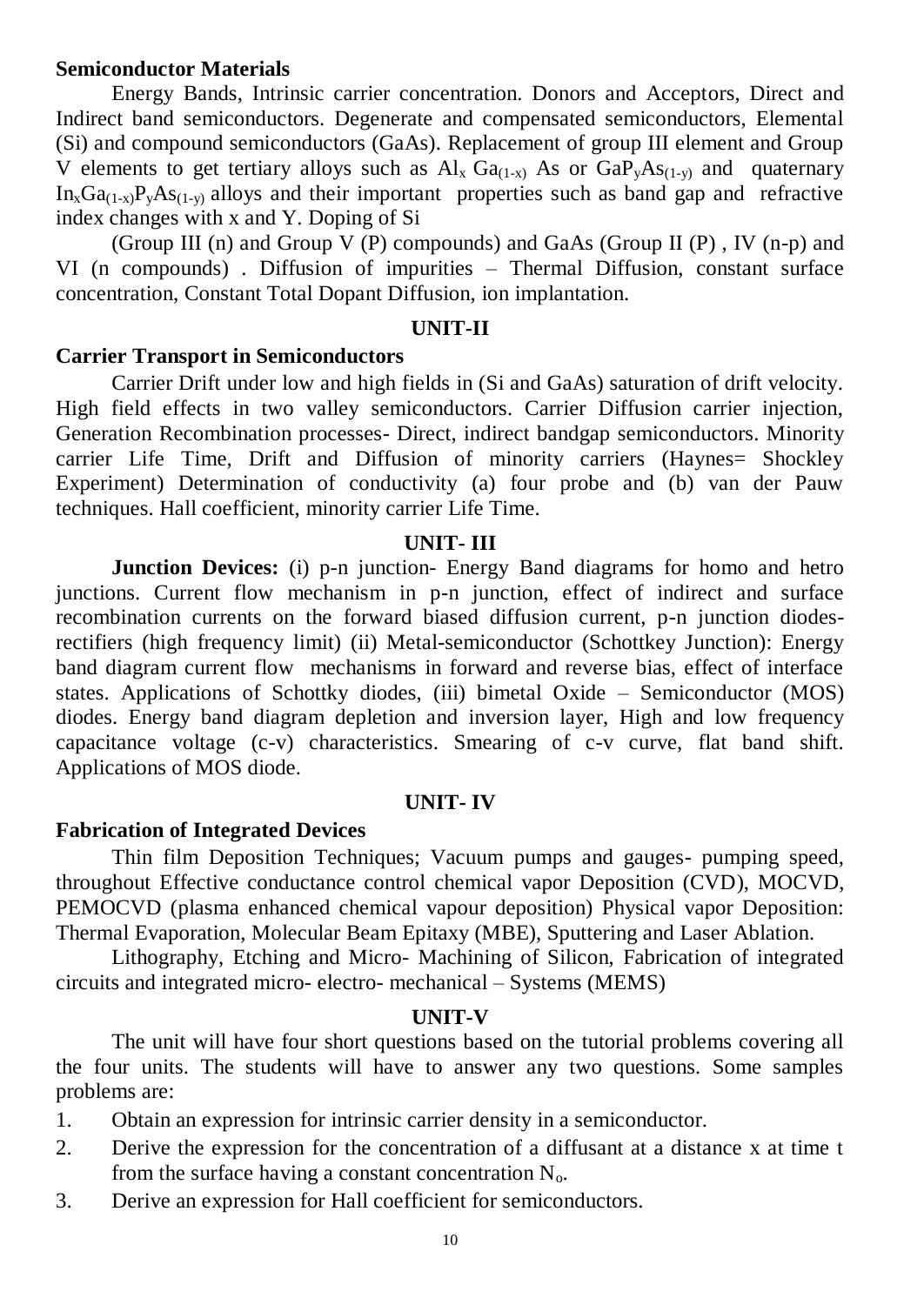**Semiconductor Materials**

Energy Bands, Intrinsic carrier concentration. Donors and Acceptors, Direct and Indirect band semiconductors. Degenerate and compensated semiconductors, Elemental (Si) and compound semiconductors (GaAs). Replacement of group III element and Group V elements to get tertiary alloys such as $Al_x\ Ga_{(1-x)}$ As or $GaP_yAs_{(1-y)}$ and quaternary $In_xGa_{(1-x)}P_yAs_{(1-y)}$ alloys and their important properties such as band gap and refractive index changes with x and Y. Doping of Si

(Group III (n) and Group V (P) compounds) and GaAs (Group II (P) , IV (n-p) and VI (n compounds) . Diffusion of impurities – Thermal Diffusion, constant surface concentration, Constant Total Dopant Diffusion, ion implantation.

## UNIT-II

**Carrier Transport in Semiconductors**

Carrier Drift under low and high fields in (Si and GaAs) saturation of drift velocity. High field effects in two valley semiconductors. Carrier Diffusion carrier injection, Generation Recombination processes- Direct, indirect bandgap semiconductors. Minority carrier Life Time, Drift and Diffusion of minority carriers (Haynes= Shockley Experiment) Determination of conductivity (a) four probe and (b) van der Pauw techniques. Hall coefficient, minority carrier Life Time.

## UNIT- III

**Junction Devices:** (i) p-n junction- Energy Band diagrams for homo and hetro junctions. Current flow mechanism in p-n junction, effect of indirect and surface recombination currents on the forward biased diffusion current, p-n junction diodes-rectifiers (high frequency limit) (ii) Metal-semiconductor (Schottkey Junction): Energy band diagram current flow mechanisms in forward and reverse bias, effect of interface states. Applications of Schottky diodes, (iii) bimetal Oxide – Semiconductor (MOS) diodes. Energy band diagram depletion and inversion layer, High and low frequency capacitance voltage (c-v) characteristics. Smearing of c-v curve, flat band shift. Applications of MOS diode.

## UNIT- IV

**Fabrication of Integrated Devices**

Thin film Deposition Techniques; Vacuum pumps and gauges- pumping speed, throughout Effective conductance control chemical vapor Deposition (CVD), MOCVD, PEMOCVD (plasma enhanced chemical vapour deposition) Physical vapor Deposition: Thermal Evaporation, Molecular Beam Epitaxy (MBE), Sputtering and Laser Ablation.

Lithography, Etching and Micro- Machining of Silicon, Fabrication of integrated circuits and integrated micro- electro- mechanical – Systems (MEMS)

## UNIT-V

The unit will have four short questions based on the tutorial problems covering all the four units. The students will have to answer any two questions. Some samples problems are:

1. Obtain an expression for intrinsic carrier density in a semiconductor.
2. Derive the expression for the concentration of a diffusant at a distance x at time t from the surface having a constant concentration $N_o$.
3. Derive an expression for Hall coefficient for semiconductors.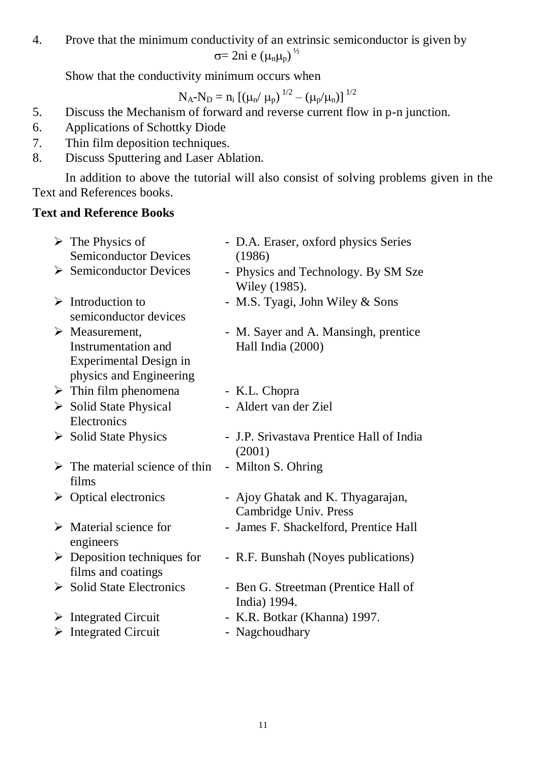4. Prove that the minimum conductivity of an extrinsic semiconductor is given by

$$\sigma = 2n_i e (\mu_n \mu_p)^{1/2}$$

Show that the conductivity minimum occurs when

$$N_A - N_D = n_i [(\mu_n / \mu_p)^{1/2} - (\mu_p/\mu_n)]^{1/2}$$

5. Discuss the Mechanism of forward and reverse current flow in p-n junction.
6. Applications of Schottky Diode
7. Thin film deposition techniques.
8. Discuss Sputtering and Laser Ablation.

In addition to above the tutorial will also consist of solving problems given in the Text and References books.

**Text and Reference Books**

- The Physics of Semiconductor Devices - D.A. Eraser, oxford physics Series (1986)
- Semiconductor Devices - Physics and Technology. By SM Sze Wiley (1985).
- Introduction to semiconductor devices - M.S. Tyagi, John Wiley & Sons
- Measurement, Instrumentation and Experimental Design in physics and Engineering - M. Sayer and A. Mansingh, prentice Hall India (2000)
- Thin film phenomena - K.L. Chopra
- Solid State Physical Electronics - Aldert van der Ziel
- Solid State Physics - J.P. Srivastava Prentice Hall of India (2001)
- The material science of thin films - Milton S. Ohring
- Optical electronics - Ajoy Ghatak and K. Thyagarajan, Cambridge Univ. Press
- Material science for engineers - James F. Shackelford, Prentice Hall
- Deposition techniques for films and coatings - R.F. Bunshah (Noyes publications)
- Solid State Electronics - Ben G. Streetman (Prentice Hall of India) 1994.
- Integrated Circuit - K.R. Botkar (Khanna) 1997.
- Integrated Circuit - Nagchoudhary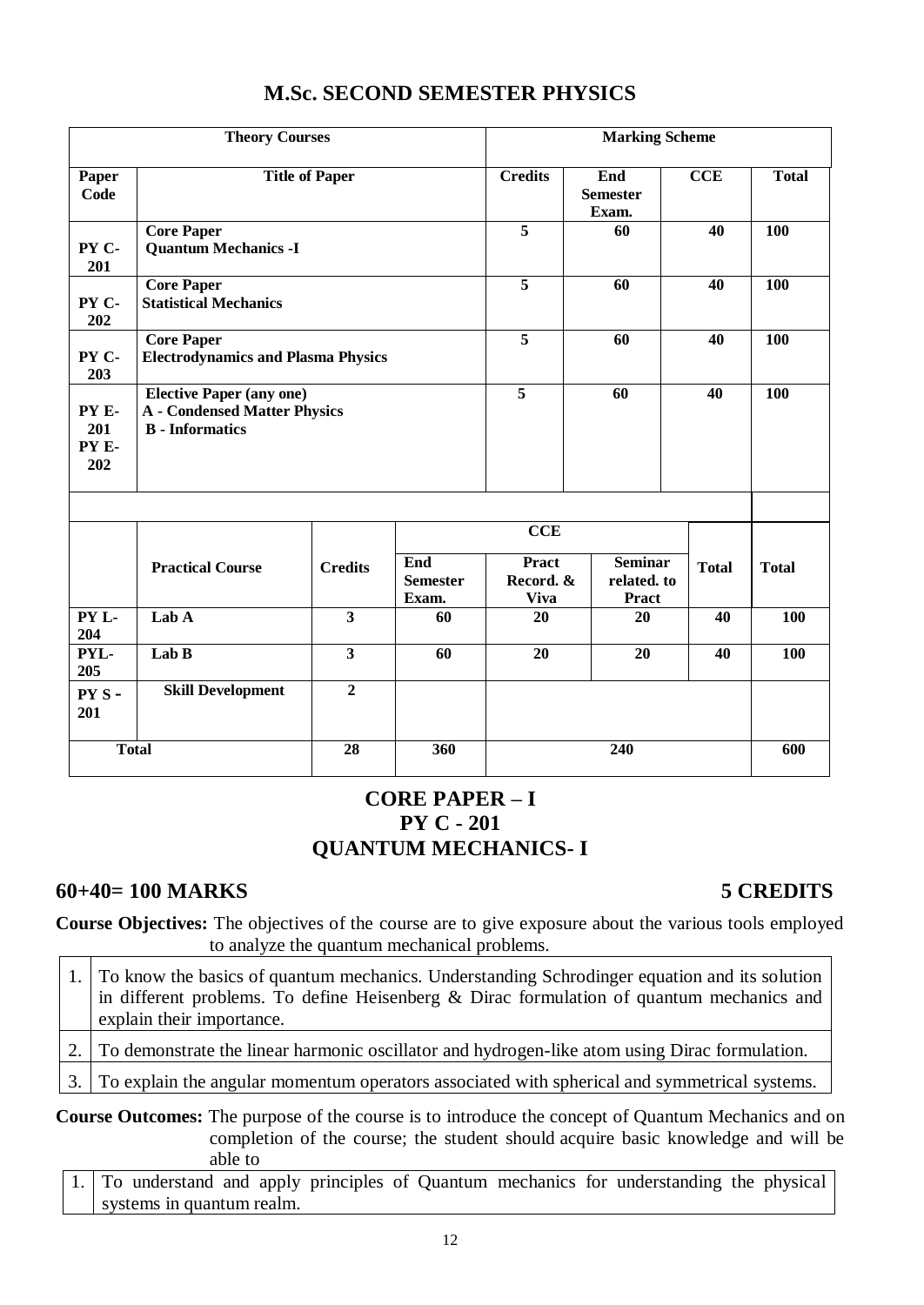# M.Sc. SECOND SEMESTER PHYSICS

| Theory Courses | | Marking Scheme | | | |
|---|---|---|---|---|---|
| **Paper Code** | **Title of Paper** | **Credits** | **End Semester Exam.** | **CCE** | **Total** |
| PY C-201 | **Core Paper** **Quantum Mechanics -I** | 5 | 60 | 40 | 100 |
| PY C-202 | **Core Paper** **Statistical Mechanics** | 5 | 60 | 40 | 100 |
| PY C-203 | **Core Paper** **Electrodynamics and Plasma Physics** | 5 | 60 | 40 | 100 |
| PY E-201 PY E-202 | **Elective Paper (any one)** **A - Condensed Matter Physics** **B - Informatics** | 5 | 60 | 40 | 100 |

| | Practical Course | Credits | End Semester Exam. | CCE | | | Total |
|---|---|---|---|---|---|---|---|
| | | | | **Pract Record. & Viva** | **Seminar related. to Pract** | **Total** | |
| PY L-204 | Lab A | 3 | 60 | 20 | 20 | 40 | 100 |
| PYL-205 | Lab B | 3 | 60 | 20 | 20 | 40 | 100 |
| PY S - 201 | Skill Development | 2 | | | | | |
| **Total** | | 28 | 360 | 240 | | | 600 |

## CORE PAPER – I
## PY C - 201
## QUANTUM MECHANICS- I

**60+40= 100 MARKS** **5 CREDITS**

**Course Objectives:** The objectives of the course are to give exposure about the various tools employed to analyze the quantum mechanical problems.

1. To know the basics of quantum mechanics. Understanding Schrodinger equation and its solution in different problems. To define Heisenberg & Dirac formulation of quantum mechanics and explain their importance.
2. To demonstrate the linear harmonic oscillator and hydrogen-like atom using Dirac formulation.
3. To explain the angular momentum operators associated with spherical and symmetrical systems.

**Course Outcomes:** The purpose of the course is to introduce the concept of Quantum Mechanics and on completion of the course; the student should acquire basic knowledge and will be able to

1. To understand and apply principles of Quantum mechanics for understanding the physical systems in quantum realm.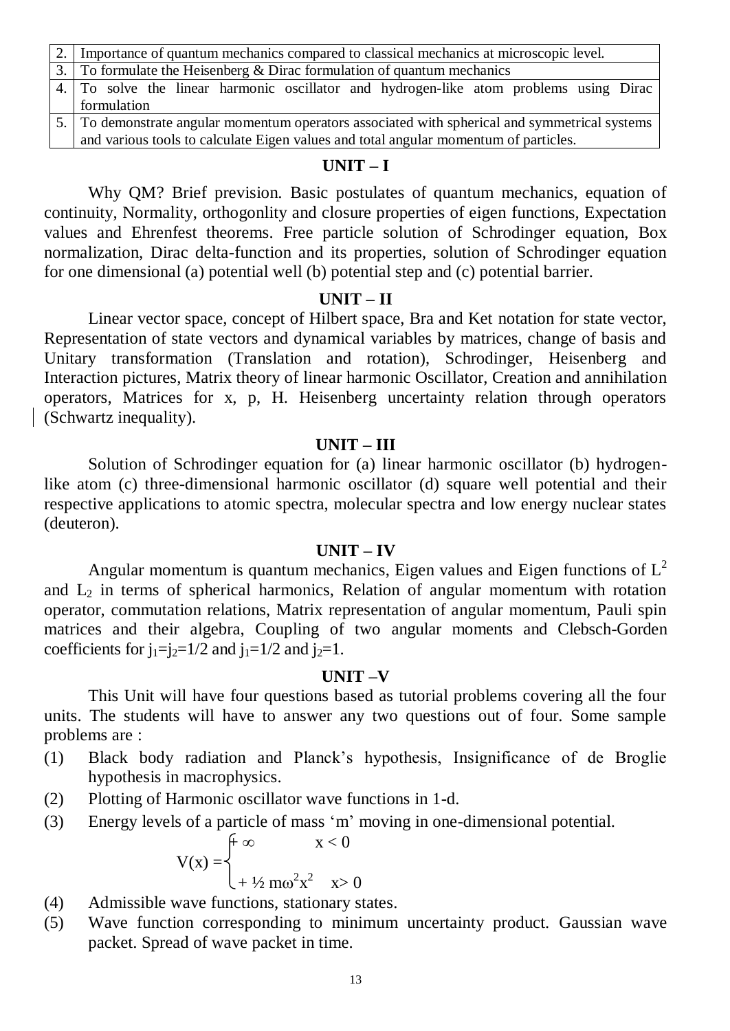| | |
|---|---|
| 2. | Importance of quantum mechanics compared to classical mechanics at microscopic level. |
| 3. | To formulate the Heisenberg & Dirac formulation of quantum mechanics |
| 4. | To solve the linear harmonic oscillator and hydrogen-like atom problems using Dirac formulation |
| 5. | To demonstrate angular momentum operators associated with spherical and symmetrical systems and various tools to calculate Eigen values and total angular momentum of particles. |

## UNIT – I

Why QM? Brief prevision. Basic postulates of quantum mechanics, equation of continuity, Normality, orthogonlity and closure properties of eigen functions, Expectation values and Ehrenfest theorems. Free particle solution of Schrodinger equation, Box normalization, Dirac delta-function and its properties, solution of Schrodinger equation for one dimensional (a) potential well (b) potential step and (c) potential barrier.

## UNIT – II

Linear vector space, concept of Hilbert space, Bra and Ket notation for state vector, Representation of state vectors and dynamical variables by matrices, change of basis and Unitary transformation (Translation and rotation), Schrodinger, Heisenberg and Interaction pictures, Matrix theory of linear harmonic Oscillator, Creation and annihilation operators, Matrices for x, p, H. Heisenberg uncertainty relation through operators (Schwartz inequality).

## UNIT – III

Solution of Schrodinger equation for (a) linear harmonic oscillator (b) hydrogen-like atom (c) three-dimensional harmonic oscillator (d) square well potential and their respective applications to atomic spectra, molecular spectra and low energy nuclear states (deuteron).

## UNIT – IV

Angular momentum is quantum mechanics, Eigen values and Eigen functions of $L^2$ and $L_2$ in terms of spherical harmonics, Relation of angular momentum with rotation operator, commutation relations, Matrix representation of angular momentum, Pauli spin matrices and their algebra, Coupling of two angular moments and Clebsch-Gorden coefficients for $j_1=j_2=1/2$ and $j_1=1/2$ and $j_2=1$.

## UNIT –V

This Unit will have four questions based as tutorial problems covering all the four units. The students will have to answer any two questions out of four. Some sample problems are :

(1) Black body radiation and Planck's hypothesis, Insignificance of de Broglie hypothesis in macrophysics.

(2) Plotting of Harmonic oscillator wave functions in 1-d.

(3) Energy levels of a particle of mass 'm' moving in one-dimensional potential.

$$V(x) = \begin{cases} +\infty & x < 0 \\ +\frac{1}{2} m\omega^2 x^2 & x > 0 \end{cases}$$

(4) Admissible wave functions, stationary states.

(5) Wave function corresponding to minimum uncertainty product. Gaussian wave packet. Spread of wave packet in time.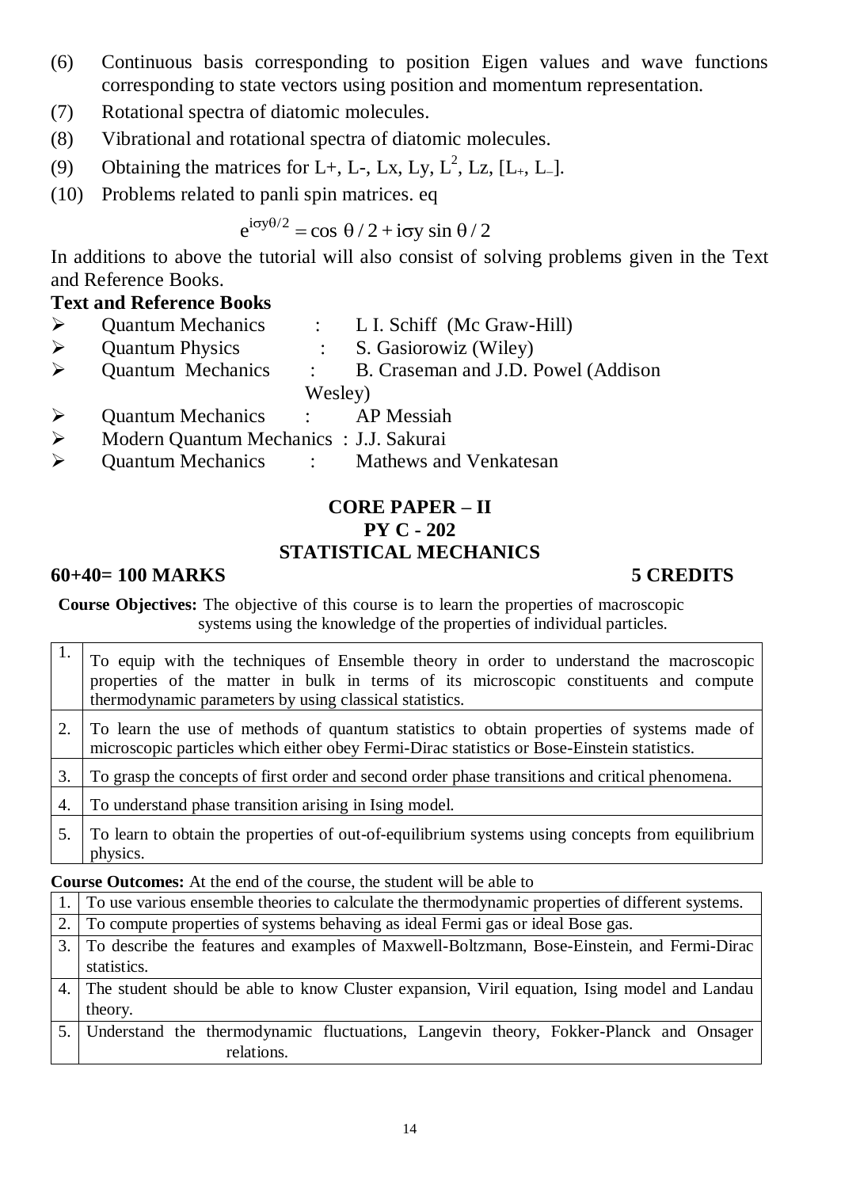(6) Continuous basis corresponding to position Eigen values and wave functions corresponding to state vectors using position and momentum representation.

(7) Rotational spectra of diatomic molecules.

(8) Vibrational and rotational spectra of diatomic molecules.

(9) Obtaining the matrices for L+, L-, Lx, Ly, $L^2$, Lz, $[L_+, L_-]$.

(10) Problems related to panli spin matrices. eq

$$e^{i\sigma y\theta/2} = \cos\,\theta/2 + i\sigma y\,\sin\,\theta/2$$

In additions to above the tutorial will also consist of solving problems given in the Text and Reference Books.

**Text and Reference Books**

- Quantum Mechanics : L I. Schiff (Mc Graw-Hill)
- Quantum Physics : S. Gasiorowiz (Wiley)
- Quantum Mechanics : B. Craseman and J.D. Powel (Addison Wesley)
- Quantum Mechanics : AP Messiah
- Modern Quantum Mechanics : J.J. Sakurai
- Quantum Mechanics : Mathews and Venkatesan

## CORE PAPER – II
## PY C - 202
## STATISTICAL MECHANICS

**60+40= 100 MARKS** **5 CREDITS**

**Course Objectives:** The objective of this course is to learn the properties of macroscopic systems using the knowledge of the properties of individual particles.

| | |
|---|---|
| 1. | To equip with the techniques of Ensemble theory in order to understand the macroscopic properties of the matter in bulk in terms of its microscopic constituents and compute thermodynamic parameters by using classical statistics. |
| 2. | To learn the use of methods of quantum statistics to obtain properties of systems made of microscopic particles which either obey Fermi-Dirac statistics or Bose-Einstein statistics. |
| 3. | To grasp the concepts of first order and second order phase transitions and critical phenomena. |
| 4. | To understand phase transition arising in Ising model. |
| 5. | To learn to obtain the properties of out-of-equilibrium systems using concepts from equilibrium physics. |

**Course Outcomes:** At the end of the course, the student will be able to

| | |
|---|---|
| 1. | To use various ensemble theories to calculate the thermodynamic properties of different systems. |
| 2. | To compute properties of systems behaving as ideal Fermi gas or ideal Bose gas. |
| 3. | To describe the features and examples of Maxwell-Boltzmann, Bose-Einstein, and Fermi-Dirac statistics. |
| 4. | The student should be able to know Cluster expansion, Viril equation, Ising model and Landau theory. |
| 5. | Understand the thermodynamic fluctuations, Langevin theory, Fokker-Planck and Onsager relations. |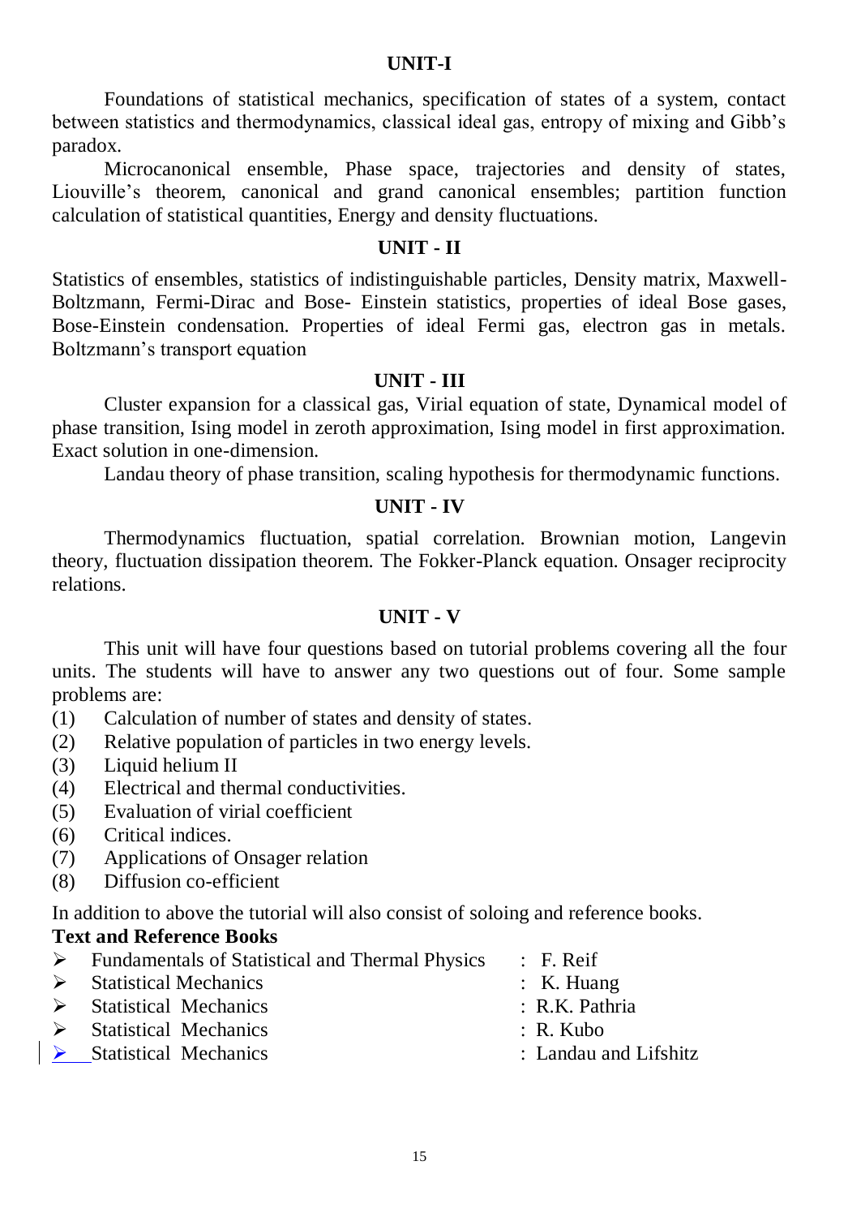## UNIT-I

Foundations of statistical mechanics, specification of states of a system, contact between statistics and thermodynamics, classical ideal gas, entropy of mixing and Gibb's paradox.

Microcanonical ensemble, Phase space, trajectories and density of states, Liouville's theorem, canonical and grand canonical ensembles; partition function calculation of statistical quantities, Energy and density fluctuations.

## UNIT - II

Statistics of ensembles, statistics of indistinguishable particles, Density matrix, Maxwell-Boltzmann, Fermi-Dirac and Bose- Einstein statistics, properties of ideal Bose gases, Bose-Einstein condensation. Properties of ideal Fermi gas, electron gas in metals. Boltzmann's transport equation

## UNIT - III

Cluster expansion for a classical gas, Virial equation of state, Dynamical model of phase transition, Ising model in zeroth approximation, Ising model in first approximation. Exact solution in one-dimension.

Landau theory of phase transition, scaling hypothesis for thermodynamic functions.

## UNIT - IV

Thermodynamics fluctuation, spatial correlation. Brownian motion, Langevin theory, fluctuation dissipation theorem. The Fokker-Planck equation. Onsager reciprocity relations.

## UNIT - V

This unit will have four questions based on tutorial problems covering all the four units. The students will have to answer any two questions out of four. Some sample problems are:

(1) Calculation of number of states and density of states.
(2) Relative population of particles in two energy levels.
(3) Liquid helium II
(4) Electrical and thermal conductivities.
(5) Evaluation of virial coefficient
(6) Critical indices.
(7) Applications of Onsager relation
(8) Diffusion co-efficient

In addition to above the tutorial will also consist of soloing and reference books.

**Text and Reference Books**

- Fundamentals of Statistical and Thermal Physics : F. Reif
- Statistical Mechanics : K. Huang
- Statistical Mechanics : R.K. Pathria
- Statistical Mechanics : R. Kubo
- Statistical Mechanics : Landau and Lifshitz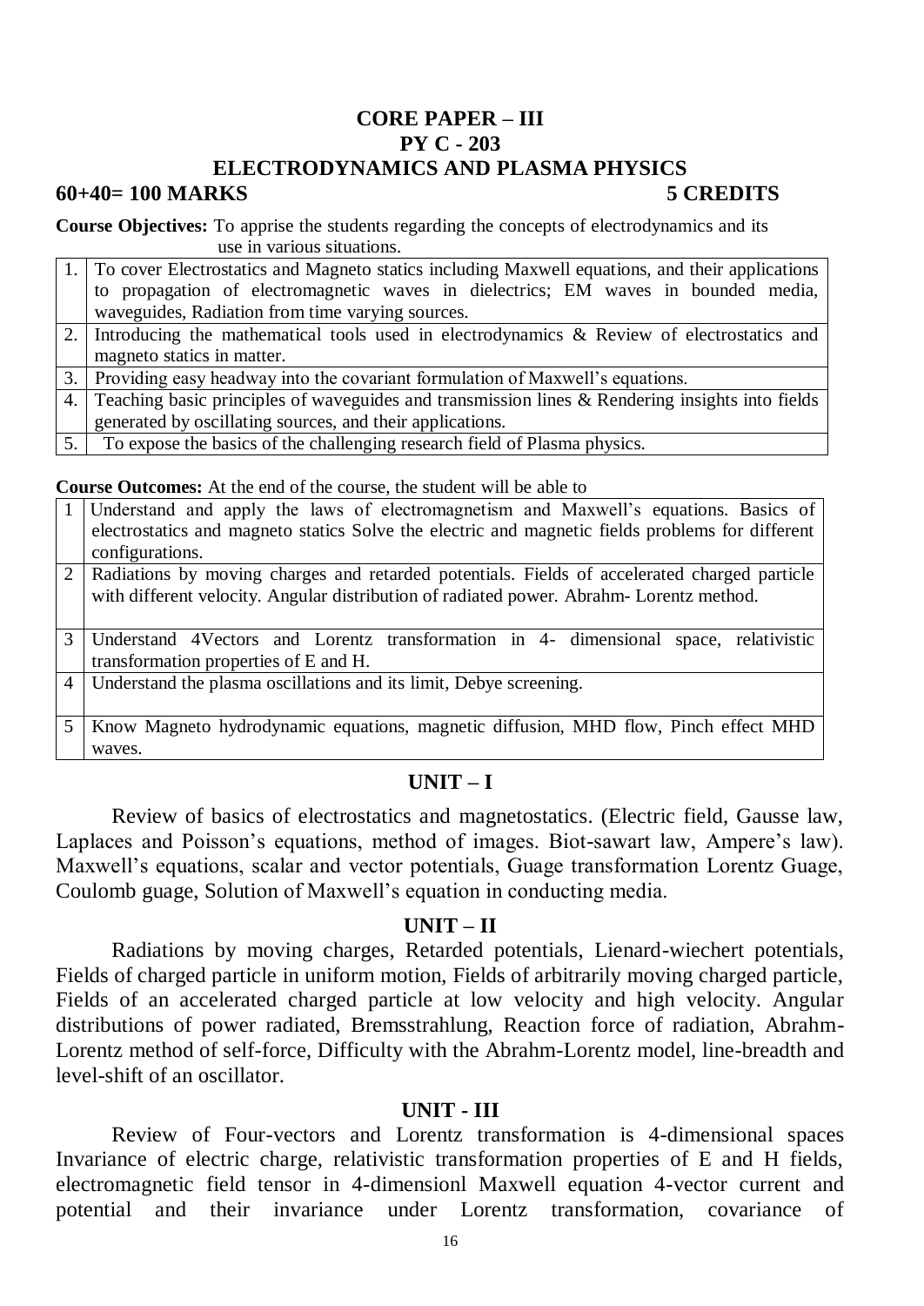# CORE PAPER – III
## PY C - 203
## ELECTRODYNAMICS AND PLASMA PHYSICS

**60+40= 100 MARKS** **5 CREDITS**

**Course Objectives:** To apprise the students regarding the concepts of electrodynamics and its use in various situations.

| | |
|---|---|
| 1. | To cover Electrostatics and Magneto statics including Maxwell equations, and their applications to propagation of electromagnetic waves in dielectrics; EM waves in bounded media, waveguides, Radiation from time varying sources. |
| 2. | Introducing the mathematical tools used in electrodynamics & Review of electrostatics and magneto statics in matter. |
| 3. | Providing easy headway into the covariant formulation of Maxwell's equations. |
| 4. | Teaching basic principles of waveguides and transmission lines & Rendering insights into fields generated by oscillating sources, and their applications. |
| 5. | To expose the basics of the challenging research field of Plasma physics. |

**Course Outcomes:** At the end of the course, the student will be able to

| | |
|---|---|
| 1 | Understand and apply the laws of electromagnetism and Maxwell's equations. Basics of electrostatics and magneto statics Solve the electric and magnetic fields problems for different configurations. |
| 2 | Radiations by moving charges and retarded potentials. Fields of accelerated charged particle with different velocity. Angular distribution of radiated power. Abrahm- Lorentz method. |
| 3 | Understand 4Vectors and Lorentz transformation in 4- dimensional space, relativistic transformation properties of E and H. |
| 4 | Understand the plasma oscillations and its limit, Debye screening. |
| 5 | Know Magneto hydrodynamic equations, magnetic diffusion, MHD flow, Pinch effect MHD waves. |

### UNIT – I

Review of basics of electrostatics and magnetostatics. (Electric field, Gausse law, Laplaces and Poisson's equations, method of images. Biot-sawart law, Ampere's law). Maxwell's equations, scalar and vector potentials, Guage transformation Lorentz Guage, Coulomb guage, Solution of Maxwell's equation in conducting media.

### UNIT – II

Radiations by moving charges, Retarded potentials, Lienard-wiechert potentials, Fields of charged particle in uniform motion, Fields of arbitrarily moving charged particle, Fields of an accelerated charged particle at low velocity and high velocity. Angular distributions of power radiated, Bremsstrahlung, Reaction force of radiation, Abrahm-Lorentz method of self-force, Difficulty with the Abrahm-Lorentz model, line-breadth and level-shift of an oscillator.

### UNIT - III

Review of Four-vectors and Lorentz transformation is 4-dimensional spaces Invariance of electric charge, relativistic transformation properties of E and H fields, electromagnetic field tensor in 4-dimensionl Maxwell equation 4-vector current and potential and their invariance under Lorentz transformation, covariance of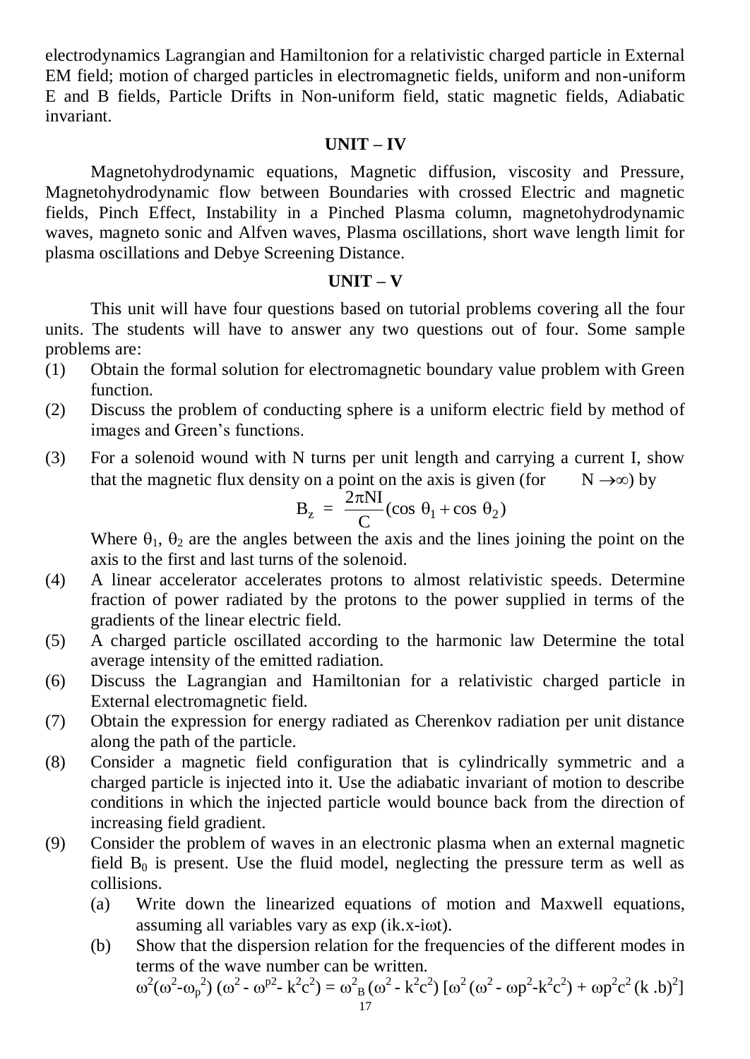electrodynamics Lagrangian and Hamiltonion for a relativistic charged particle in External EM field; motion of charged particles in electromagnetic fields, uniform and non-uniform E and B fields, Particle Drifts in Non-uniform field, static magnetic fields, Adiabatic invariant.

## UNIT – IV

Magnetohydrodynamic equations, Magnetic diffusion, viscosity and Pressure, Magnetohydrodynamic flow between Boundaries with crossed Electric and magnetic fields, Pinch Effect, Instability in a Pinched Plasma column, magnetohydrodynamic waves, magneto sonic and Alfven waves, Plasma oscillations, short wave length limit for plasma oscillations and Debye Screening Distance.

## UNIT – V

This unit will have four questions based on tutorial problems covering all the four units. The students will have to answer any two questions out of four. Some sample problems are:

(1) Obtain the formal solution for electromagnetic boundary value problem with Green function.

(2) Discuss the problem of conducting sphere is a uniform electric field by method of images and Green's functions.

(3) For a solenoid wound with N turns per unit length and carrying a current I, show that the magnetic flux density on a point on the axis is given (for $N \rightarrow \infty$) by

$$B_z = \frac{2\pi NI}{C}(\cos\theta_1 + \cos\theta_2)$$

Where $\theta_1$, $\theta_2$ are the angles between the axis and the lines joining the point on the axis to the first and last turns of the solenoid.

(4) A linear accelerator accelerates protons to almost relativistic speeds. Determine fraction of power radiated by the protons to the power supplied in terms of the gradients of the linear electric field.

(5) A charged particle oscillated according to the harmonic law Determine the total average intensity of the emitted radiation.

(6) Discuss the Lagrangian and Hamiltonian for a relativistic charged particle in External electromagnetic field.

(7) Obtain the expression for energy radiated as Cherenkov radiation per unit distance along the path of the particle.

(8) Consider a magnetic field configuration that is cylindrically symmetric and a charged particle is injected into it. Use the adiabatic invariant of motion to describe conditions in which the injected particle would bounce back from the direction of increasing field gradient.

(9) Consider the problem of waves in an electronic plasma when an external magnetic field $B_0$ is present. Use the fluid model, neglecting the pressure term as well as collisions.

   (a) Write down the linearized equations of motion and Maxwell equations, assuming all variables vary as exp (ik.x-iωt).

   (b) Show that the dispersion relation for the frequencies of the different modes in terms of the wave number can be written.

$$\omega^2(\omega^2-\omega_p^2)(\omega^2-\omega^{p2}-k^2c^2) = \omega^2_B(\omega^2-k^2c^2)[\omega^2(\omega^2-\omega p^2-k^2c^2)+\omega p^2c^2(k.b)^2]$$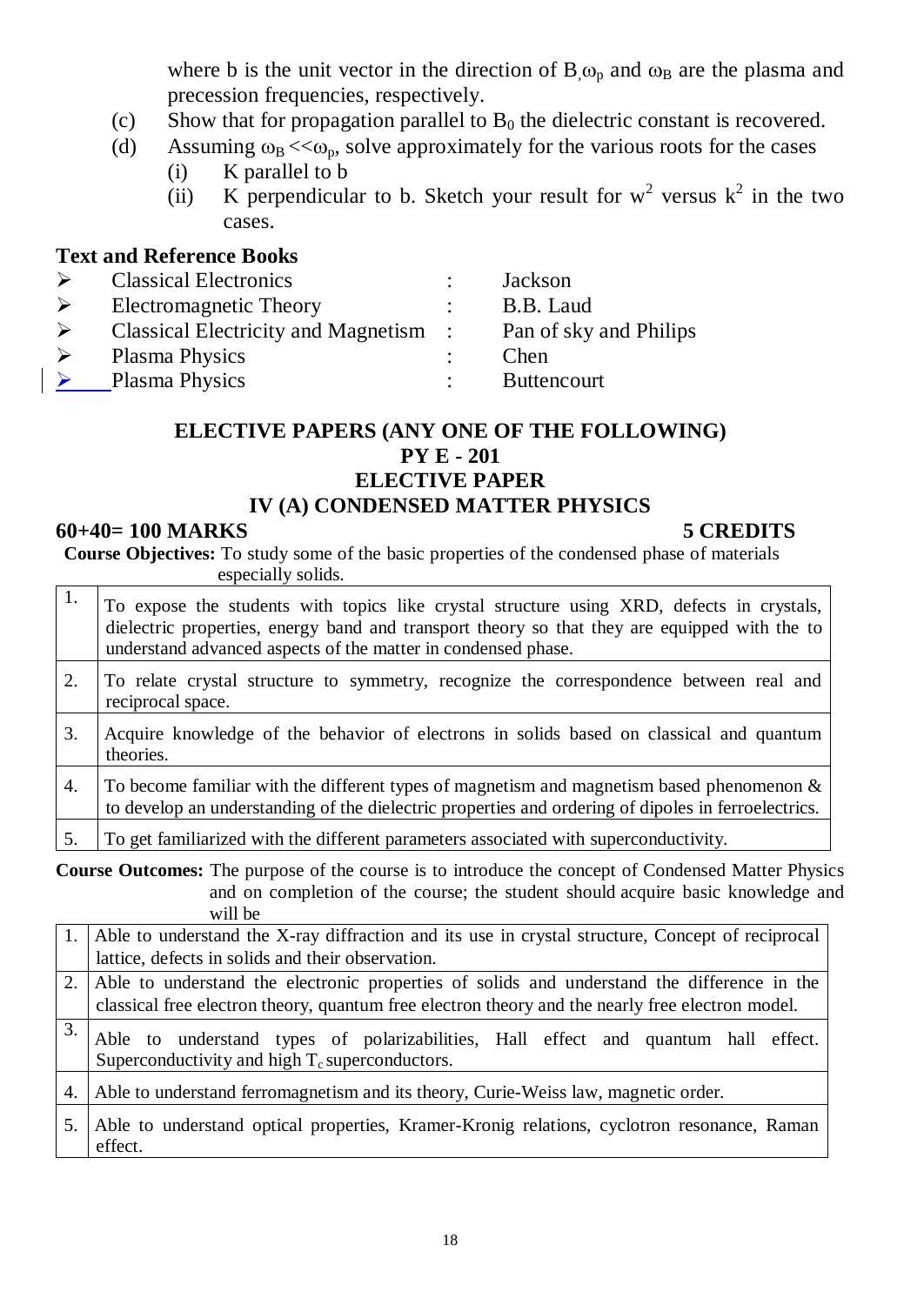where b is the unit vector in the direction of B, $\omega_p$ and $\omega_B$ are the plasma and precession frequencies, respectively.

(c) Show that for propagation parallel to $B_0$ the dielectric constant is recovered.

(d) Assuming $\omega_B << \omega_p$, solve approximately for the various roots for the cases

(i) K parallel to b

(ii) K perpendicular to b. Sketch your result for $w^2$ versus $k^2$ in the two cases.

### Text and Reference Books

- Classical Electronics : Jackson
- Electromagnetic Theory : B.B. Laud
- Classical Electricity and Magnetism : Pan of sky and Philips
- Plasma Physics : Chen
- Plasma Physics : Buttencourt

## ELECTIVE PAPERS (ANY ONE OF THE FOLLOWING)
## PY E - 201
## ELECTIVE PAPER
## IV (A) CONDENSED MATTER PHYSICS

**60+40= 100 MARKS** **5 CREDITS**

**Course Objectives:** To study some of the basic properties of the condensed phase of materials especially solids.

| | |
|---|---|
| 1. | To expose the students with topics like crystal structure using XRD, defects in crystals, dielectric properties, energy band and transport theory so that they are equipped with the to understand advanced aspects of the matter in condensed phase. |
| 2. | To relate crystal structure to symmetry, recognize the correspondence between real and reciprocal space. |
| 3. | Acquire knowledge of the behavior of electrons in solids based on classical and quantum theories. |
| 4. | To become familiar with the different types of magnetism and magnetism based phenomenon & to develop an understanding of the dielectric properties and ordering of dipoles in ferroelectrics. |
| 5. | To get familiarized with the different parameters associated with superconductivity. |

**Course Outcomes:** The purpose of the course is to introduce the concept of Condensed Matter Physics and on completion of the course; the student should acquire basic knowledge and will be

| | |
|---|---|
| 1. | Able to understand the X-ray diffraction and its use in crystal structure, Concept of reciprocal lattice, defects in solids and their observation. |
| 2. | Able to understand the electronic properties of solids and understand the difference in the classical free electron theory, quantum free electron theory and the nearly free electron model. |
| 3. | Able to understand types of polarizabilities, Hall effect and quantum hall effect. Superconductivity and high $T_c$ superconductors. |
| 4. | Able to understand ferromagnetism and its theory, Curie-Weiss law, magnetic order. |
| 5. | Able to understand optical properties, Kramer-Kronig relations, cyclotron resonance, Raman effect. |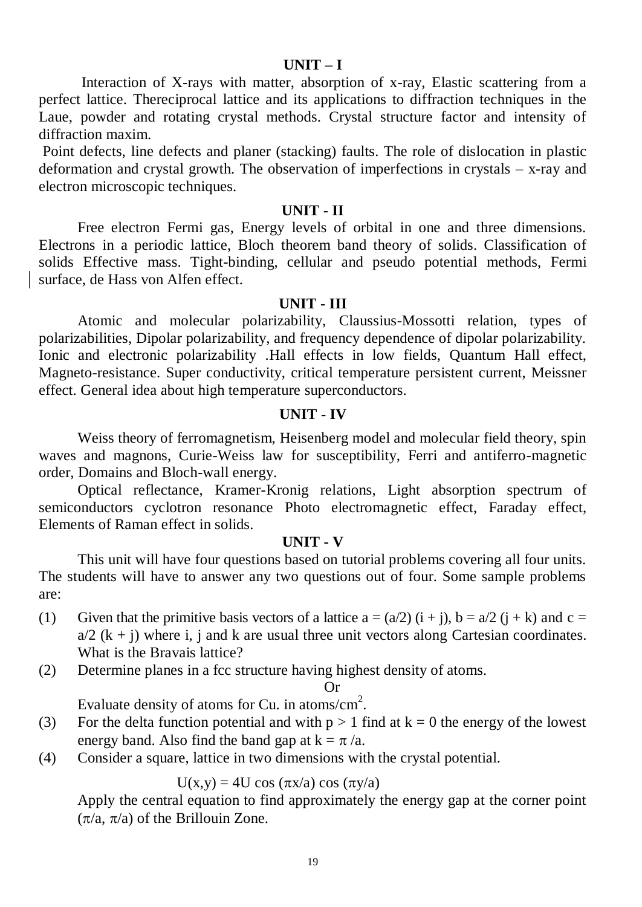## UNIT – I

Interaction of X-rays with matter, absorption of x-ray, Elastic scattering from a perfect lattice. Thereciprocal lattice and its applications to diffraction techniques in the Laue, powder and rotating crystal methods. Crystal structure factor and intensity of diffraction maxim.

Point defects, line defects and planer (stacking) faults. The role of dislocation in plastic deformation and crystal growth. The observation of imperfections in crystals – x-ray and electron microscopic techniques.

## UNIT - II

Free electron Fermi gas, Energy levels of orbital in one and three dimensions. Electrons in a periodic lattice, Bloch theorem band theory of solids. Classification of solids Effective mass. Tight-binding, cellular and pseudo potential methods, Fermi surface, de Hass von Alfen effect.

## UNIT - III

Atomic and molecular polarizability, Claussius-Mossotti relation, types of polarizabilities, Dipolar polarizability, and frequency dependence of dipolar polarizability. Ionic and electronic polarizability .Hall effects in low fields, Quantum Hall effect, Magneto-resistance. Super conductivity, critical temperature persistent current, Meissner effect. General idea about high temperature superconductors.

## UNIT - IV

Weiss theory of ferromagnetism, Heisenberg model and molecular field theory, spin waves and magnons, Curie-Weiss law for susceptibility, Ferri and antiferro-magnetic order, Domains and Bloch-wall energy.

Optical reflectance, Kramer-Kronig relations, Light absorption spectrum of semiconductors cyclotron resonance Photo electromagnetic effect, Faraday effect, Elements of Raman effect in solids.

## UNIT - V

This unit will have four questions based on tutorial problems covering all four units. The students will have to answer any two questions out of four. Some sample problems are:

(1) Given that the primitive basis vectors of a lattice $a = (a/2)(i + j)$, $b = a/2\,(j + k)$ and $c = a/2\,(k + j)$ where i, j and k are usual three unit vectors along Cartesian coordinates. What is the Bravais lattice?

(2) Determine planes in a fcc structure having highest density of atoms.

Or

Evaluate density of atoms for Cu. in atoms/cm$^2$.

(3) For the delta function potential and with $p > 1$ find at $k = 0$ the energy of the lowest energy band. Also find the band gap at $k = \pi/a$.

(4) Consider a square, lattice in two dimensions with the crystal potential.

$$U(x,y) = 4U \cos(\pi x/a) \cos(\pi y/a)$$

Apply the central equation to find approximately the energy gap at the corner point $(\pi/a, \pi/a)$ of the Brillouin Zone.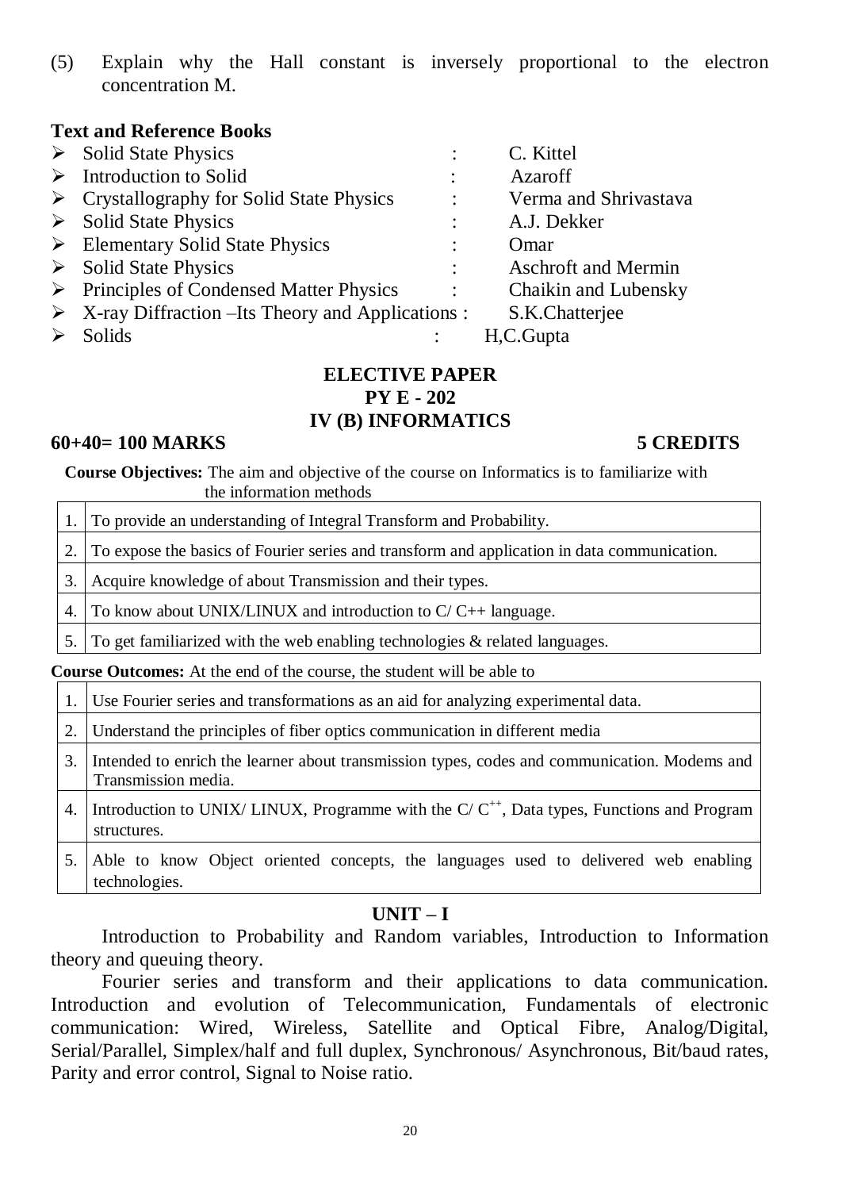(5) Explain why the Hall constant is inversely proportional to the electron concentration M.

**Text and Reference Books**

- Solid State Physics : C. Kittel
- Introduction to Solid : Azaroff
- Crystallography for Solid State Physics : Verma and Shrivastava
- Solid State Physics : A.J. Dekker
- Elementary Solid State Physics : Omar
- Solid State Physics : Aschroft and Mermin
- Principles of Condensed Matter Physics : Chaikin and Lubensky
- X-ray Diffraction –Its Theory and Applications : S.K.Chatterjee
- Solids : H,C.Gupta

## ELECTIVE PAPER
## PY E - 202
## IV (B) INFORMATICS

**60+40= 100 MARKS** **5 CREDITS**

**Course Objectives:** The aim and objective of the course on Informatics is to familiarize with the information methods

| | |
|---|---|
| 1. | To provide an understanding of Integral Transform and Probability. |
| 2. | To expose the basics of Fourier series and transform and application in data communication. |
| 3. | Acquire knowledge of about Transmission and their types. |
| 4. | To know about UNIX/LINUX and introduction to C/ C++ language. |
| 5. | To get familiarized with the web enabling technologies & related languages. |

**Course Outcomes:** At the end of the course, the student will be able to

| | |
|---|---|
| 1. | Use Fourier series and transformations as an aid for analyzing experimental data. |
| 2. | Understand the principles of fiber optics communication in different media |
| 3. | Intended to enrich the learner about transmission types, codes and communication. Modems and Transmission media. |
| 4. | Introduction to UNIX/ LINUX, Programme with the C/ C$^{++}$, Data types, Functions and Program structures. |
| 5. | Able to know Object oriented concepts, the languages used to delivered web enabling technologies. |

## UNIT – I

Introduction to Probability and Random variables, Introduction to Information theory and queuing theory.

Fourier series and transform and their applications to data communication. Introduction and evolution of Telecommunication, Fundamentals of electronic communication: Wired, Wireless, Satellite and Optical Fibre, Analog/Digital, Serial/Parallel, Simplex/half and full duplex, Synchronous/ Asynchronous, Bit/baud rates, Parity and error control, Signal to Noise ratio.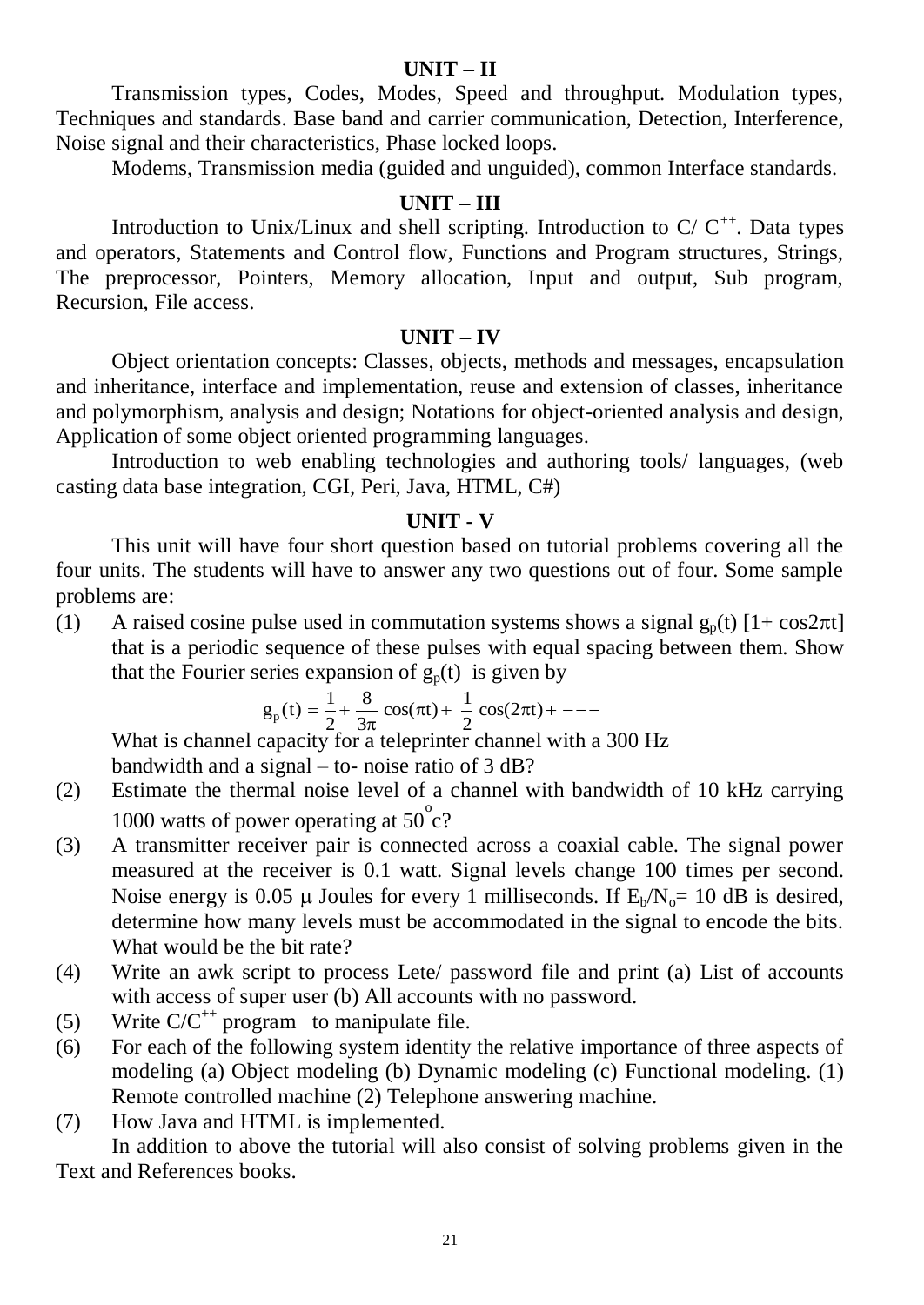## UNIT – II

Transmission types, Codes, Modes, Speed and throughput. Modulation types, Techniques and standards. Base band and carrier communication, Detection, Interference, Noise signal and their characteristics, Phase locked loops.

Modems, Transmission media (guided and unguided), common Interface standards.

## UNIT – III

Introduction to Unix/Linux and shell scripting. Introduction to C/ $C^{++}$. Data types and operators, Statements and Control flow, Functions and Program structures, Strings, The preprocessor, Pointers, Memory allocation, Input and output, Sub program, Recursion, File access.

## UNIT – IV

Object orientation concepts: Classes, objects, methods and messages, encapsulation and inheritance, interface and implementation, reuse and extension of classes, inheritance and polymorphism, analysis and design; Notations for object-oriented analysis and design, Application of some object oriented programming languages.

Introduction to web enabling technologies and authoring tools/ languages, (web casting data base integration, CGI, Peri, Java, HTML, C#)

## UNIT - V

This unit will have four short question based on tutorial problems covering all the four units. The students will have to answer any two questions out of four. Some sample problems are:

(1) A raised cosine pulse used in commutation systems shows a signal $g_p(t)$ [1+ $\cos 2\pi t$] that is a periodic sequence of these pulses with equal spacing between them. Show that the Fourier series expansion of $g_p(t)$ is given by

$$g_p(t) = \frac{1}{2} + \frac{8}{3\pi}\cos(\pi t) + \frac{1}{2}\cos(2\pi t) + ---$$

What is channel capacity for a teleprinter channel with a 300 Hz bandwidth and a signal – to- noise ratio of 3 dB?

(2) Estimate the thermal noise level of a channel with bandwidth of 10 kHz carrying 1000 watts of power operating at $50^{o}$c?

(3) A transmitter receiver pair is connected across a coaxial cable. The signal power measured at the receiver is 0.1 watt. Signal levels change 100 times per second. Noise energy is 0.05 $\mu$ Joules for every 1 milliseconds. If $E_b/N_o$= 10 dB is desired, determine how many levels must be accommodated in the signal to encode the bits. What would be the bit rate?

(4) Write an awk script to process Lete/ password file and print (a) List of accounts with access of super user (b) All accounts with no password.

(5) Write $C/C^{++}$ program to manipulate file.

(6) For each of the following system identity the relative importance of three aspects of modeling (a) Object modeling (b) Dynamic modeling (c) Functional modeling. (1) Remote controlled machine (2) Telephone answering machine.

(7) How Java and HTML is implemented.

In addition to above the tutorial will also consist of solving problems given in the Text and References books.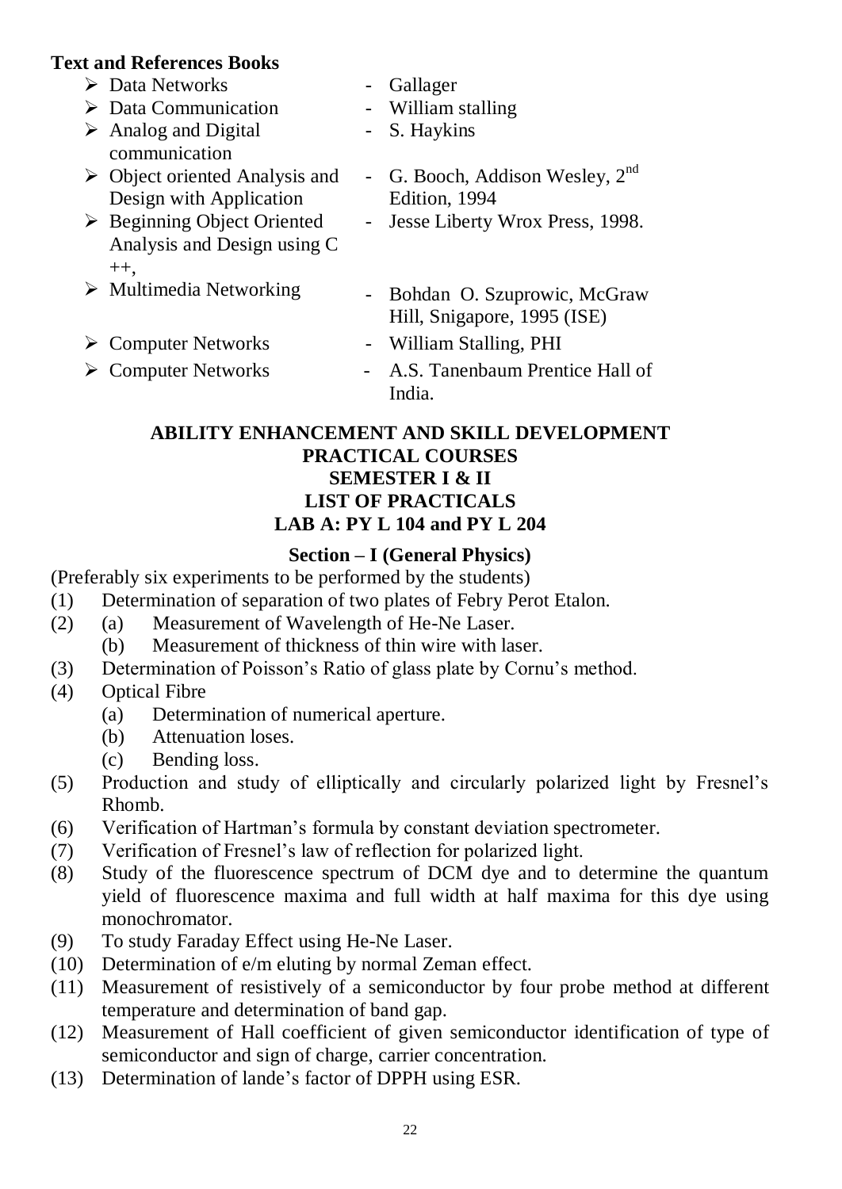**Text and References Books**

- Data Networks - Gallager
- Data Communication - William stalling
- Analog and Digital communication - S. Haykins
- Object oriented Analysis and Design with Application - G. Booch, Addison Wesley, 2nd Edition, 1994
- Beginning Object Oriented Analysis and Design using C ++, - Jesse Liberty Wrox Press, 1998.
- Multimedia Networking - Bohdan O. Szuprowic, McGraw Hill, Snigapore, 1995 (ISE)
- Computer Networks - William Stalling, PHI
- Computer Networks - A.S. Tanenbaum Prentice Hall of India.

## ABILITY ENHANCEMENT AND SKILL DEVELOPMENT PRACTICAL COURSES SEMESTER I & II LIST OF PRACTICALS LAB A: PY L 104 and PY L 204

### Section – I (General Physics)

(Preferably six experiments to be performed by the students)

(1) Determination of separation of two plates of Febry Perot Etalon.

(2) (a) Measurement of Wavelength of He-Ne Laser.
   (b) Measurement of thickness of thin wire with laser.

(3) Determination of Poisson's Ratio of glass plate by Cornu's method.

(4) Optical Fibre
   (a) Determination of numerical aperture.
   (b) Attenuation loses.
   (c) Bending loss.

(5) Production and study of elliptically and circularly polarized light by Fresnel's Rhomb.

(6) Verification of Hartman's formula by constant deviation spectrometer.

(7) Verification of Fresnel's law of reflection for polarized light.

(8) Study of the fluorescence spectrum of DCM dye and to determine the quantum yield of fluorescence maxima and full width at half maxima for this dye using monochromator.

(9) To study Faraday Effect using He-Ne Laser.

(10) Determination of e/m eluting by normal Zeman effect.

(11) Measurement of resistively of a semiconductor by four probe method at different temperature and determination of band gap.

(12) Measurement of Hall coefficient of given semiconductor identification of type of semiconductor and sign of charge, carrier concentration.

(13) Determination of lande's factor of DPPH using ESR.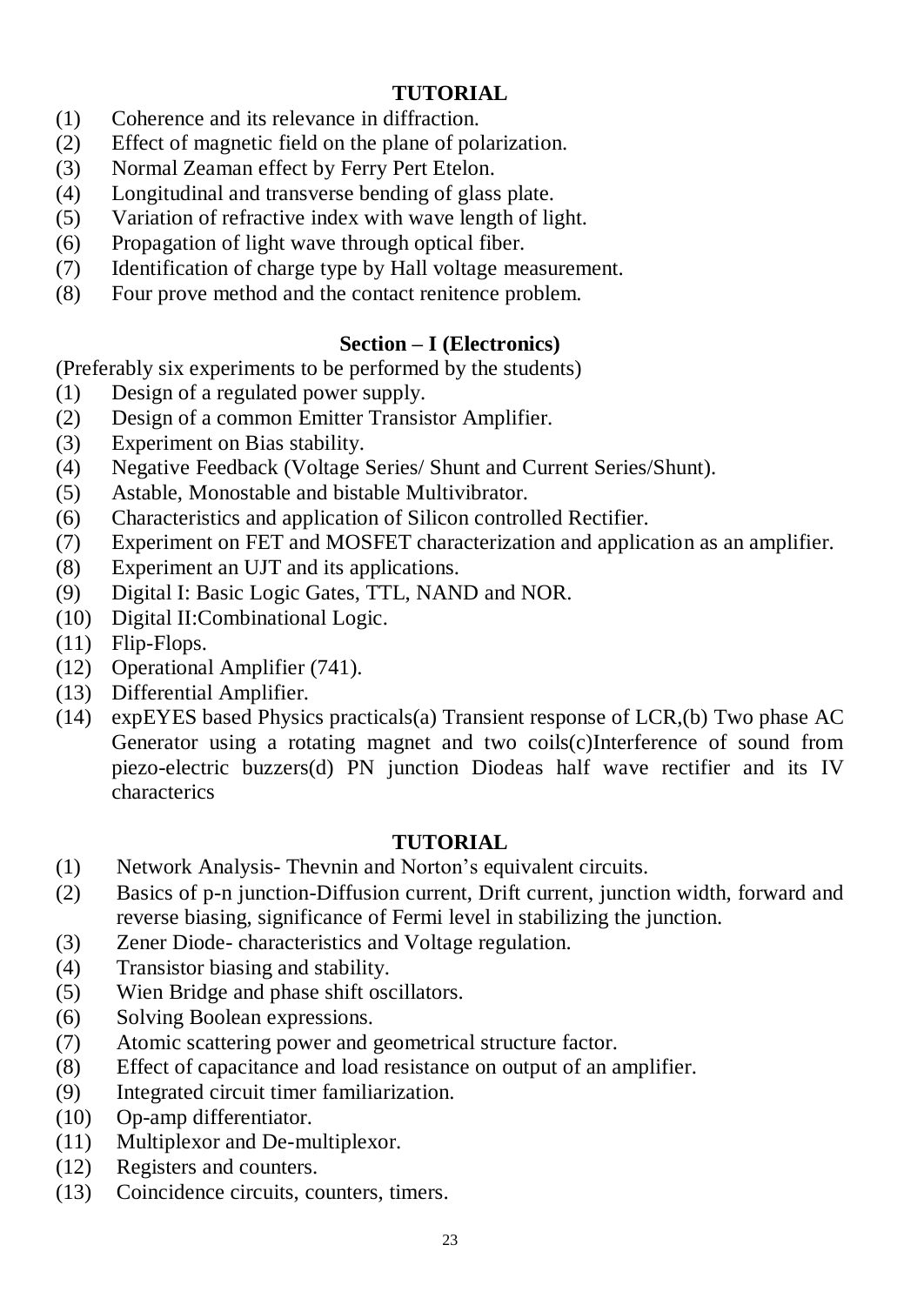## TUTORIAL

(1) Coherence and its relevance in diffraction.
(2) Effect of magnetic field on the plane of polarization.
(3) Normal Zeaman effect by Ferry Pert Etelon.
(4) Longitudinal and transverse bending of glass plate.
(5) Variation of refractive index with wave length of light.
(6) Propagation of light wave through optical fiber.
(7) Identification of charge type by Hall voltage measurement.
(8) Four prove method and the contact renitence problem.

## Section – I (Electronics)

(Preferably six experiments to be performed by the students)

(1) Design of a regulated power supply.
(2) Design of a common Emitter Transistor Amplifier.
(3) Experiment on Bias stability.
(4) Negative Feedback (Voltage Series/ Shunt and Current Series/Shunt).
(5) Astable, Monostable and bistable Multivibrator.
(6) Characteristics and application of Silicon controlled Rectifier.
(7) Experiment on FET and MOSFET characterization and application as an amplifier.
(8) Experiment an UJT and its applications.
(9) Digital I: Basic Logic Gates, TTL, NAND and NOR.
(10) Digital II:Combinational Logic.
(11) Flip-Flops.
(12) Operational Amplifier (741).
(13) Differential Amplifier.
(14) expEYES based Physics practicals(a) Transient response of LCR,(b) Two phase AC Generator using a rotating magnet and two coils(c)Interference of sound from piezo-electric buzzers(d) PN junction Diodeas half wave rectifier and its IV characterics

## TUTORIAL

(1) Network Analysis- Thevnin and Norton's equivalent circuits.
(2) Basics of p-n junction-Diffusion current, Drift current, junction width, forward and reverse biasing, significance of Fermi level in stabilizing the junction.
(3) Zener Diode- characteristics and Voltage regulation.
(4) Transistor biasing and stability.
(5) Wien Bridge and phase shift oscillators.
(6) Solving Boolean expressions.
(7) Atomic scattering power and geometrical structure factor.
(8) Effect of capacitance and load resistance on output of an amplifier.
(9) Integrated circuit timer familiarization.
(10) Op-amp differentiator.
(11) Multiplexor and De-multiplexor.
(12) Registers and counters.
(13) Coincidence circuits, counters, timers.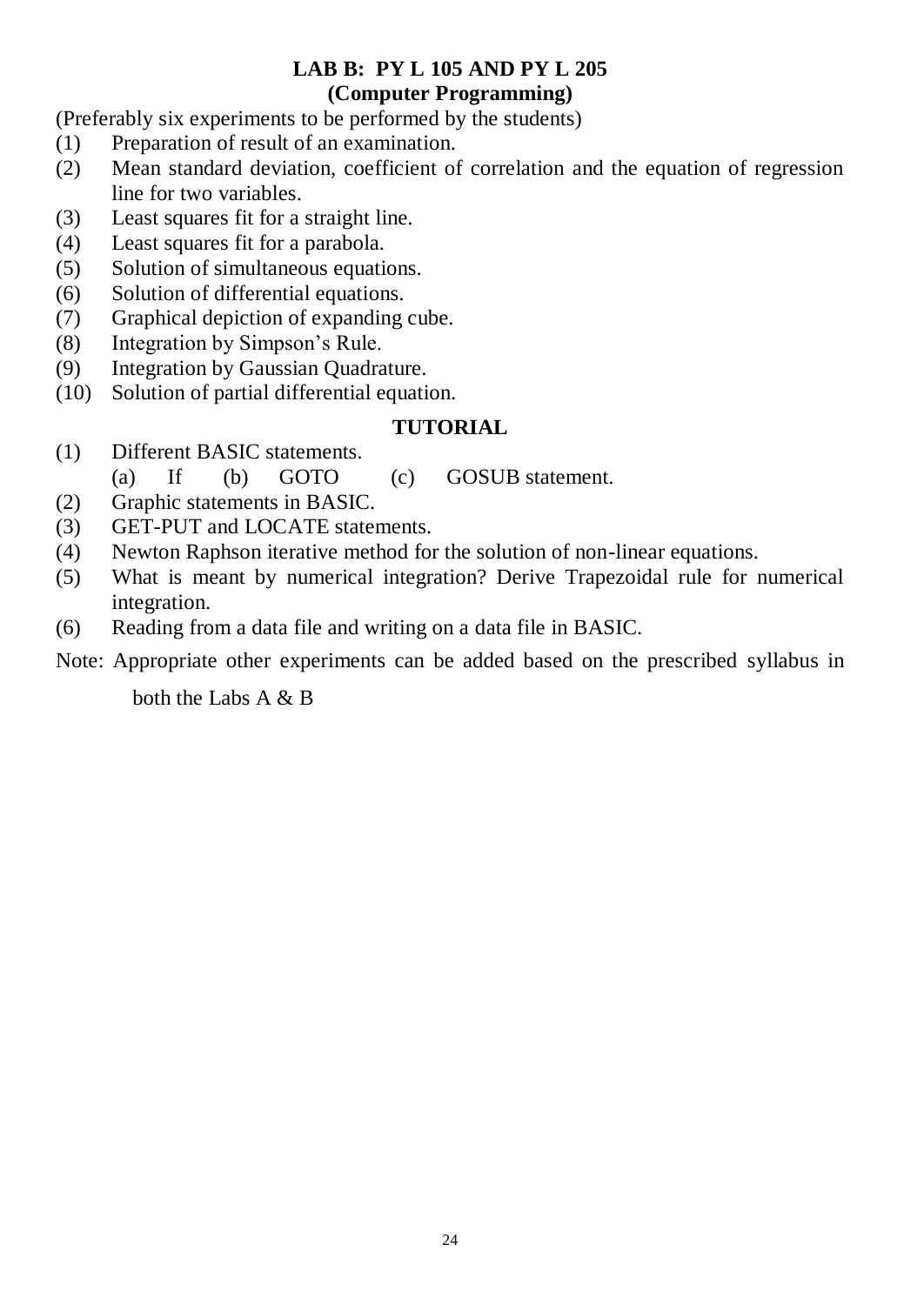## LAB B: PY L 105 AND PY L 205
### (Computer Programming)

(Preferably six experiments to be performed by the students)

(1) Preparation of result of an examination.

(2) Mean standard deviation, coefficient of correlation and the equation of regression line for two variables.

(3) Least squares fit for a straight line.

(4) Least squares fit for a parabola.

(5) Solution of simultaneous equations.

(6) Solution of differential equations.

(7) Graphical depiction of expanding cube.

(8) Integration by Simpson's Rule.

(9) Integration by Gaussian Quadrature.

(10) Solution of partial differential equation.

### TUTORIAL

(1) Different BASIC statements.
    (a) If (b) GOTO (c) GOSUB statement.

(2) Graphic statements in BASIC.

(3) GET-PUT and LOCATE statements.

(4) Newton Raphson iterative method for the solution of non-linear equations.

(5) What is meant by numerical integration? Derive Trapezoidal rule for numerical integration.

(6) Reading from a data file and writing on a data file in BASIC.

Note: Appropriate other experiments can be added based on the prescribed syllabus in both the Labs A & B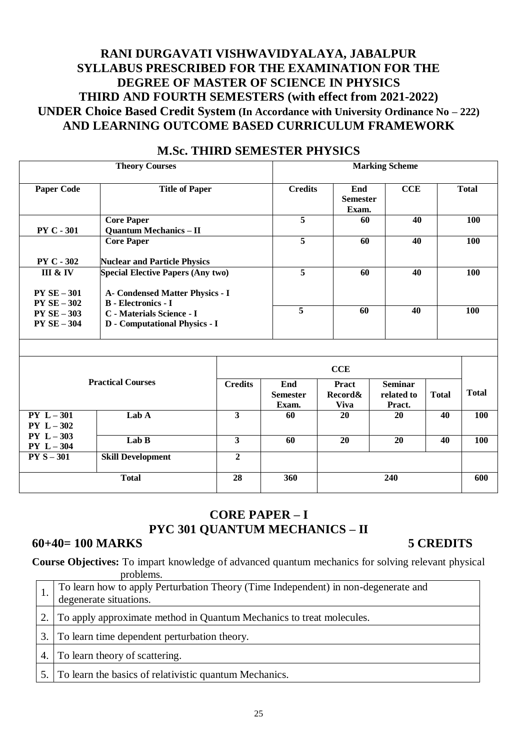# RANI DURGAVATI VISHWAVIDYALAYA, JABALPUR
## SYLLABUS PRESCRIBED FOR THE EXAMINATION FOR THE DEGREE OF MASTER OF SCIENCE IN PHYSICS
## THIRD AND FOURTH SEMESTERS (with effect from 2021-2022)
## UNDER Choice Based Credit System (In Accordance with University Ordinance No – 222) AND LEARNING OUTCOME BASED CURRICULUM FRAMEWORK

## M.Sc. THIRD SEMESTER PHYSICS

| Theory Courses | | Marking Scheme | | | |
|---|---|---|---|---|---|
| **Paper Code** | **Title of Paper** | **Credits** | **End Semester Exam.** | **CCE** | **Total** |
| PY C - 301 | Core Paper<br>Quantum Mechanics – II | 5 | 60 | 40 | 100 |
| PY C - 302 | Core Paper<br>Nuclear and Particle Physics | 5 | 60 | 40 | 100 |
| III & IV<br>PY SE – 301<br>PY SE – 302<br>PY SE – 303<br>PY SE – 304 | Special Elective Papers (Any two)<br>A- Condensed Matter Physics - I<br>B - Electronics - I<br>C - Materials Science - I<br>D - Computational Physics - I | 5 | 60 | 40 | 100 |
| | | 5 | 60 | 40 | 100 |

| Practical Courses | | Credits | End Semester Exam. | CCE | | | Total |
|---|---|---|---|---|---|---|---|
| | | | | **Pract Record& Viva** | **Seminar related to Pract.** | **Total** | |
| PY L – 301<br>PY L – 302 | Lab A | 3 | 60 | 20 | 20 | 40 | 100 |
| PY L – 303<br>PY L – 304 | Lab B | 3 | 60 | 20 | 20 | 40 | 100 |
| PY S – 301 | Skill Development | 2 | | | | | |
| Total | | 28 | 360 | 240 | | | 600 |

## CORE PAPER – I
## PYC 301 QUANTUM MECHANICS – II

**60+40= 100 MARKS** **5 CREDITS**

**Course Objectives:** To impart knowledge of advanced quantum mechanics for solving relevant physical problems.

| | |
|---|---|
| 1. | To learn how to apply Perturbation Theory (Time Independent) in non-degenerate and degenerate situations. |
| 2. | To apply approximate method in Quantum Mechanics to treat molecules. |
| 3. | To learn time dependent perturbation theory. |
| 4. | To learn theory of scattering. |
| 5. | To learn the basics of relativistic quantum Mechanics. |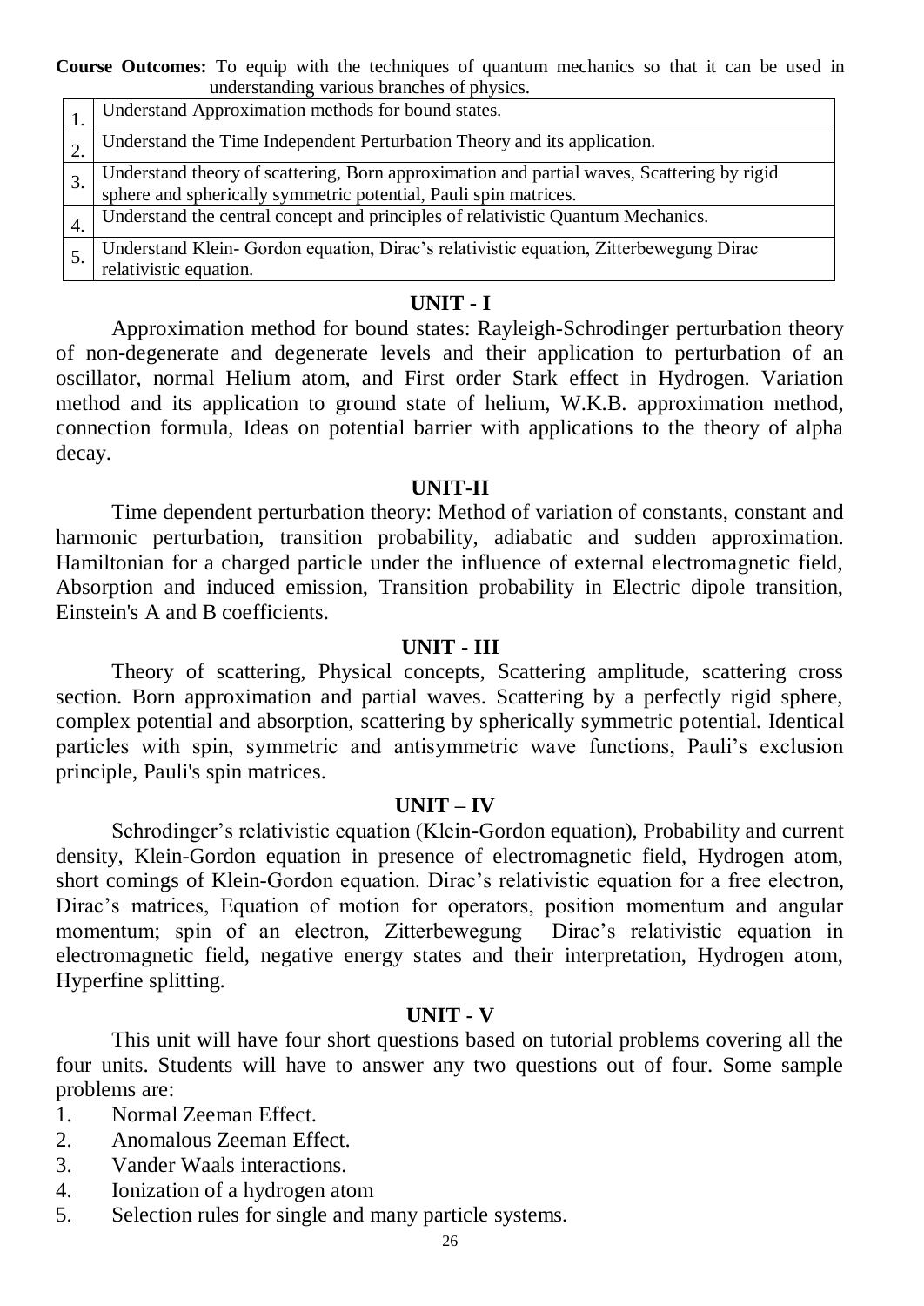**Course Outcomes:** To equip with the techniques of quantum mechanics so that it can be used in understanding various branches of physics.

| | |
|---|---|
| 1. | Understand Approximation methods for bound states. |
| 2. | Understand the Time Independent Perturbation Theory and its application. |
| 3. | Understand theory of scattering, Born approximation and partial waves, Scattering by rigid sphere and spherically symmetric potential, Pauli spin matrices. |
| 4. | Understand the central concept and principles of relativistic Quantum Mechanics. |
| 5. | Understand Klein- Gordon equation, Dirac's relativistic equation, Zitterbewegung Dirac relativistic equation. |

## UNIT - I

Approximation method for bound states: Rayleigh-Schrodinger perturbation theory of non-degenerate and degenerate levels and their application to perturbation of an oscillator, normal Helium atom, and First order Stark effect in Hydrogen. Variation method and its application to ground state of helium, W.K.B. approximation method, connection formula, Ideas on potential barrier with applications to the theory of alpha decay.

## UNIT-II

Time dependent perturbation theory: Method of variation of constants, constant and harmonic perturbation, transition probability, adiabatic and sudden approximation. Hamiltonian for a charged particle under the influence of external electromagnetic field, Absorption and induced emission, Transition probability in Electric dipole transition, Einstein's A and B coefficients.

## UNIT - III

Theory of scattering, Physical concepts, Scattering amplitude, scattering cross section. Born approximation and partial waves. Scattering by a perfectly rigid sphere, complex potential and absorption, scattering by spherically symmetric potential. Identical particles with spin, symmetric and antisymmetric wave functions, Pauli's exclusion principle, Pauli's spin matrices.

## UNIT – IV

Schrodinger's relativistic equation (Klein-Gordon equation), Probability and current density, Klein-Gordon equation in presence of electromagnetic field, Hydrogen atom, short comings of Klein-Gordon equation. Dirac's relativistic equation for a free electron, Dirac's matrices, Equation of motion for operators, position momentum and angular momentum; spin of an electron, Zitterbewegung Dirac's relativistic equation in electromagnetic field, negative energy states and their interpretation, Hydrogen atom, Hyperfine splitting.

## UNIT - V

This unit will have four short questions based on tutorial problems covering all the four units. Students will have to answer any two questions out of four. Some sample problems are:

1. Normal Zeeman Effect.
2. Anomalous Zeeman Effect.
3. Vander Waals interactions.
4. Ionization of a hydrogen atom
5. Selection rules for single and many particle systems.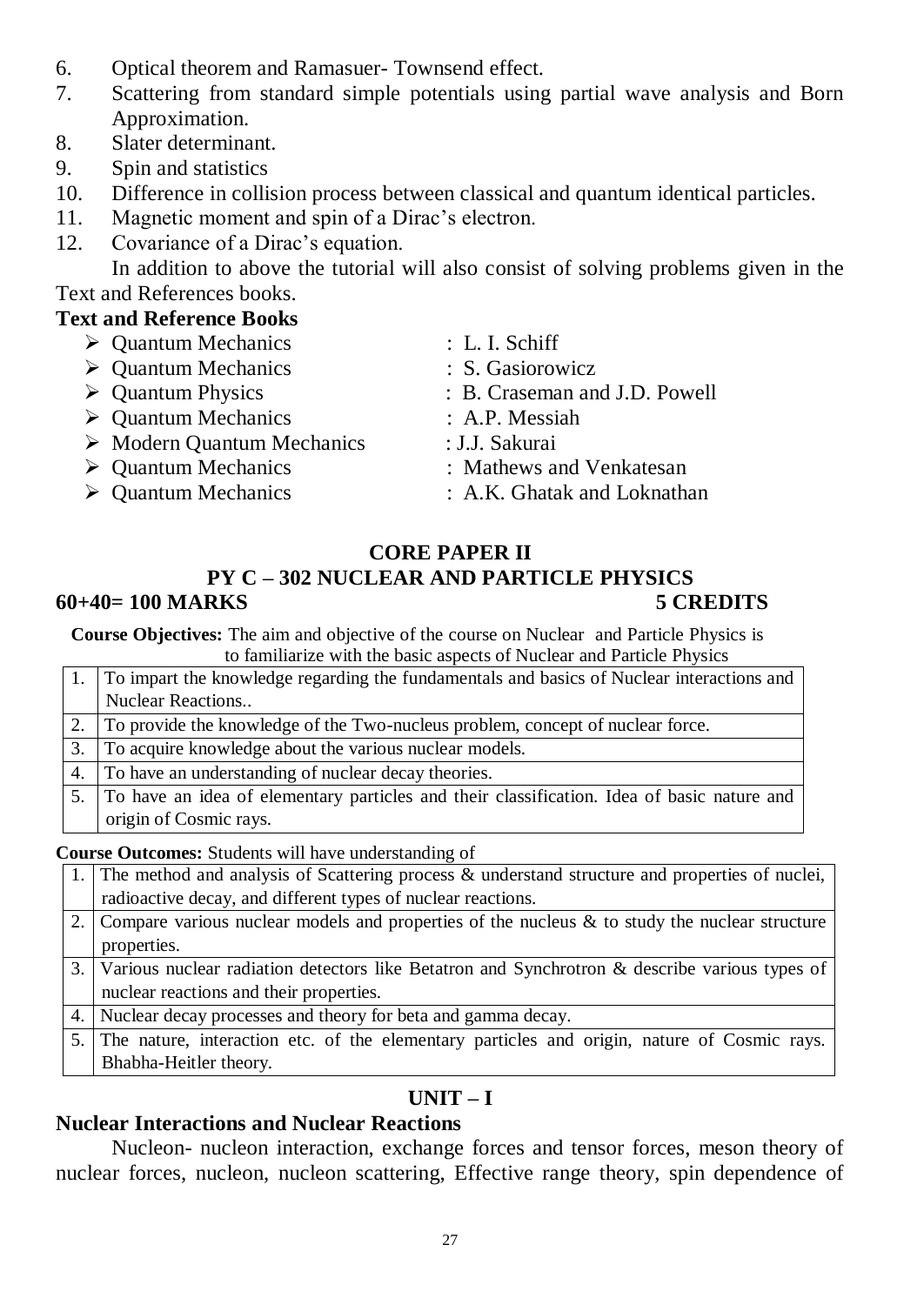6. Optical theorem and Ramasuer- Townsend effect.
7. Scattering from standard simple potentials using partial wave analysis and Born Approximation.
8. Slater determinant.
9. Spin and statistics
10. Difference in collision process between classical and quantum identical particles.
11. Magnetic moment and spin of a Dirac's electron.
12. Covariance of a Dirac's equation.

In addition to above the tutorial will also consist of solving problems given in the Text and References books.

**Text and Reference Books**

- Quantum Mechanics : L. I. Schiff
- Quantum Mechanics : S. Gasiorowicz
- Quantum Physics : B. Craseman and J.D. Powell
- Quantum Mechanics : A.P. Messiah
- Modern Quantum Mechanics : J.J. Sakurai
- Quantum Mechanics : Mathews and Venkatesan
- Quantum Mechanics : A.K. Ghatak and Loknathan

## CORE PAPER II

## PY C – 302 NUCLEAR AND PARTICLE PHYSICS

**60+40= 100 MARKS** **5 CREDITS**

**Course Objectives:** The aim and objective of the course on Nuclear and Particle Physics is to familiarize with the basic aspects of Nuclear and Particle Physics

| | |
|---|---|
| 1. | To impart the knowledge regarding the fundamentals and basics of Nuclear interactions and Nuclear Reactions.. |
| 2. | To provide the knowledge of the Two-nucleus problem, concept of nuclear force. |
| 3. | To acquire knowledge about the various nuclear models. |
| 4. | To have an understanding of nuclear decay theories. |
| 5. | To have an idea of elementary particles and their classification. Idea of basic nature and origin of Cosmic rays. |

**Course Outcomes:** Students will have understanding of

| | |
|---|---|
| 1. | The method and analysis of Scattering process & understand structure and properties of nuclei, radioactive decay, and different types of nuclear reactions. |
| 2. | Compare various nuclear models and properties of the nucleus & to study the nuclear structure properties. |
| 3. | Various nuclear radiation detectors like Betatron and Synchrotron & describe various types of nuclear reactions and their properties. |
| 4. | Nuclear decay processes and theory for beta and gamma decay. |
| 5. | The nature, interaction etc. of the elementary particles and origin, nature of Cosmic rays. Bhabha-Heitler theory. |

## UNIT – I

### Nuclear Interactions and Nuclear Reactions

Nucleon- nucleon interaction, exchange forces and tensor forces, meson theory of nuclear forces, nucleon, nucleon scattering, Effective range theory, spin dependence of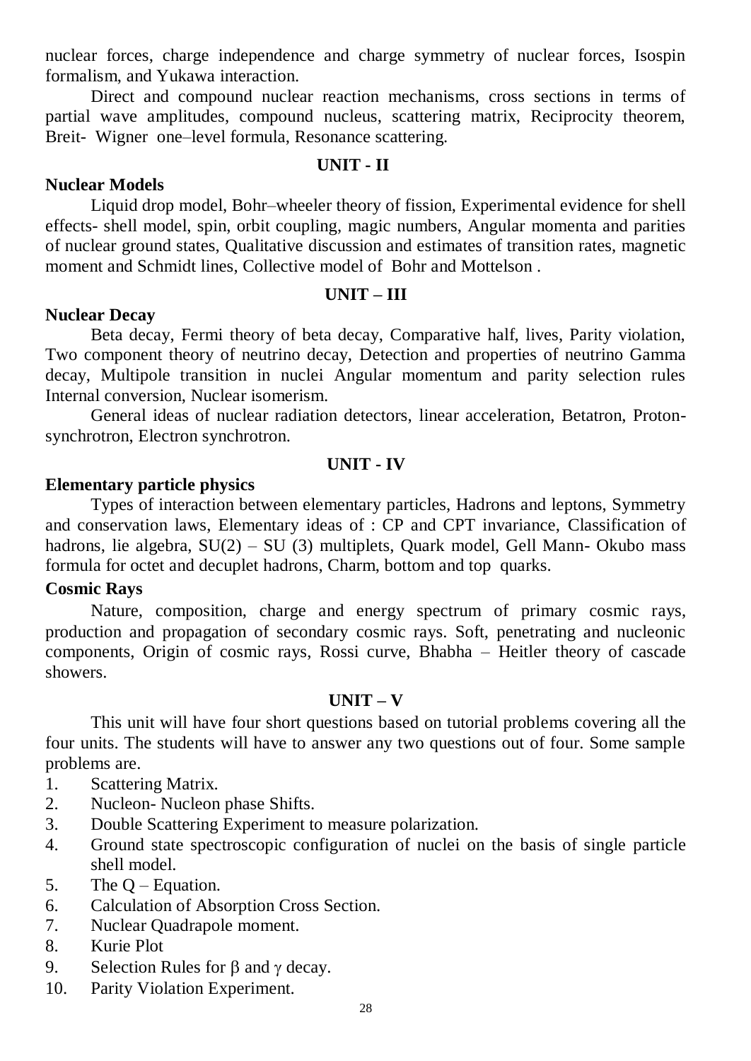nuclear forces, charge independence and charge symmetry of nuclear forces, Isospin formalism, and Yukawa interaction.

Direct and compound nuclear reaction mechanisms, cross sections in terms of partial wave amplitudes, compound nucleus, scattering matrix, Reciprocity theorem, Breit- Wigner one–level formula, Resonance scattering.

## UNIT - II

### Nuclear Models

Liquid drop model, Bohr–wheeler theory of fission, Experimental evidence for shell effects- shell model, spin, orbit coupling, magic numbers, Angular momenta and parities of nuclear ground states, Qualitative discussion and estimates of transition rates, magnetic moment and Schmidt lines, Collective model of Bohr and Mottelson .

## UNIT – III

### Nuclear Decay

Beta decay, Fermi theory of beta decay, Comparative half, lives, Parity violation, Two component theory of neutrino decay, Detection and properties of neutrino Gamma decay, Multipole transition in nuclei Angular momentum and parity selection rules Internal conversion, Nuclear isomerism.

General ideas of nuclear radiation detectors, linear acceleration, Betatron, Proton-synchrotron, Electron synchrotron.

## UNIT - IV

### Elementary particle physics

Types of interaction between elementary particles, Hadrons and leptons, Symmetry and conservation laws, Elementary ideas of : CP and CPT invariance, Classification of hadrons, lie algebra, SU(2) – SU (3) multiplets, Quark model, Gell Mann- Okubo mass formula for octet and decuplet hadrons, Charm, bottom and top quarks.

### Cosmic Rays

Nature, composition, charge and energy spectrum of primary cosmic rays, production and propagation of secondary cosmic rays. Soft, penetrating and nucleonic components, Origin of cosmic rays, Rossi curve, Bhabha – Heitler theory of cascade showers.

## UNIT – V

This unit will have four short questions based on tutorial problems covering all the four units. The students will have to answer any two questions out of four. Some sample problems are.

1. Scattering Matrix.
2. Nucleon- Nucleon phase Shifts.
3. Double Scattering Experiment to measure polarization.
4. Ground state spectroscopic configuration of nuclei on the basis of single particle shell model.
5. The Q – Equation.
6. Calculation of Absorption Cross Section.
7. Nuclear Quadrapole moment.
8. Kurie Plot
9. Selection Rules for $\beta$ and $\gamma$ decay.
10. Parity Violation Experiment.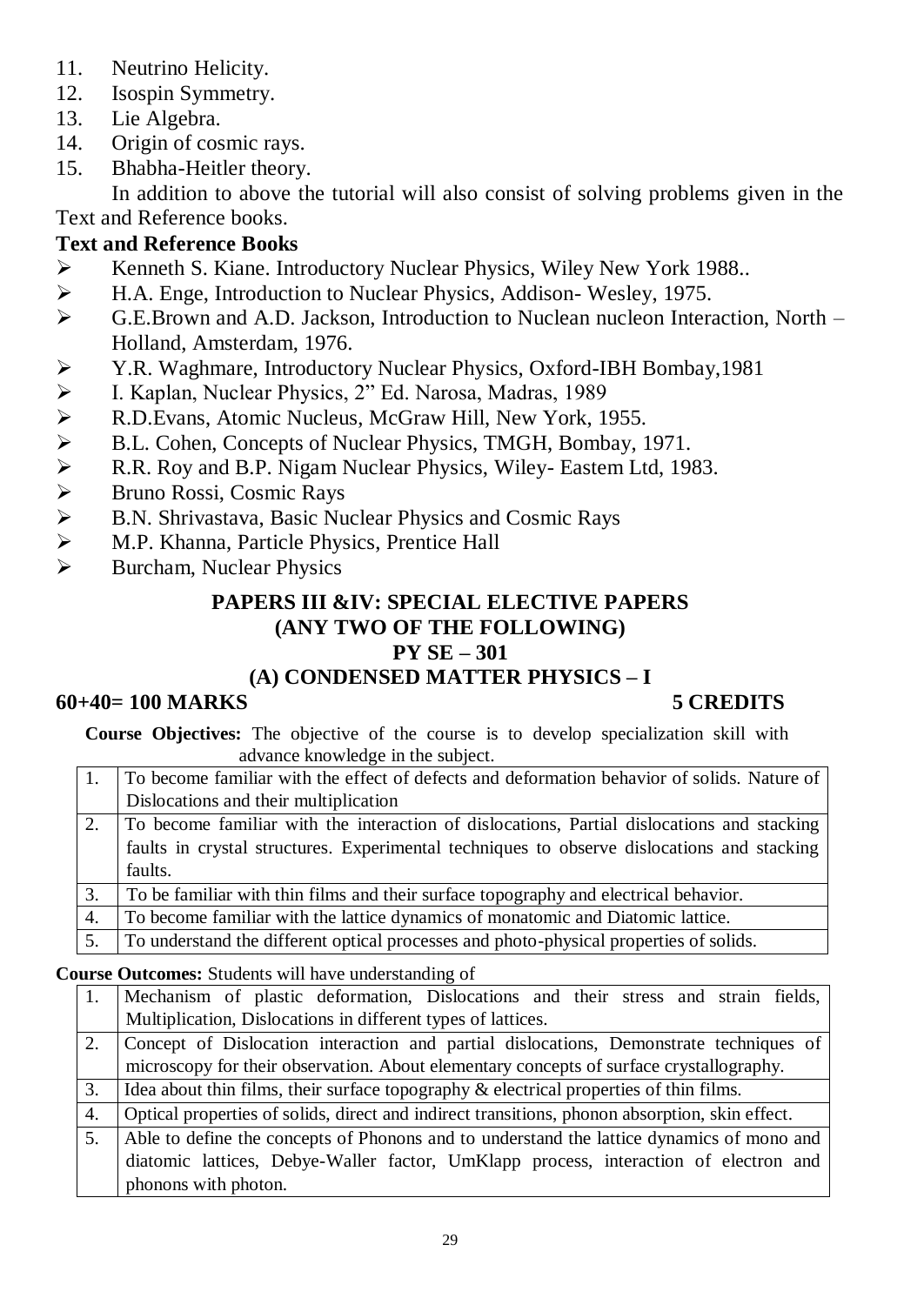11. Neutrino Helicity.
12. Isospin Symmetry.
13. Lie Algebra.
14. Origin of cosmic rays.
15. Bhabha-Heitler theory.

In addition to above the tutorial will also consist of solving problems given in the Text and Reference books.

**Text and Reference Books**

- Kenneth S. Kiane. Introductory Nuclear Physics, Wiley New York 1988..
- H.A. Enge, Introduction to Nuclear Physics, Addison- Wesley, 1975.
- G.E.Brown and A.D. Jackson, Introduction to Nuclean nucleon Interaction, North – Holland, Amsterdam, 1976.
- Y.R. Waghmare, Introductory Nuclear Physics, Oxford-IBH Bombay,1981
- I. Kaplan, Nuclear Physics, 2" Ed. Narosa, Madras, 1989
- R.D.Evans, Atomic Nucleus, McGraw Hill, New York, 1955.
- B.L. Cohen, Concepts of Nuclear Physics, TMGH, Bombay, 1971.
- R.R. Roy and B.P. Nigam Nuclear Physics, Wiley- Eastem Ltd, 1983.
- Bruno Rossi, Cosmic Rays
- B.N. Shrivastava, Basic Nuclear Physics and Cosmic Rays
- M.P. Khanna, Particle Physics, Prentice Hall
- Burcham, Nuclear Physics

## PAPERS III &IV: SPECIAL ELECTIVE PAPERS (ANY TWO OF THE FOLLOWING)

## PY SE – 301

## (A) CONDENSED MATTER PHYSICS – I

**60+40= 100 MARKS** **5 CREDITS**

**Course Objectives:** The objective of the course is to develop specialization skill with advance knowledge in the subject.

| | |
|---|---|
| 1. | To become familiar with the effect of defects and deformation behavior of solids. Nature of Dislocations and their multiplication |
| 2. | To become familiar with the interaction of dislocations, Partial dislocations and stacking faults in crystal structures. Experimental techniques to observe dislocations and stacking faults. |
| 3. | To be familiar with thin films and their surface topography and electrical behavior. |
| 4. | To become familiar with the lattice dynamics of monatomic and Diatomic lattice. |
| 5. | To understand the different optical processes and photo-physical properties of solids. |

**Course Outcomes:** Students will have understanding of

| | |
|---|---|
| 1. | Mechanism of plastic deformation, Dislocations and their stress and strain fields, Multiplication, Dislocations in different types of lattices. |
| 2. | Concept of Dislocation interaction and partial dislocations, Demonstrate techniques of microscopy for their observation. About elementary concepts of surface crystallography. |
| 3. | Idea about thin films, their surface topography & electrical properties of thin films. |
| 4. | Optical properties of solids, direct and indirect transitions, phonon absorption, skin effect. |
| 5. | Able to define the concepts of Phonons and to understand the lattice dynamics of mono and diatomic lattices, Debye-Waller factor, UmKlapp process, interaction of electron and phonons with photon. |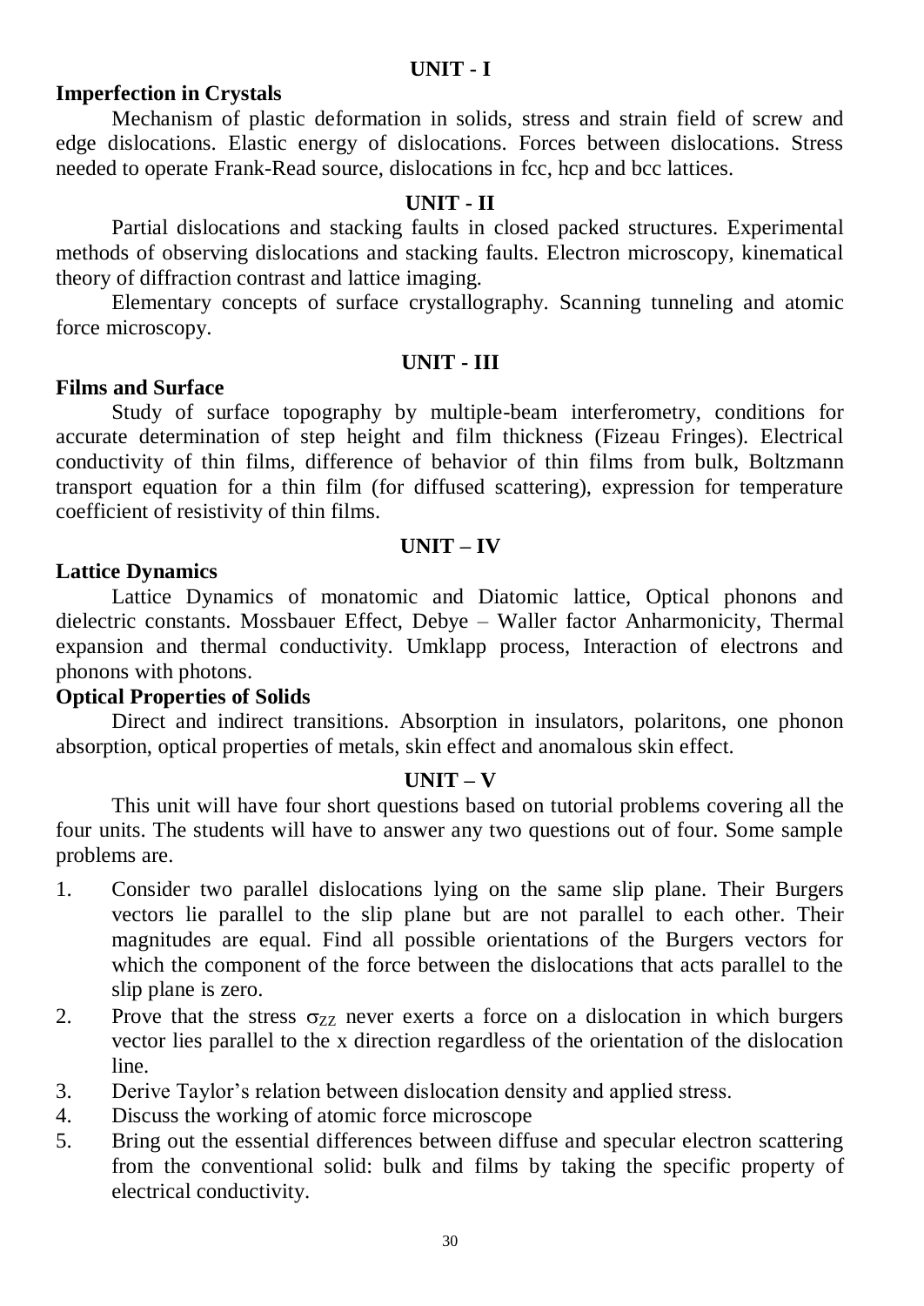## UNIT - I

### Imperfection in Crystals

Mechanism of plastic deformation in solids, stress and strain field of screw and edge dislocations. Elastic energy of dislocations. Forces between dislocations. Stress needed to operate Frank-Read source, dislocations in fcc, hcp and bcc lattices.

## UNIT - II

Partial dislocations and stacking faults in closed packed structures. Experimental methods of observing dislocations and stacking faults. Electron microscopy, kinematical theory of diffraction contrast and lattice imaging.

Elementary concepts of surface crystallography. Scanning tunneling and atomic force microscopy.

## UNIT - III

### Films and Surface

Study of surface topography by multiple-beam interferometry, conditions for accurate determination of step height and film thickness (Fizeau Fringes). Electrical conductivity of thin films, difference of behavior of thin films from bulk, Boltzmann transport equation for a thin film (for diffused scattering), expression for temperature coefficient of resistivity of thin films.

## UNIT – IV

### Lattice Dynamics

Lattice Dynamics of monatomic and Diatomic lattice, Optical phonons and dielectric constants. Mossbauer Effect, Debye – Waller factor Anharmonicity, Thermal expansion and thermal conductivity. Umklapp process, Interaction of electrons and phonons with photons.

### Optical Properties of Solids

Direct and indirect transitions. Absorption in insulators, polaritons, one phonon absorption, optical properties of metals, skin effect and anomalous skin effect.

## UNIT – V

This unit will have four short questions based on tutorial problems covering all the four units. The students will have to answer any two questions out of four. Some sample problems are.

1. Consider two parallel dislocations lying on the same slip plane. Their Burgers vectors lie parallel to the slip plane but are not parallel to each other. Their magnitudes are equal. Find all possible orientations of the Burgers vectors for which the component of the force between the dislocations that acts parallel to the slip plane is zero.
2. Prove that the stress $\sigma_{ZZ}$ never exerts a force on a dislocation in which burgers vector lies parallel to the x direction regardless of the orientation of the dislocation line.
3. Derive Taylor's relation between dislocation density and applied stress.
4. Discuss the working of atomic force microscope
5. Bring out the essential differences between diffuse and specular electron scattering from the conventional solid: bulk and films by taking the specific property of electrical conductivity.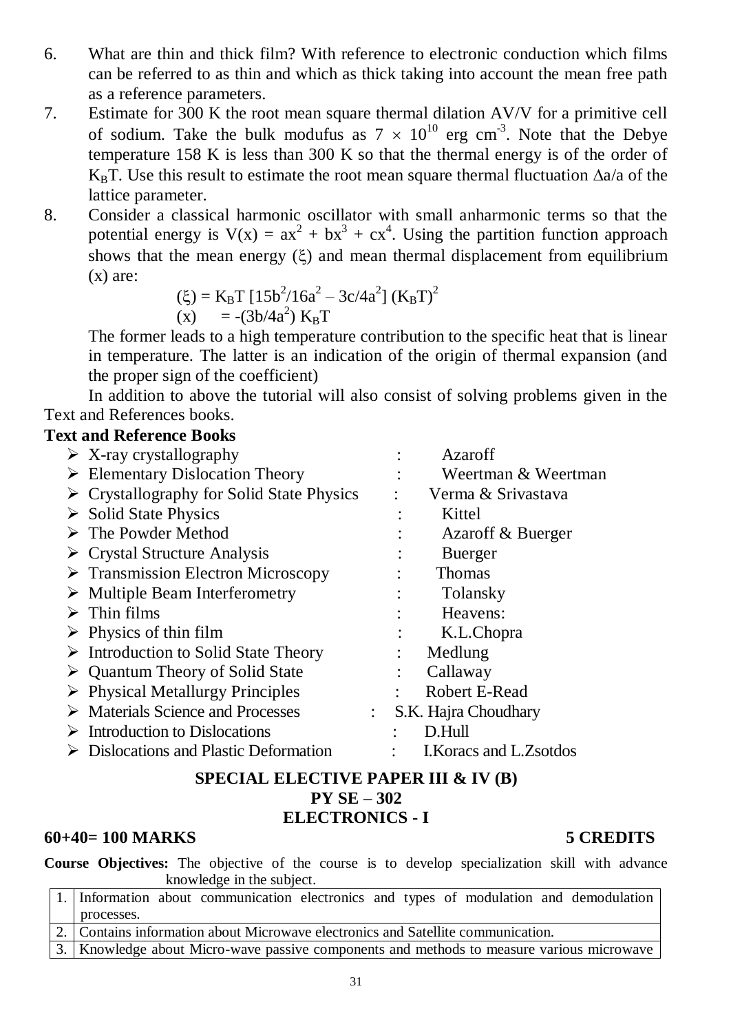6. What are thin and thick film? With reference to electronic conduction which films can be referred to as thin and which as thick taking into account the mean free path as a reference parameters.
7. Estimate for 300 K the root mean square thermal dilation AV/V for a primitive cell of sodium. Take the bulk modufus as $7 \times 10^{10}$ erg $cm^{-3}$. Note that the Debye temperature 158 K is less than 300 K so that the thermal energy is of the order of $K_BT$. Use this result to estimate the root mean square thermal fluctuation $\Delta a/a$ of the lattice parameter.
8. Consider a classical harmonic oscillator with small anharmonic terms so that the potential energy is $V(x) = ax^2 + bx^3 + cx^4$. Using the partition function approach shows that the mean energy ($\xi$) and mean thermal displacement from equilibrium (x) are:

   $$(\xi) = K_BT\ [15b^2/16a^2 - 3c/4a^2]\ (K_BT)^2$$
   $$(x) \quad = -(3b/4a^2)\ K_BT$$

   The former leads to a high temperature contribution to the specific heat that is linear in temperature. The latter is an indication of the origin of thermal expansion (and the proper sign of the coefficient)

In addition to above the tutorial will also consist of solving problems given in the Text and References books.

**Text and Reference Books**

- X-ray crystallography : Azaroff
- Elementary Dislocation Theory : Weertman & Weertman
- Crystallography for Solid State Physics : Verma & Srivastava
- Solid State Physics : Kittel
- The Powder Method : Azaroff & Buerger
- Crystal Structure Analysis : Buerger
- Transmission Electron Microscopy : Thomas
- Multiple Beam Interferometry : Tolansky
- Thin films : Heavens:
- Physics of thin film : K.L.Chopra
- Introduction to Solid State Theory : Medlung
- Quantum Theory of Solid State : Callaway
- Physical Metallurgy Principles : Robert E-Read
- Materials Science and Processes : S.K. Hajra Choudhary
- Introduction to Dislocations : D.Hull
- Dislocations and Plastic Deformation : I.Koracs and L.Zsotdos

## SPECIAL ELECTIVE PAPER III & IV (B)
## PY SE – 302
## ELECTRONICS - I

**60+40= 100 MARKS** **5 CREDITS**

**Course Objectives:** The objective of the course is to develop specialization skill with advance knowledge in the subject.

| | |
|---|---|
| 1. | Information about communication electronics and types of modulation and demodulation processes. |
| 2. | Contains information about Microwave electronics and Satellite communication. |
| 3. | Knowledge about Micro-wave passive components and methods to measure various microwave |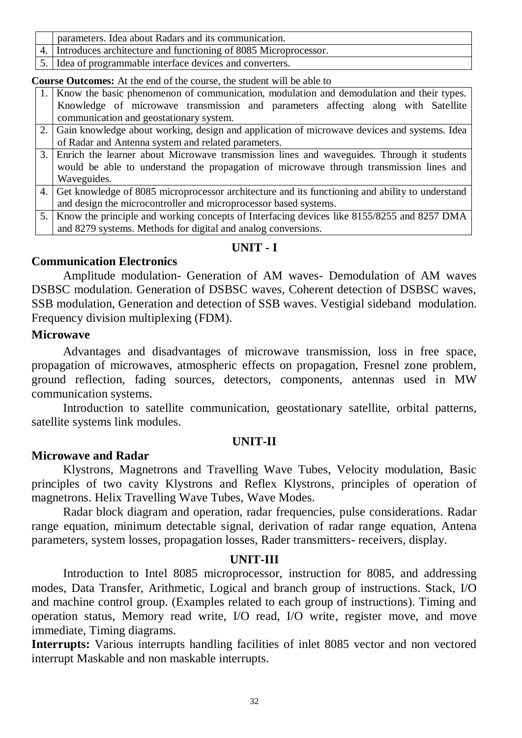|  |  |
|---|---|
|  | parameters. Idea about Radars and its communication. |
| 4. | Introduces architecture and functioning of 8085 Microprocessor. |
| 5. | Idea of programmable interface devices and converters. |

**Course Outcomes:** At the end of the course, the student will be able to

|  |  |
|---|---|
| 1. | Know the basic phenomenon of communication, modulation and demodulation and their types. Knowledge of microwave transmission and parameters affecting along with Satellite communication and geostationary system. |
| 2. | Gain knowledge about working, design and application of microwave devices and systems. Idea of Radar and Antenna system and related parameters. |
| 3. | Enrich the learner about Microwave transmission lines and waveguides. Through it students would be able to understand the propagation of microwave through transmission lines and Waveguides. |
| 4. | Get knowledge of 8085 microprocessor architecture and its functioning and ability to understand and design the microcontroller and microprocessor based systems. |
| 5. | Know the principle and working concepts of Interfacing devices like 8155/8255 and 8257 DMA and 8279 systems. Methods for digital and analog conversions. |

## UNIT - I

### Communication Electronics

Amplitude modulation- Generation of AM waves- Demodulation of AM waves DSBSC modulation. Generation of DSBSC waves, Coherent detection of DSBSC waves, SSB modulation, Generation and detection of SSB waves. Vestigial sideband modulation. Frequency division multiplexing (FDM).

### Microwave

Advantages and disadvantages of microwave transmission, loss in free space, propagation of microwaves, atmospheric effects on propagation, Fresnel zone problem, ground reflection, fading sources, detectors, components, antennas used in MW communication systems.

Introduction to satellite communication, geostationary satellite, orbital patterns, satellite systems link modules.

## UNIT-II

### Microwave and Radar

Klystrons, Magnetrons and Travelling Wave Tubes, Velocity modulation, Basic principles of two cavity Klystrons and Reflex Klystrons, principles of operation of magnetrons. Helix Travelling Wave Tubes, Wave Modes.

Radar block diagram and operation, radar frequencies, pulse considerations. Radar range equation, minimum detectable signal, derivation of radar range equation, Antena parameters, system losses, propagation losses, Rader transmitters- receivers, display.

## UNIT-III

Introduction to Intel 8085 microprocessor, instruction for 8085, and addressing modes, Data Transfer, Arithmetic, Logical and branch group of instructions. Stack, I/O and machine control group. (Examples related to each group of instructions). Timing and operation status, Memory read write, I/O read, I/O write, register move, and move immediate, Timing diagrams.

**Interrupts:** Various interrupts handling facilities of inlet 8085 vector and non vectored interrupt Maskable and non maskable interrupts.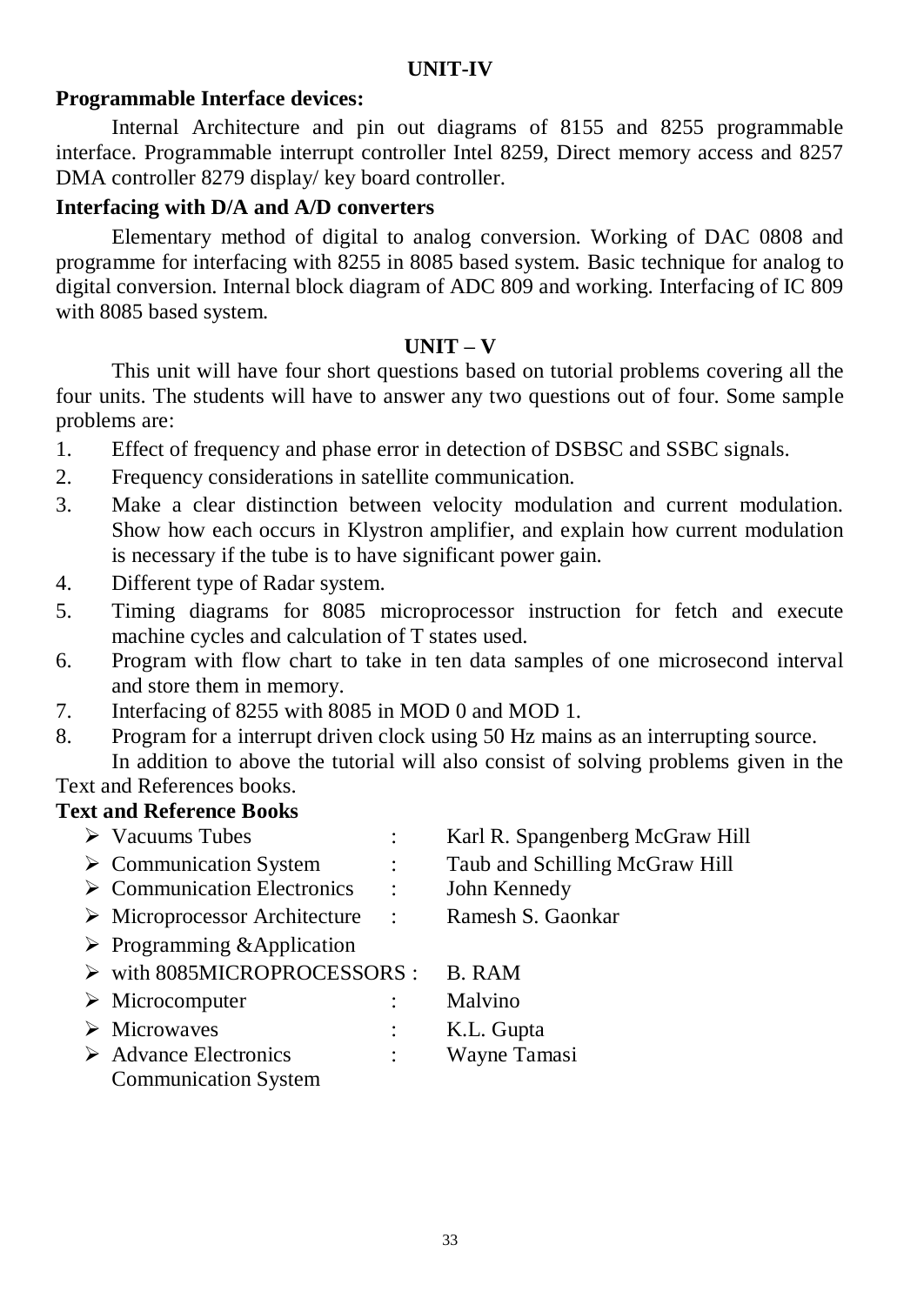## UNIT-IV

**Programmable Interface devices:**

Internal Architecture and pin out diagrams of 8155 and 8255 programmable interface. Programmable interrupt controller Intel 8259, Direct memory access and 8257 DMA controller 8279 display/ key board controller.

**Interfacing with D/A and A/D converters**

Elementary method of digital to analog conversion. Working of DAC 0808 and programme for interfacing with 8255 in 8085 based system. Basic technique for analog to digital conversion. Internal block diagram of ADC 809 and working. Interfacing of IC 809 with 8085 based system.

## UNIT – V

This unit will have four short questions based on tutorial problems covering all the four units. The students will have to answer any two questions out of four. Some sample problems are:

1. Effect of frequency and phase error in detection of DSBSC and SSBC signals.
2. Frequency considerations in satellite communication.
3. Make a clear distinction between velocity modulation and current modulation. Show how each occurs in Klystron amplifier, and explain how current modulation is necessary if the tube is to have significant power gain.
4. Different type of Radar system.
5. Timing diagrams for 8085 microprocessor instruction for fetch and execute machine cycles and calculation of T states used.
6. Program with flow chart to take in ten data samples of one microsecond interval and store them in memory.
7. Interfacing of 8255 with 8085 in MOD 0 and MOD 1.
8. Program for a interrupt driven clock using 50 Hz mains as an interrupting source.

In addition to above the tutorial will also consist of solving problems given in the Text and References books.

**Text and Reference Books**

- Vacuums Tubes : Karl R. Spangenberg McGraw Hill
- Communication System : Taub and Schilling McGraw Hill
- Communication Electronics : John Kennedy
- Microprocessor Architecture : Ramesh S. Gaonkar
- Programming &Application
- with 8085MICROPROCESSORS : B. RAM
- Microcomputer : Malvino
- Microwaves : K.L. Gupta
- Advance Electronics Communication System : Wayne Tamasi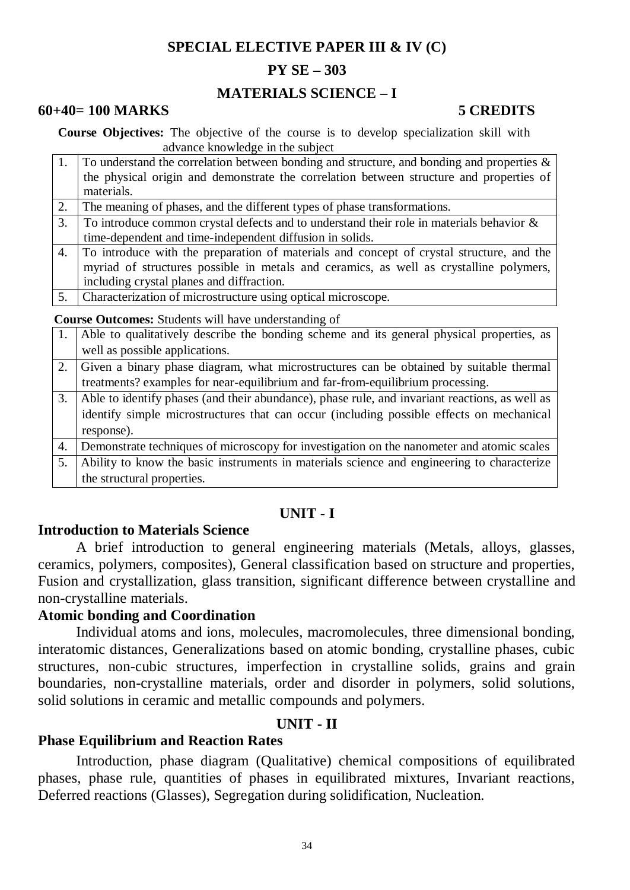# SPECIAL ELECTIVE PAPER III & IV (C)

## PY SE – 303

## MATERIALS SCIENCE – I

**60+40= 100 MARKS** **5 CREDITS**

**Course Objectives:** The objective of the course is to develop specialization skill with advance knowledge in the subject

| | |
|---|---|
| 1. | To understand the correlation between bonding and structure, and bonding and properties & the physical origin and demonstrate the correlation between structure and properties of materials. |
| 2. | The meaning of phases, and the different types of phase transformations. |
| 3. | To introduce common crystal defects and to understand their role in materials behavior & time-dependent and time-independent diffusion in solids. |
| 4. | To introduce with the preparation of materials and concept of crystal structure, and the myriad of structures possible in metals and ceramics, as well as crystalline polymers, including crystal planes and diffraction. |
| 5. | Characterization of microstructure using optical microscope. |

**Course Outcomes:** Students will have understanding of

| | |
|---|---|
| 1. | Able to qualitatively describe the bonding scheme and its general physical properties, as well as possible applications. |
| 2. | Given a binary phase diagram, what microstructures can be obtained by suitable thermal treatments? examples for near-equilibrium and far-from-equilibrium processing. |
| 3. | Able to identify phases (and their abundance), phase rule, and invariant reactions, as well as identify simple microstructures that can occur (including possible effects on mechanical response). |
| 4. | Demonstrate techniques of microscopy for investigation on the nanometer and atomic scales |
| 5. | Ability to know the basic instruments in materials science and engineering to characterize the structural properties. |

### UNIT - I

**Introduction to Materials Science**

A brief introduction to general engineering materials (Metals, alloys, glasses, ceramics, polymers, composites), General classification based on structure and properties, Fusion and crystallization, glass transition, significant difference between crystalline and non-crystalline materials.

**Atomic bonding and Coordination**

Individual atoms and ions, molecules, macromolecules, three dimensional bonding, interatomic distances, Generalizations based on atomic bonding, crystalline phases, cubic structures, non-cubic structures, imperfection in crystalline solids, grains and grain boundaries, non-crystalline materials, order and disorder in polymers, solid solutions, solid solutions in ceramic and metallic compounds and polymers.

### UNIT - II

**Phase Equilibrium and Reaction Rates**

Introduction, phase diagram (Qualitative) chemical compositions of equilibrated phases, phase rule, quantities of phases in equilibrated mixtures, Invariant reactions, Deferred reactions (Glasses), Segregation during solidification, Nucleation.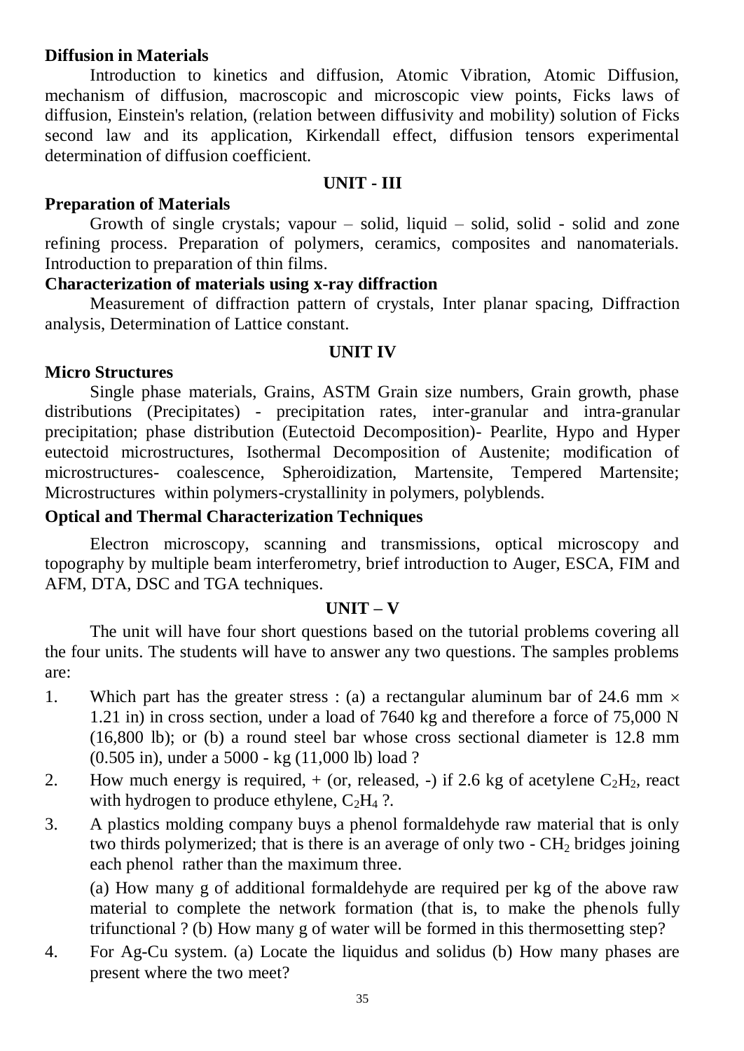**Diffusion in Materials**

Introduction to kinetics and diffusion, Atomic Vibration, Atomic Diffusion, mechanism of diffusion, macroscopic and microscopic view points, Ficks laws of diffusion, Einstein's relation, (relation between diffusivity and mobility) solution of Ficks second law and its application, Kirkendall effect, diffusion tensors experimental determination of diffusion coefficient.

## UNIT - III

**Preparation of Materials**

Growth of single crystals; vapour – solid, liquid – solid, solid - solid and zone refining process. Preparation of polymers, ceramics, composites and nanomaterials. Introduction to preparation of thin films.

**Characterization of materials using x-ray diffraction**

Measurement of diffraction pattern of crystals, Inter planar spacing, Diffraction analysis, Determination of Lattice constant.

## UNIT IV

**Micro Structures**

Single phase materials, Grains, ASTM Grain size numbers, Grain growth, phase distributions (Precipitates) - precipitation rates, inter-granular and intra-granular precipitation; phase distribution (Eutectoid Decomposition)- Pearlite, Hypo and Hyper eutectoid microstructures, Isothermal Decomposition of Austenite; modification of microstructures- coalescence, Spheroidization, Martensite, Tempered Martensite; Microstructures within polymers-crystallinity in polymers, polyblends.

**Optical and Thermal Characterization Techniques**

Electron microscopy, scanning and transmissions, optical microscopy and topography by multiple beam interferometry, brief introduction to Auger, ESCA, FIM and AFM, DTA, DSC and TGA techniques.

## UNIT – V

The unit will have four short questions based on the tutorial problems covering all the four units. The students will have to answer any two questions. The samples problems are:

1. Which part has the greater stress : (a) a rectangular aluminum bar of 24.6 mm $\times$ 1.21 in) in cross section, under a load of 7640 kg and therefore a force of 75,000 N (16,800 lb); or (b) a round steel bar whose cross sectional diameter is 12.8 mm (0.505 in), under a 5000 - kg (11,000 lb) load ?
2. How much energy is required, + (or, released, -) if 2.6 kg of acetylene $C_2H_2$, react with hydrogen to produce ethylene, $C_2H_4$ ?.
3. A plastics molding company buys a phenol formaldehyde raw material that is only two thirds polymerized; that is there is an average of only two - $CH_2$ bridges joining each phenol rather than the maximum three.

   (a) How many g of additional formaldehyde are required per kg of the above raw material to complete the network formation (that is, to make the phenols fully trifunctional ? (b) How many g of water will be formed in this thermosetting step?
4. For Ag-Cu system. (a) Locate the liquidus and solidus (b) How many phases are present where the two meet?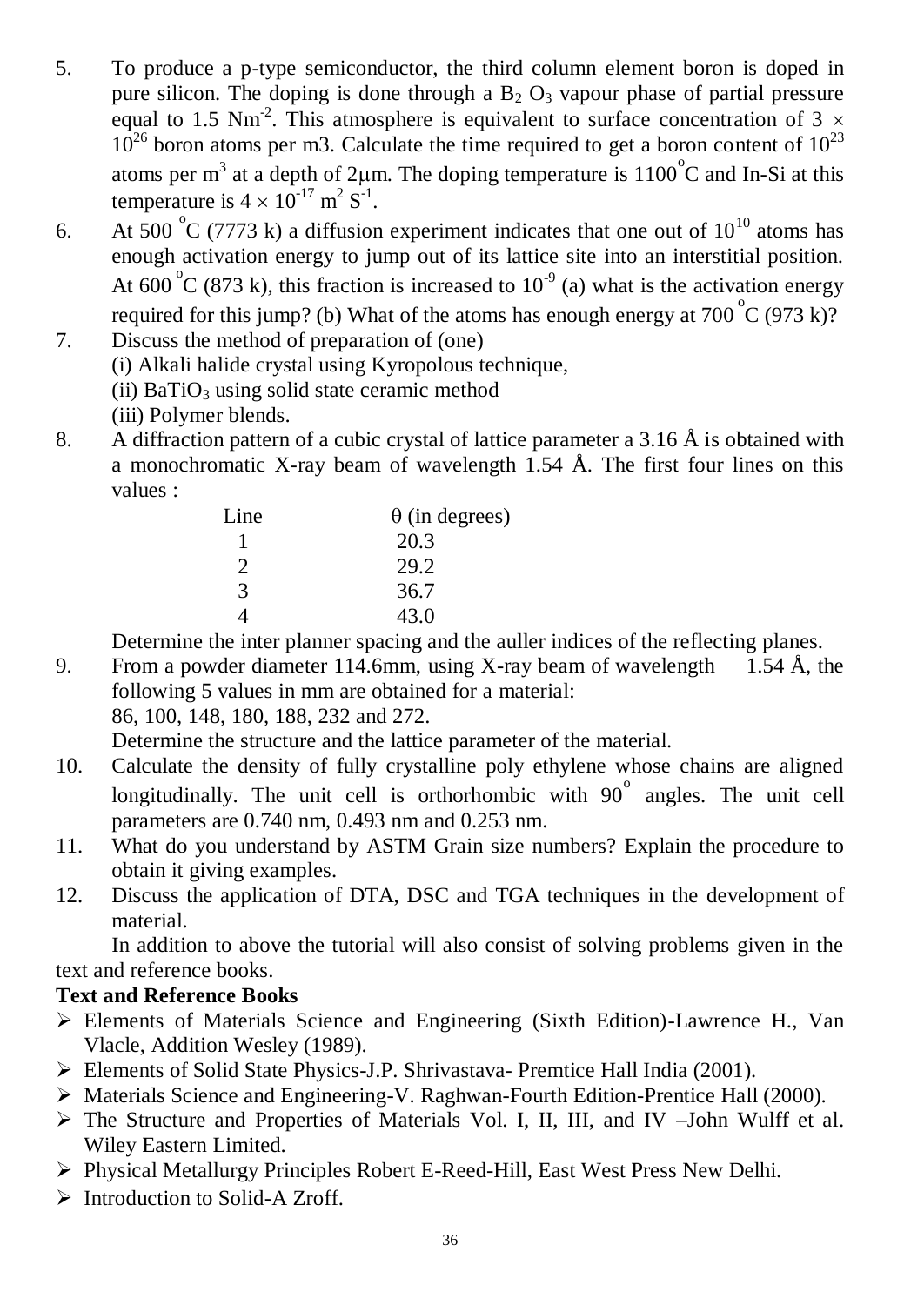5. To produce a p-type semiconductor, the third column element boron is doped in pure silicon. The doping is done through a $B_2 O_3$ vapour phase of partial pressure equal to 1.5 $Nm^{-2}$. This atmosphere is equivalent to surface concentration of $3 \times 10^{26}$ boron atoms per m3. Calculate the time required to get a boron content of $10^{23}$ atoms per $m^3$ at a depth of $2\mu$m. The doping temperature is $1100^{o}$C and In-Si at this temperature is $4 \times 10^{-17}$ $m^2$ $S^{-1}$.
6. At 500 $^{o}$C (7773 k) a diffusion experiment indicates that one out of $10^{10}$ atoms has enough activation energy to jump out of its lattice site into an interstitial position. At 600 $^{o}$C (873 k), this fraction is increased to $10^{-9}$ (a) what is the activation energy required for this jump? (b) What of the atoms has enough energy at 700 $^{o}$C (973 k)?
7. Discuss the method of preparation of (one)
   (i) Alkali halide crystal using Kyropolous technique,
   (ii) $BaTiO_3$ using solid state ceramic method
   (iii) Polymer blends.
8. A diffraction pattern of a cubic crystal of lattice parameter a 3.16 Å is obtained with a monochromatic X-ray beam of wavelength 1.54 Å. The first four lines on this values :

| Line | $\theta$ (in degrees) |
|---|---|
| 1 | 20.3 |
| 2 | 29.2 |
| 3 | 36.7 |
| 4 | 43.0 |

   Determine the inter planner spacing and the auller indices of the reflecting planes.
9. From a powder diameter 114.6mm, using X-ray beam of wavelength 1.54 Å, the following 5 values in mm are obtained for a material:
   86, 100, 148, 180, 188, 232 and 272.
   Determine the structure and the lattice parameter of the material.
10. Calculate the density of fully crystalline poly ethylene whose chains are aligned longitudinally. The unit cell is orthorhombic with $90^{o}$ angles. The unit cell parameters are 0.740 nm, 0.493 nm and 0.253 nm.
11. What do you understand by ASTM Grain size numbers? Explain the procedure to obtain it giving examples.
12. Discuss the application of DTA, DSC and TGA techniques in the development of material.

In addition to above the tutorial will also consist of solving problems given in the text and reference books.

**Text and Reference Books**

- Elements of Materials Science and Engineering (Sixth Edition)-Lawrence H., Van Vlacle, Addition Wesley (1989).
- Elements of Solid State Physics-J.P. Shrivastava- Premtice Hall India (2001).
- Materials Science and Engineering-V. Raghwan-Fourth Edition-Prentice Hall (2000).
- The Structure and Properties of Materials Vol. I, II, III, and IV –John Wulff et al. Wiley Eastern Limited.
- Physical Metallurgy Principles Robert E-Reed-Hill, East West Press New Delhi.
- Introduction to Solid-A Zroff.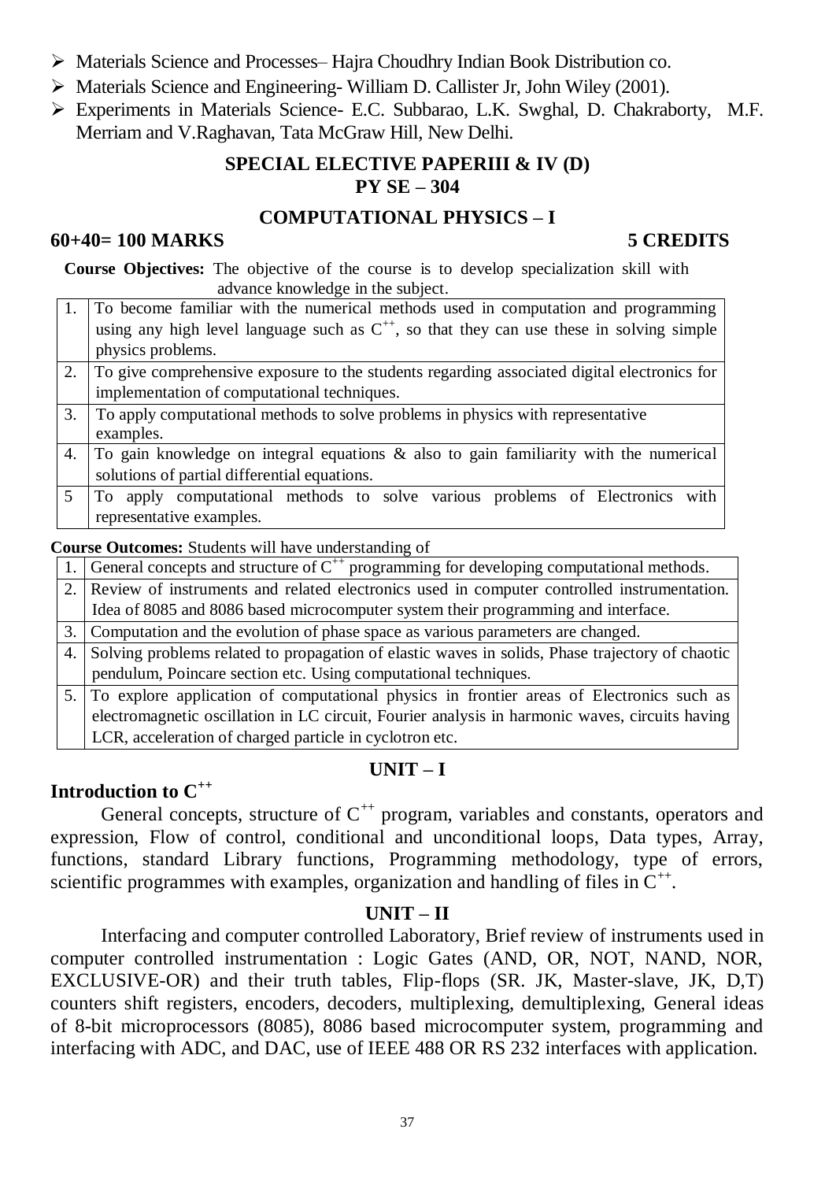- Materials Science and Processes– Hajra Choudhry Indian Book Distribution co.
- Materials Science and Engineering- William D. Callister Jr, John Wiley (2001).
- Experiments in Materials Science- E.C. Subbarao, L.K. Swghal, D. Chakraborty, M.F. Merriam and V.Raghavan, Tata McGraw Hill, New Delhi.

## SPECIAL ELECTIVE PAPERIII & IV (D)
## PY SE – 304

## COMPUTATIONAL PHYSICS – I

**60+40= 100 MARKS** **5 CREDITS**

**Course Objectives:** The objective of the course is to develop specialization skill with advance knowledge in the subject.

| | |
|---|---|
| 1. | To become familiar with the numerical methods used in computation and programming using any high level language such as $C^{++}$, so that they can use these in solving simple physics problems. |
| 2. | To give comprehensive exposure to the students regarding associated digital electronics for implementation of computational techniques. |
| 3. | To apply computational methods to solve problems in physics with representative examples. |
| 4. | To gain knowledge on integral equations & also to gain familiarity with the numerical solutions of partial differential equations. |
| 5 | To apply computational methods to solve various problems of Electronics with representative examples. |

**Course Outcomes:** Students will have understanding of

| | |
|---|---|
| 1. | General concepts and structure of $C^{++}$ programming for developing computational methods. |
| 2. | Review of instruments and related electronics used in computer controlled instrumentation. Idea of 8085 and 8086 based microcomputer system their programming and interface. |
| 3. | Computation and the evolution of phase space as various parameters are changed. |
| 4. | Solving problems related to propagation of elastic waves in solids, Phase trajectory of chaotic pendulum, Poincare section etc. Using computational techniques. |
| 5. | To explore application of computational physics in frontier areas of Electronics such as electromagnetic oscillation in LC circuit, Fourier analysis in harmonic waves, circuits having LCR, acceleration of charged particle in cyclotron etc. |

### UNIT – I

**Introduction to $C^{++}$**

General concepts, structure of $C^{++}$ program, variables and constants, operators and expression, Flow of control, conditional and unconditional loops, Data types, Array, functions, standard Library functions, Programming methodology, type of errors, scientific programmes with examples, organization and handling of files in $C^{++}$.

### UNIT – II

Interfacing and computer controlled Laboratory, Brief review of instruments used in computer controlled instrumentation : Logic Gates (AND, OR, NOT, NAND, NOR, EXCLUSIVE-OR) and their truth tables, Flip-flops (SR. JK, Master-slave, JK, D,T) counters shift registers, encoders, decoders, multiplexing, demultiplexing, General ideas of 8-bit microprocessors (8085), 8086 based microcomputer system, programming and interfacing with ADC, and DAC, use of IEEE 488 OR RS 232 interfaces with application.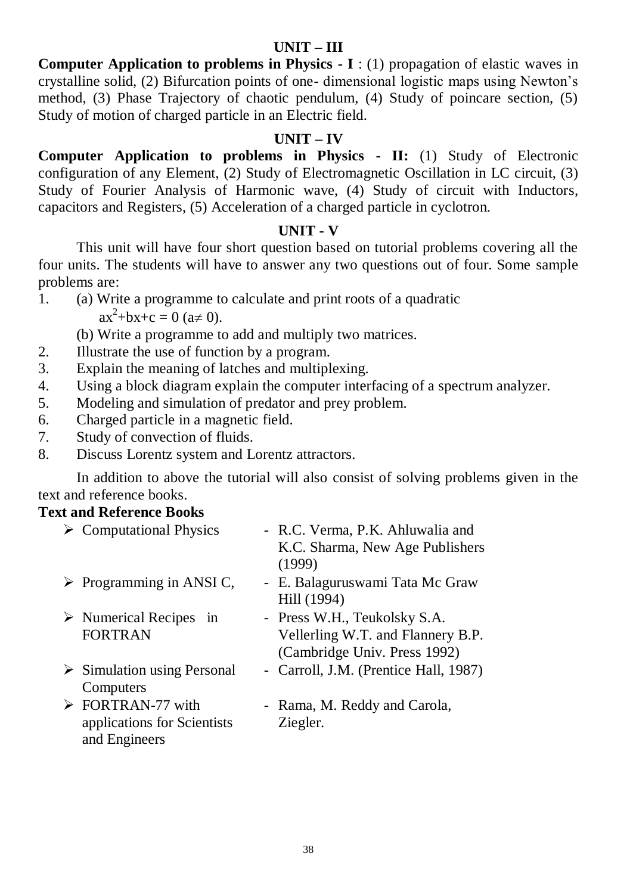## UNIT – III

**Computer Application to problems in Physics - I** : (1) propagation of elastic waves in crystalline solid, (2) Bifurcation points of one- dimensional logistic maps using Newton's method, (3) Phase Trajectory of chaotic pendulum, (4) Study of poincare section, (5) Study of motion of charged particle in an Electric field.

## UNIT – IV

**Computer Application to problems in Physics - II:** (1) Study of Electronic configuration of any Element, (2) Study of Electromagnetic Oscillation in LC circuit, (3) Study of Fourier Analysis of Harmonic wave, (4) Study of circuit with Inductors, capacitors and Registers, (5) Acceleration of a charged particle in cyclotron.

## UNIT - V

This unit will have four short question based on tutorial problems covering all the four units. The students will have to answer any two questions out of four. Some sample problems are:

1. (a) Write a programme to calculate and print roots of a quadratic $ax^2+bx+c = 0$ ($a \neq 0$).
   (b) Write a programme to add and multiply two matrices.
2. Illustrate the use of function by a program.
3. Explain the meaning of latches and multiplexing.
4. Using a block diagram explain the computer interfacing of a spectrum analyzer.
5. Modeling and simulation of predator and prey problem.
6. Charged particle in a magnetic field.
7. Study of convection of fluids.
8. Discuss Lorentz system and Lorentz attractors.

In addition to above the tutorial will also consist of solving problems given in the text and reference books.

**Text and Reference Books**

- Computational Physics - R.C. Verma, P.K. Ahluwalia and K.C. Sharma, New Age Publishers (1999)
- Programming in ANSI C, - E. Balaguruswami Tata Mc Graw Hill (1994)
- Numerical Recipes in FORTRAN - Press W.H., Teukolsky S.A. Vellerling W.T. and Flannery B.P. (Cambridge Univ. Press 1992)
- Simulation using Personal Computers - Carroll, J.M. (Prentice Hall, 1987)
- FORTRAN-77 with applications for Scientists and Engineers - Rama, M. Reddy and Carola, Ziegler.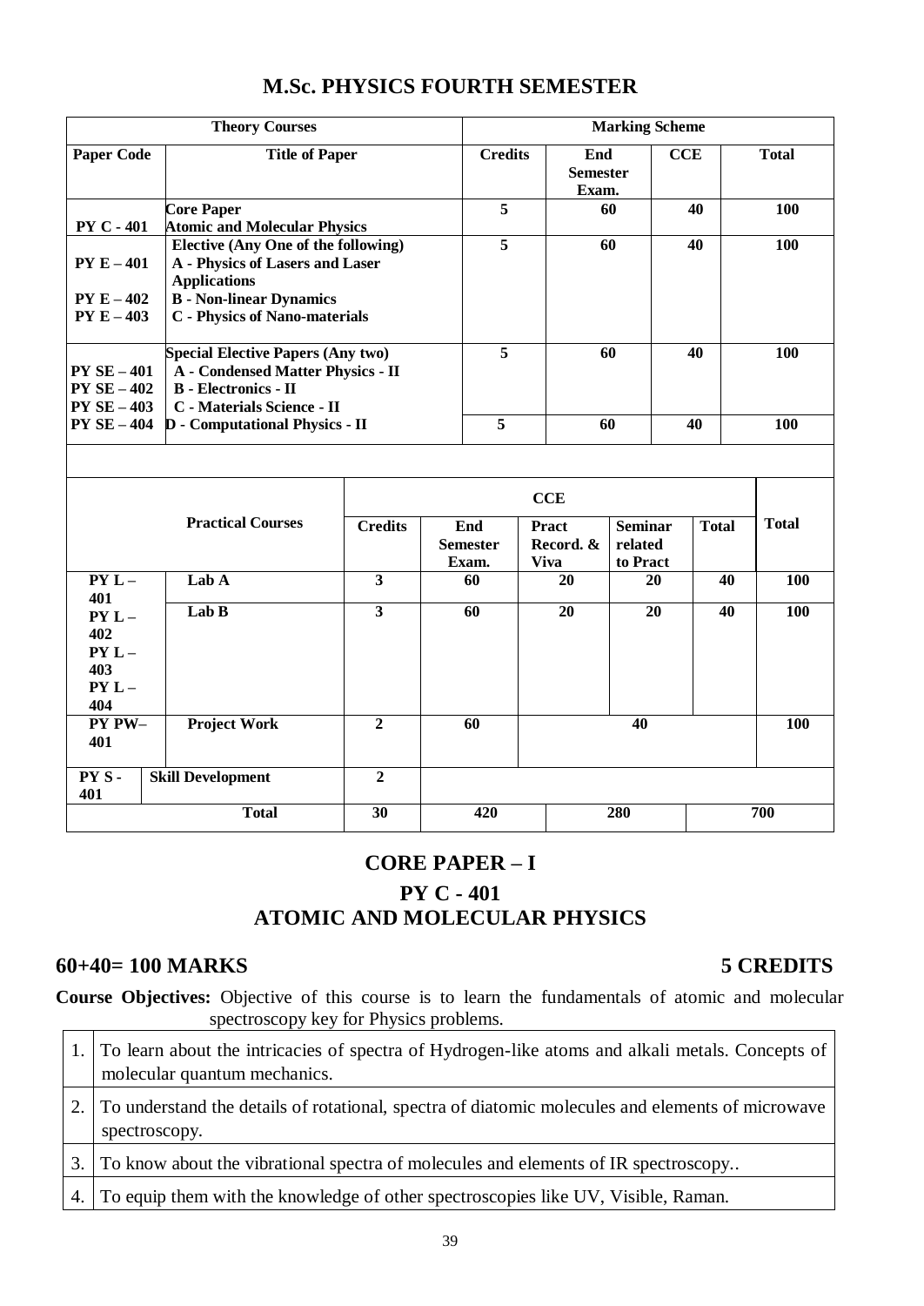## M.Sc. PHYSICS FOURTH SEMESTER

| Theory Courses | | Marking Scheme | | | |
|---|---|---|---|---|---|
| **Paper Code** | **Title of Paper** | **Credits** | **End Semester Exam.** | **CCE** | **Total** |
| PY C - 401 | **Core Paper** Atomic and Molecular Physics | 5 | 60 | 40 | 100 |
| PY E – 401<br>PY E – 402<br>PY E – 403 | **Elective (Any One of the following)**<br>A - Physics of Lasers and Laser Applications<br>B - Non-linear Dynamics<br>C - Physics of Nano-materials | 5 | 60 | 40 | 100 |
| PY SE – 401<br>PY SE – 402<br>PY SE – 403<br>PY SE – 404 | **Special Elective Papers (Any two)**<br>A - Condensed Matter Physics - II<br>B - Electronics - II<br>C - Materials Science - II<br>D - Computational Physics - II | 5 | 60 | 40 | 100 |
| | | 5 | 60 | 40 | 100 |

| Practical Courses | | Credits | End Semester Exam. | CCE | | | Total |
|---|---|---|---|---|---|---|---|
| | | | | **Pract Record. & Viva** | **Seminar related to Pract** | **Total** | |
| PY L – 401<br>PY L – 402<br>PY L – 403<br>PY L – 404 | Lab A | 3 | 60 | 20 | 20 | 40 | 100 |
| | Lab B | 3 | 60 | 20 | 20 | 40 | 100 |
| PY PW– 401 | Project Work | 2 | 60 | 40 | | | 100 |
| PY S - 401 | Skill Development | 2 | | | | | |
| **Total** | | **30** | **420** | **280** | | | **700** |

## CORE PAPER – I

## PY C - 401
## ATOMIC AND MOLECULAR PHYSICS

**60+40= 100 MARKS** **5 CREDITS**

**Course Objectives:** Objective of this course is to learn the fundamentals of atomic and molecular spectroscopy key for Physics problems.

| | |
|---|---|
| 1. | To learn about the intricacies of spectra of Hydrogen-like atoms and alkali metals. Concepts of molecular quantum mechanics. |
| 2. | To understand the details of rotational, spectra of diatomic molecules and elements of microwave spectroscopy. |
| 3. | To know about the vibrational spectra of molecules and elements of IR spectroscopy.. |
| 4. | To equip them with the knowledge of other spectroscopies like UV, Visible, Raman. |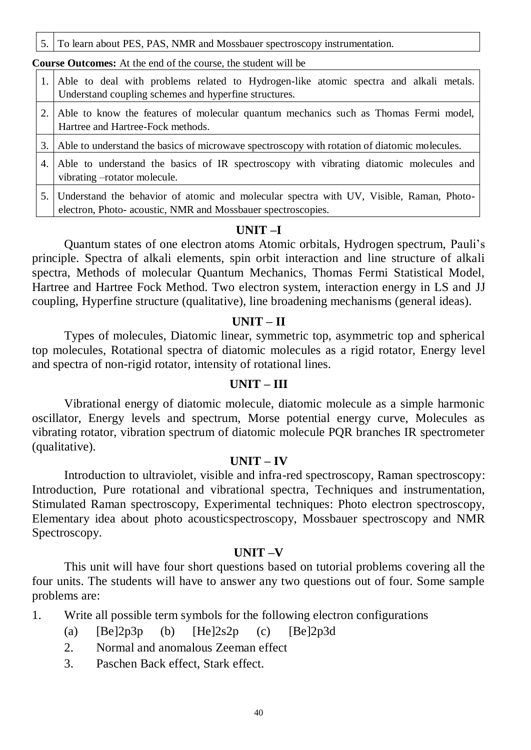| 5. | To learn about PES, PAS, NMR and Mossbauer spectroscopy instrumentation. |
|---|---|

**Course Outcomes:** At the end of the course, the student will be

| 1. | Able to deal with problems related to Hydrogen-like atomic spectra and alkali metals. Understand coupling schemes and hyperfine structures. |
|---|---|
| 2. | Able to know the features of molecular quantum mechanics such as Thomas Fermi model, Hartree and Hartree-Fock methods. |
| 3. | Able to understand the basics of microwave spectroscopy with rotation of diatomic molecules. |
| 4. | Able to understand the basics of IR spectroscopy with vibrating diatomic molecules and vibrating –rotator molecule. |
| 5. | Understand the behavior of atomic and molecular spectra with UV, Visible, Raman, Photo-electron, Photo- acoustic, NMR and Mossbauer spectroscopies. |

## UNIT –I

Quantum states of one electron atoms Atomic orbitals, Hydrogen spectrum, Pauli's principle. Spectra of alkali elements, spin orbit interaction and line structure of alkali spectra, Methods of molecular Quantum Mechanics, Thomas Fermi Statistical Model, Hartree and Hartree Fock Method. Two electron system, interaction energy in LS and JJ coupling, Hyperfine structure (qualitative), line broadening mechanisms (general ideas).

## UNIT – II

Types of molecules, Diatomic linear, symmetric top, asymmetric top and spherical top molecules, Rotational spectra of diatomic molecules as a rigid rotator, Energy level and spectra of non-rigid rotator, intensity of rotational lines.

## UNIT – III

Vibrational energy of diatomic molecule, diatomic molecule as a simple harmonic oscillator, Energy levels and spectrum, Morse potential energy curve, Molecules as vibrating rotator, vibration spectrum of diatomic molecule PQR branches IR spectrometer (qualitative).

## UNIT – IV

Introduction to ultraviolet, visible and infra-red spectroscopy, Raman spectroscopy: Introduction, Pure rotational and vibrational spectra, Techniques and instrumentation, Stimulated Raman spectroscopy, Experimental techniques: Photo electron spectroscopy, Elementary idea about photo acousticspectroscopy, Mossbauer spectroscopy and NMR Spectroscopy.

## UNIT –V

This unit will have four short questions based on tutorial problems covering all the four units. The students will have to answer any two questions out of four. Some sample problems are:

1. Write all possible term symbols for the following electron configurations
   (a) [Be]2p3p (b) [He]2s2p (c) [Be]2p3d
   2. Normal and anomalous Zeeman effect
   3. Paschen Back effect, Stark effect.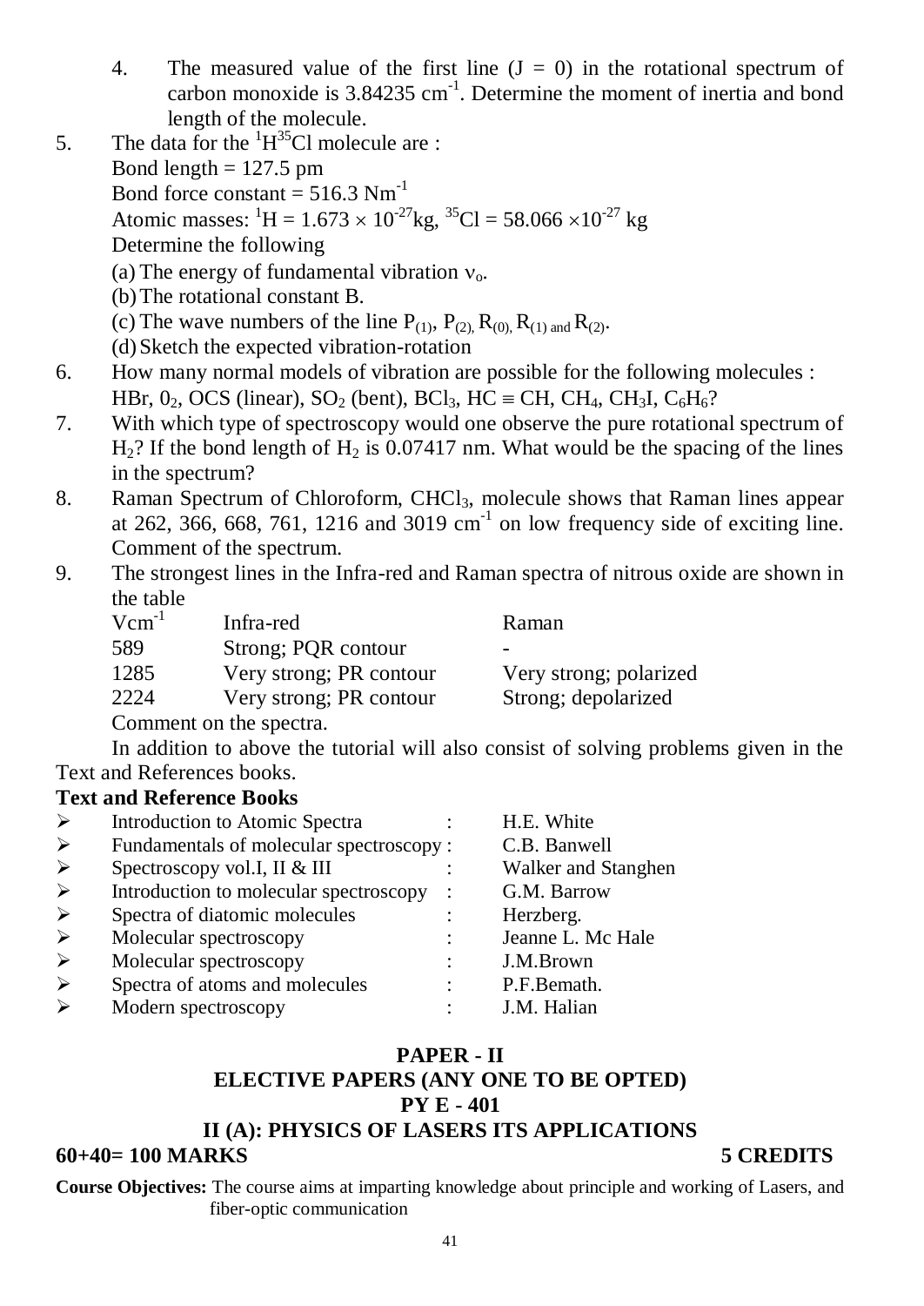4. The measured value of the first line ($J = 0$) in the rotational spectrum of carbon monoxide is 3.84235 $cm^{-1}$. Determine the moment of inertia and bond length of the molecule.

5. The data for the $^{1}H^{35}Cl$ molecule are :
   Bond length = 127.5 pm
   Bond force constant = 516.3 $Nm^{-1}$
   Atomic masses: $^{1}H = 1.673 \times 10^{-27}$kg, $^{35}Cl = 58.066 \times 10^{-27}$ kg
   Determine the following
   (a) The energy of fundamental vibration $\nu_o$.
   (b) The rotational constant B.
   (c) The wave numbers of the line $P_{(1)}$, $P_{(2)}$, $R_{(0)}$, $R_{(1)}$ and $R_{(2)}$.
   (d) Sketch the expected vibration-rotation

6. How many normal models of vibration are possible for the following molecules : HBr, $0_2$, OCS (linear), $SO_2$ (bent), $BCl_3$, $HC \equiv CH$, $CH_4$, $CH_3I$, $C_6H_6$?

7. With which type of spectroscopy would one observe the pure rotational spectrum of $H_2$? If the bond length of $H_2$ is 0.07417 nm. What would be the spacing of the lines in the spectrum?

8. Raman Spectrum of Chloroform, $CHCl_3$, molecule shows that Raman lines appear at 262, 366, 668, 761, 1216 and 3019 $cm^{-1}$ on low frequency side of exciting line. Comment of the spectrum.

9. The strongest lines in the Infra-red and Raman spectra of nitrous oxide are shown in the table

| $Vcm^{-1}$ | Infra-red | Raman |
|---|---|---|
| 589 | Strong; PQR contour | - |
| 1285 | Very strong; PR contour | Very strong; polarized |
| 2224 | Very strong; PR contour | Strong; depolarized |

   Comment on the spectra.

In addition to above the tutorial will also consist of solving problems given in the Text and References books.

**Text and Reference Books**

- Introduction to Atomic Spectra : H.E. White
- Fundamentals of molecular spectroscopy : C.B. Banwell
- Spectroscopy vol.I, II & III : Walker and Stanghen
- Introduction to molecular spectroscopy : G.M. Barrow
- Spectra of diatomic molecules : Herzberg.
- Molecular spectroscopy : Jeanne L. Mc Hale
- Molecular spectroscopy : J.M.Brown
- Spectra of atoms and molecules : P.F.Bemath.
- Modern spectroscopy : J.M. Halian

## PAPER - II
## ELECTIVE PAPERS (ANY ONE TO BE OPTED)
## PY E - 401
## II (A): PHYSICS OF LASERS ITS APPLICATIONS

**60+40= 100 MARKS** **5 CREDITS**

**Course Objectives:** The course aims at imparting knowledge about principle and working of Lasers, and fiber-optic communication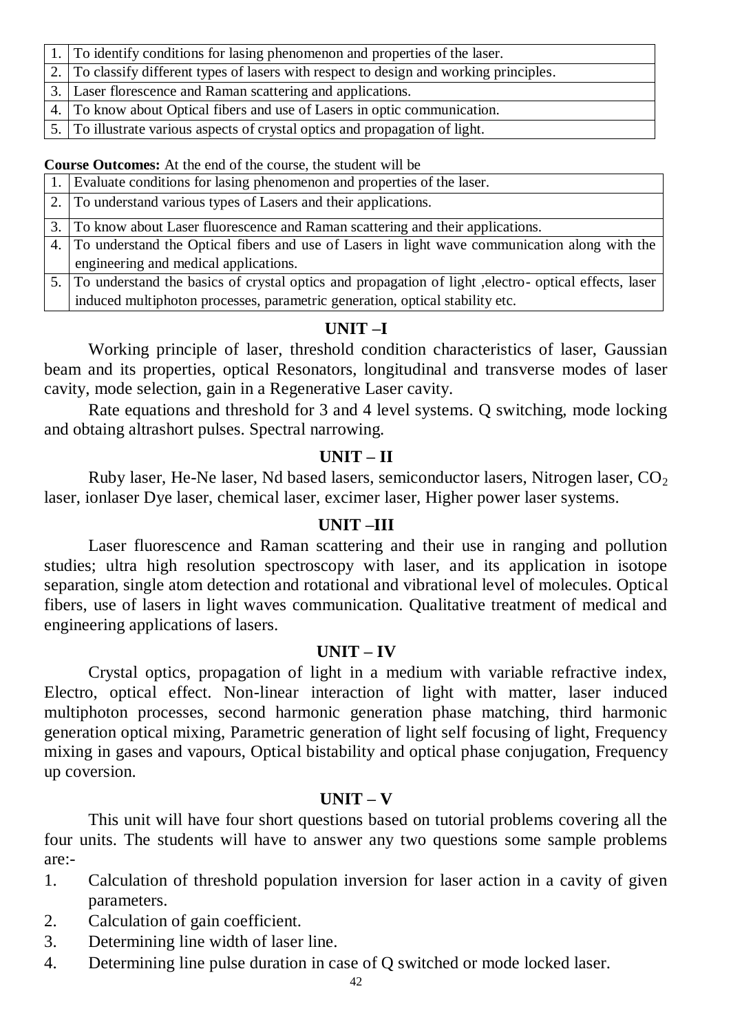| | |
|---|---|
| 1. | To identify conditions for lasing phenomenon and properties of the laser. |
| 2. | To classify different types of lasers with respect to design and working principles. |
| 3. | Laser florescence and Raman scattering and applications. |
| 4. | To know about Optical fibers and use of Lasers in optic communication. |
| 5. | To illustrate various aspects of crystal optics and propagation of light. |

**Course Outcomes:** At the end of the course, the student will be

| | |
|---|---|
| 1. | Evaluate conditions for lasing phenomenon and properties of the laser. |
| 2. | To understand various types of Lasers and their applications. |
| 3. | To know about Laser fluorescence and Raman scattering and their applications. |
| 4. | To understand the Optical fibers and use of Lasers in light wave communication along with the engineering and medical applications. |
| 5. | To understand the basics of crystal optics and propagation of light ,electro- optical effects, laser induced multiphoton processes, parametric generation, optical stability etc. |

## UNIT –I

Working principle of laser, threshold condition characteristics of laser, Gaussian beam and its properties, optical Resonators, longitudinal and transverse modes of laser cavity, mode selection, gain in a Regenerative Laser cavity.

Rate equations and threshold for 3 and 4 level systems. Q switching, mode locking and obtaing altrashort pulses. Spectral narrowing.

## UNIT – II

Ruby laser, He-Ne laser, Nd based lasers, semiconductor lasers, Nitrogen laser, $CO_2$ laser, ionlaser Dye laser, chemical laser, excimer laser, Higher power laser systems.

## UNIT –III

Laser fluorescence and Raman scattering and their use in ranging and pollution studies; ultra high resolution spectroscopy with laser, and its application in isotope separation, single atom detection and rotational and vibrational level of molecules. Optical fibers, use of lasers in light waves communication. Qualitative treatment of medical and engineering applications of lasers.

## UNIT – IV

Crystal optics, propagation of light in a medium with variable refractive index, Electro, optical effect. Non-linear interaction of light with matter, laser induced multiphoton processes, second harmonic generation phase matching, third harmonic generation optical mixing, Parametric generation of light self focusing of light, Frequency mixing in gases and vapours, Optical bistability and optical phase conjugation, Frequency up coversion.

## UNIT – V

This unit will have four short questions based on tutorial problems covering all the four units. The students will have to answer any two questions some sample problems are:-

1. Calculation of threshold population inversion for laser action in a cavity of given parameters.
2. Calculation of gain coefficient.
3. Determining line width of laser line.
4. Determining line pulse duration in case of Q switched or mode locked laser.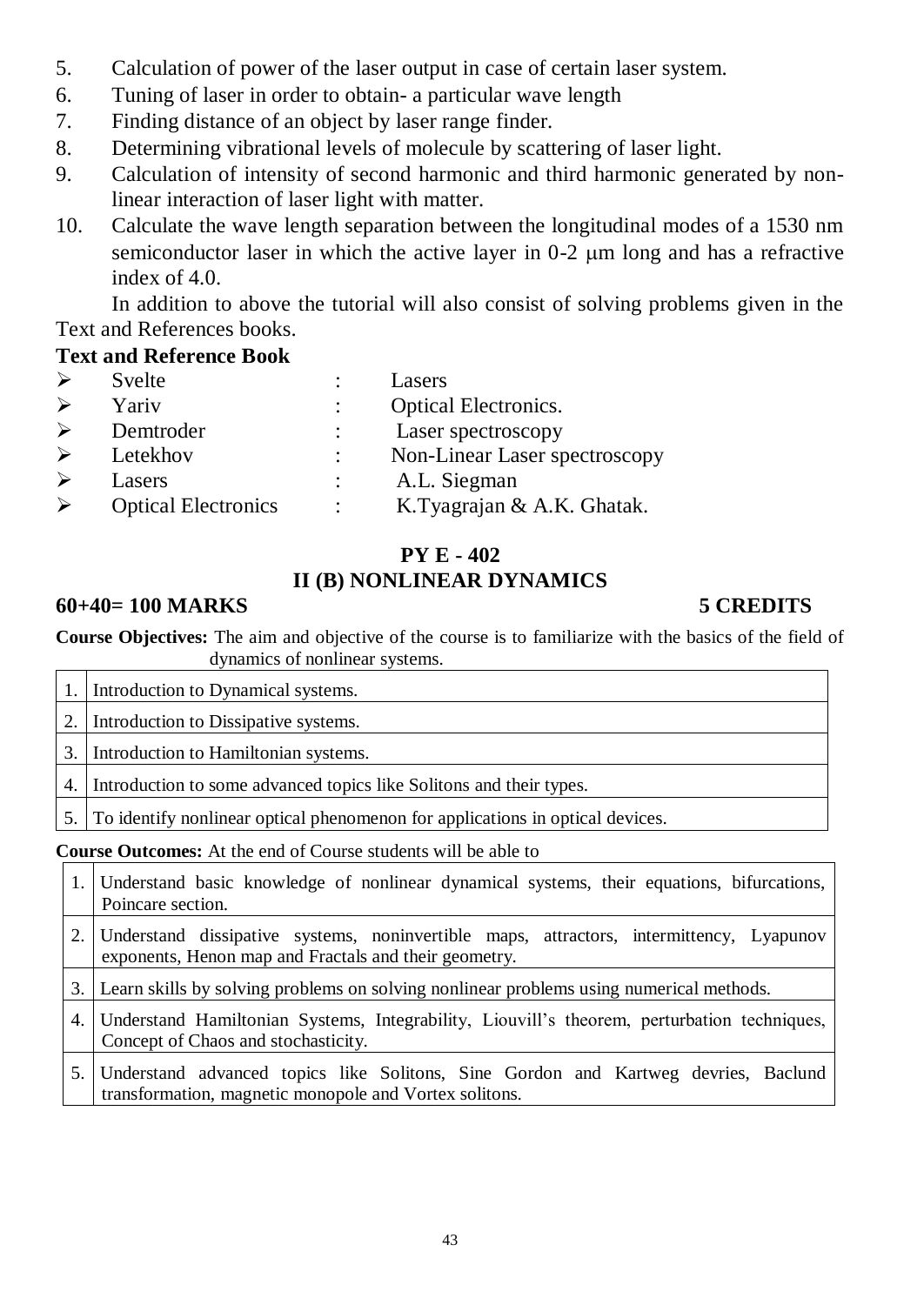5. Calculation of power of the laser output in case of certain laser system.
6. Tuning of laser in order to obtain- a particular wave length
7. Finding distance of an object by laser range finder.
8. Determining vibrational levels of molecule by scattering of laser light.
9. Calculation of intensity of second harmonic and third harmonic generated by non-linear interaction of laser light with matter.
10. Calculate the wave length separation between the longitudinal modes of a 1530 nm semiconductor laser in which the active layer in 0-2 μm long and has a refractive index of 4.0.

In addition to above the tutorial will also consist of solving problems given in the Text and References books.

**Text and Reference Book**

- Svelte : Lasers
- Yariv : Optical Electronics.
- Demtroder : Laser spectroscopy
- Letekhov : Non-Linear Laser spectroscopy
- Lasers : A.L. Siegman
- Optical Electronics : K.Tyagrajan & A.K. Ghatak.

## PY E - 402
## II (B) NONLINEAR DYNAMICS

**60+40= 100 MARKS** **5 CREDITS**

**Course Objectives:** The aim and objective of the course is to familiarize with the basics of the field of dynamics of nonlinear systems.

| | |
|---|---|
| 1. | Introduction to Dynamical systems. |
| 2. | Introduction to Dissipative systems. |
| 3. | Introduction to Hamiltonian systems. |
| 4. | Introduction to some advanced topics like Solitons and their types. |
| 5. | To identify nonlinear optical phenomenon for applications in optical devices. |

**Course Outcomes:** At the end of Course students will be able to

| | |
|---|---|
| 1. | Understand basic knowledge of nonlinear dynamical systems, their equations, bifurcations, Poincare section. |
| 2. | Understand dissipative systems, noninvertible maps, attractors, intermittency, Lyapunov exponents, Henon map and Fractals and their geometry. |
| 3. | Learn skills by solving problems on solving nonlinear problems using numerical methods. |
| 4. | Understand Hamiltonian Systems, Integrability, Liouvill's theorem, perturbation techniques, Concept of Chaos and stochasticity. |
| 5. | Understand advanced topics like Solitons, Sine Gordon and Kartweg devries, Baclund transformation, magnetic monopole and Vortex solitons. |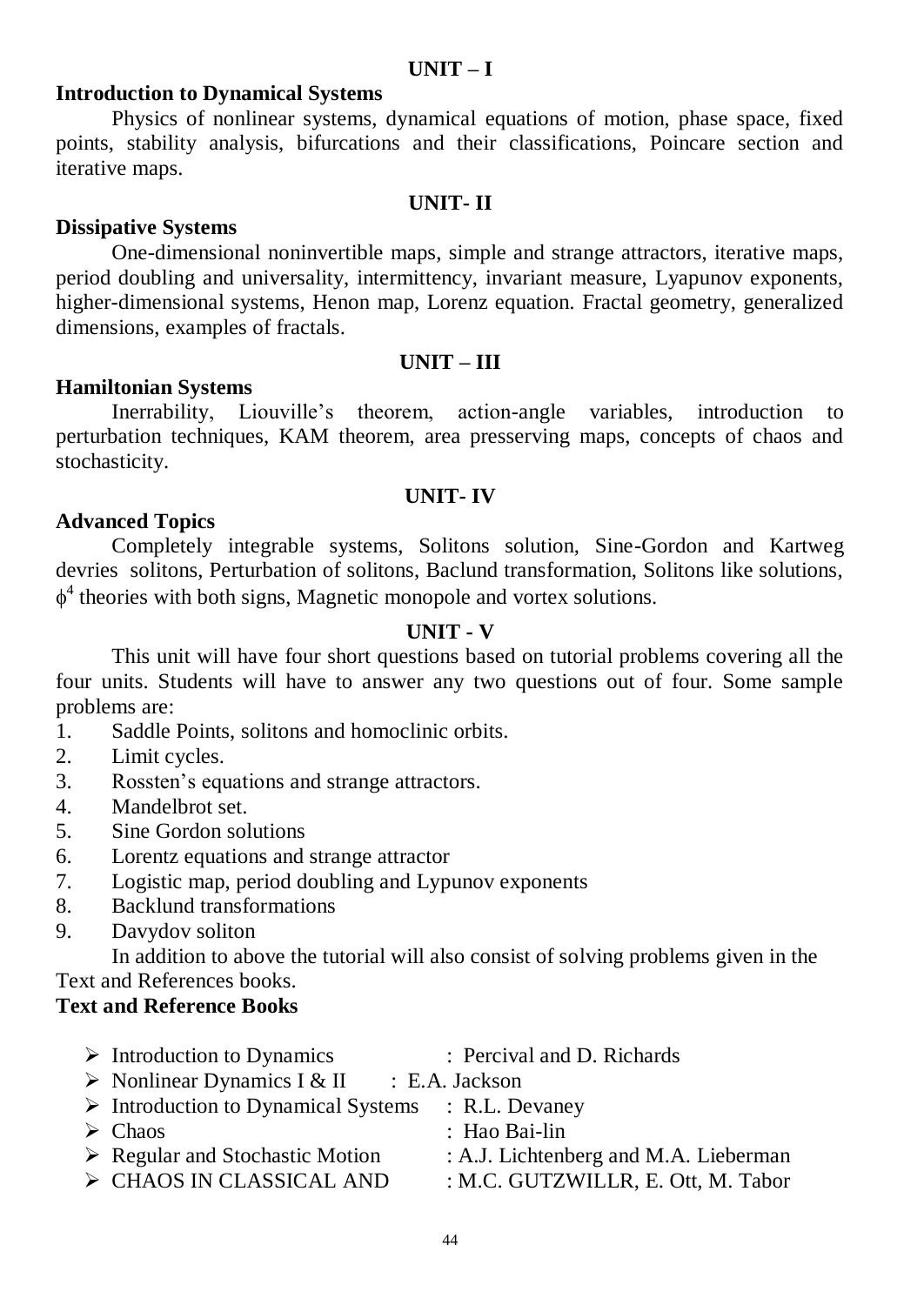## UNIT – I

**Introduction to Dynamical Systems**

Physics of nonlinear systems, dynamical equations of motion, phase space, fixed points, stability analysis, bifurcations and their classifications, Poincare section and iterative maps.

## UNIT- II

**Dissipative Systems**

One-dimensional noninvertible maps, simple and strange attractors, iterative maps, period doubling and universality, intermittency, invariant measure, Lyapunov exponents, higher-dimensional systems, Henon map, Lorenz equation. Fractal geometry, generalized dimensions, examples of fractals.

## UNIT – III

**Hamiltonian Systems**

Inerrability, Liouville's theorem, action-angle variables, introduction to perturbation techniques, KAM theorem, area presserving maps, concepts of chaos and stochasticity.

## UNIT- IV

**Advanced Topics**

Completely integrable systems, Solitons solution, Sine-Gordon and Kartweg devries solitons, Perturbation of solitons, Baclund transformation, Solitons like solutions, $\phi^4$ theories with both signs, Magnetic monopole and vortex solutions.

## UNIT - V

This unit will have four short questions based on tutorial problems covering all the four units. Students will have to answer any two questions out of four. Some sample problems are:

1. Saddle Points, solitons and homoclinic orbits.
2. Limit cycles.
3. Rossten's equations and strange attractors.
4. Mandelbrot set.
5. Sine Gordon solutions
6. Lorentz equations and strange attractor
7. Logistic map, period doubling and Lypunov exponents
8. Backlund transformations
9. Davydov soliton

In addition to above the tutorial will also consist of solving problems given in the Text and References books.

**Text and Reference Books**

- Introduction to Dynamics : Percival and D. Richards
- Nonlinear Dynamics I & II : E.A. Jackson
- Introduction to Dynamical Systems : R.L. Devaney
- Chaos : Hao Bai-lin
- Regular and Stochastic Motion : A.J. Lichtenberg and M.A. Lieberman
- CHAOS IN CLASSICAL AND : M.C. GUTZWILLR, E. Ott, M. Tabor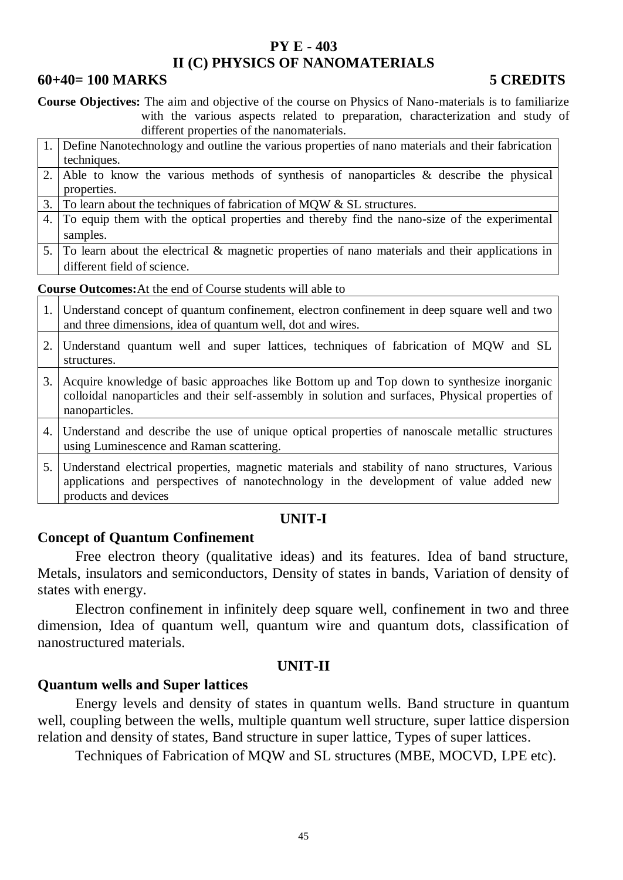## PY E - 403

## II (C) PHYSICS OF NANOMATERIALS

**60+40= 100 MARKS** **5 CREDITS**

**Course Objectives:** The aim and objective of the course on Physics of Nano-materials is to familiarize with the various aspects related to preparation, characterization and study of different properties of the nanomaterials.

| | |
|---|---|
| 1. | Define Nanotechnology and outline the various properties of nano materials and their fabrication techniques. |
| 2. | Able to know the various methods of synthesis of nanoparticles & describe the physical properties. |
| 3. | To learn about the techniques of fabrication of MQW & SL structures. |
| 4. | To equip them with the optical properties and thereby find the nano-size of the experimental samples. |
| 5. | To learn about the electrical & magnetic properties of nano materials and their applications in different field of science. |

**Course Outcomes:** At the end of Course students will able to

| | |
|---|---|
| 1. | Understand concept of quantum confinement, electron confinement in deep square well and two and three dimensions, idea of quantum well, dot and wires. |
| 2. | Understand quantum well and super lattices, techniques of fabrication of MQW and SL structures. |
| 3. | Acquire knowledge of basic approaches like Bottom up and Top down to synthesize inorganic colloidal nanoparticles and their self-assembly in solution and surfaces, Physical properties of nanoparticles. |
| 4. | Understand and describe the use of unique optical properties of nanoscale metallic structures using Luminescence and Raman scattering. |
| 5. | Understand electrical properties, magnetic materials and stability of nano structures, Various applications and perspectives of nanotechnology in the development of value added new products and devices |

### UNIT-I

### Concept of Quantum Confinement

Free electron theory (qualitative ideas) and its features. Idea of band structure, Metals, insulators and semiconductors, Density of states in bands, Variation of density of states with energy.

Electron confinement in infinitely deep square well, confinement in two and three dimension, Idea of quantum well, quantum wire and quantum dots, classification of nanostructured materials.

### UNIT-II

### Quantum wells and Super lattices

Energy levels and density of states in quantum wells. Band structure in quantum well, coupling between the wells, multiple quantum well structure, super lattice dispersion relation and density of states, Band structure in super lattice, Types of super lattices.

Techniques of Fabrication of MQW and SL structures (MBE, MOCVD, LPE etc).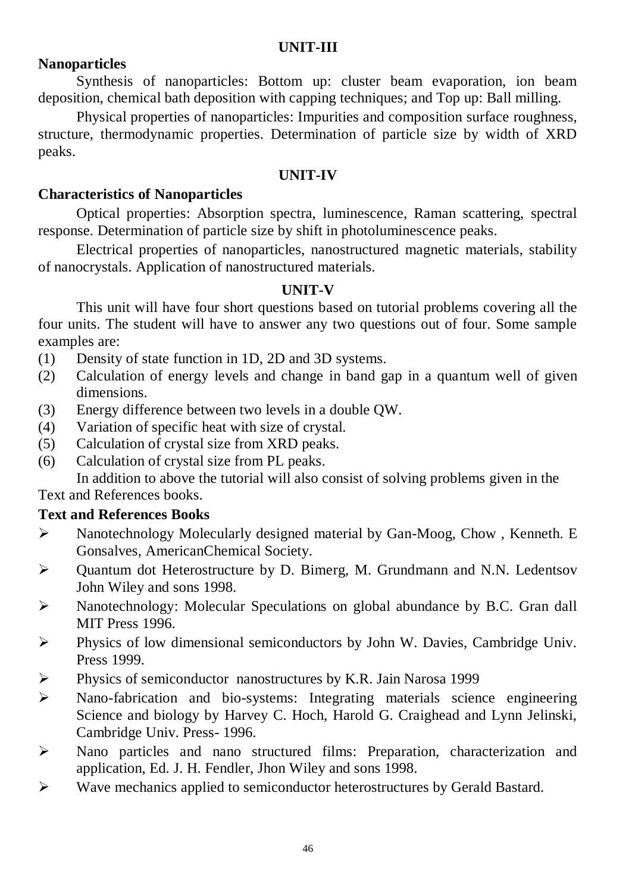## UNIT-III

**Nanoparticles**

Synthesis of nanoparticles: Bottom up: cluster beam evaporation, ion beam deposition, chemical bath deposition with capping techniques; and Top up: Ball milling.

Physical properties of nanoparticles: Impurities and composition surface roughness, structure, thermodynamic properties. Determination of particle size by width of XRD peaks.

## UNIT-IV

**Characteristics of Nanoparticles**

Optical properties: Absorption spectra, luminescence, Raman scattering, spectral response. Determination of particle size by shift in photoluminescence peaks.

Electrical properties of nanoparticles, nanostructured magnetic materials, stability of nanocrystals. Application of nanostructured materials.

## UNIT-V

This unit will have four short questions based on tutorial problems covering all the four units. The student will have to answer any two questions out of four. Some sample examples are:

(1) Density of state function in 1D, 2D and 3D systems.
(2) Calculation of energy levels and change in band gap in a quantum well of given dimensions.
(3) Energy difference between two levels in a double QW.
(4) Variation of specific heat with size of crystal.
(5) Calculation of crystal size from XRD peaks.
(6) Calculation of crystal size from PL peaks.

In addition to above the tutorial will also consist of solving problems given in the Text and References books.

**Text and References Books**

- Nanotechnology Molecularly designed material by Gan-Moog, Chow , Kenneth. E Gonsalves, AmericanChemical Society.
- Quantum dot Heterostructure by D. Bimerg, M. Grundmann and N.N. Ledentsov John Wiley and sons 1998.
- Nanotechnology: Molecular Speculations on global abundance by B.C. Gran dall MIT Press 1996.
- Physics of low dimensional semiconductors by John W. Davies, Cambridge Univ. Press 1999.
- Physics of semiconductor nanostructures by K.R. Jain Narosa 1999
- Nano-fabrication and bio-systems: Integrating materials science engineering Science and biology by Harvey C. Hoch, Harold G. Craighead and Lynn Jelinski, Cambridge Univ. Press- 1996.
- Nano particles and nano structured films: Preparation, characterization and application, Ed. J. H. Fendler, Jhon Wiley and sons 1998.
- Wave mechanics applied to semiconductor heterostructures by Gerald Bastard.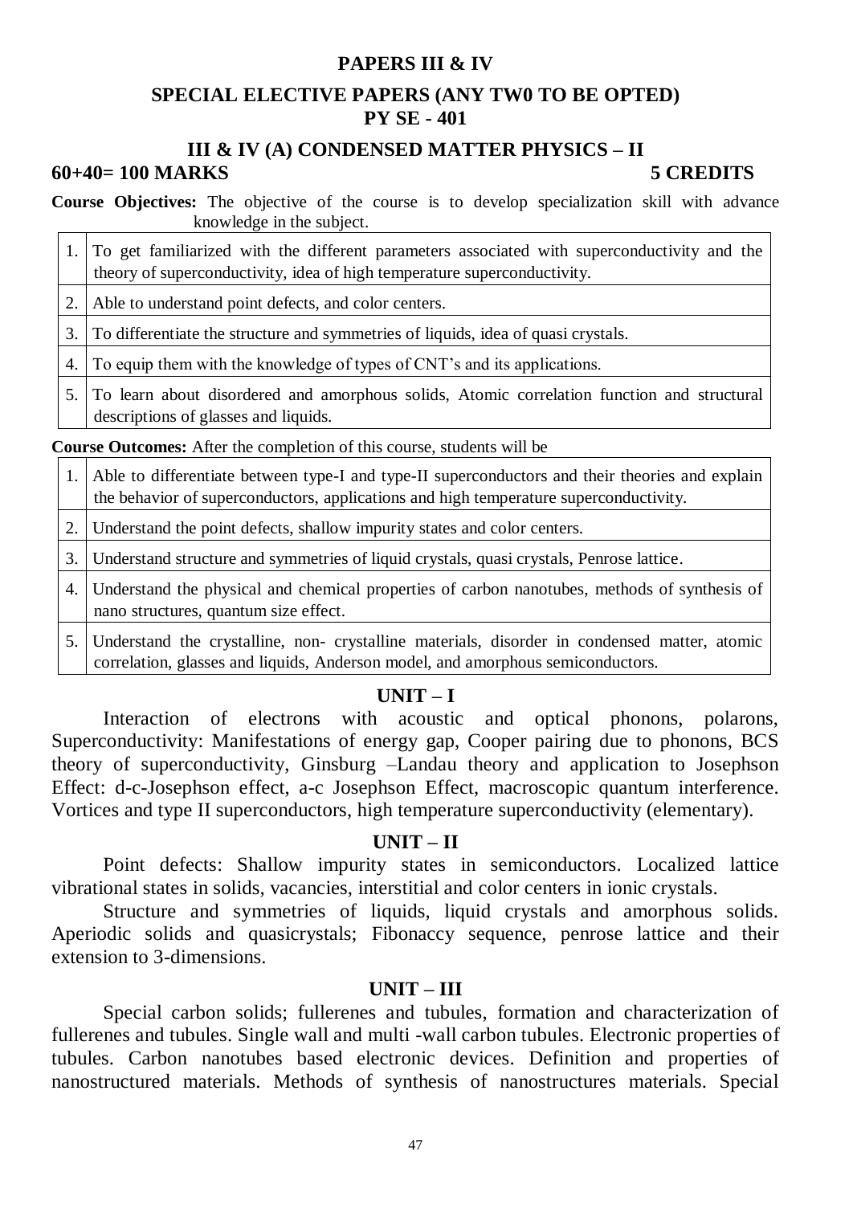## PAPERS III & IV

## SPECIAL ELECTIVE PAPERS (ANY TW0 TO BE OPTED)
## PY SE - 401

### III & IV (A) CONDENSED MATTER PHYSICS – II

**60+40= 100 MARKS** **5 CREDITS**

**Course Objectives:** The objective of the course is to develop specialization skill with advance knowledge in the subject.

| | |
|---|---|
| 1. | To get familiarized with the different parameters associated with superconductivity and the theory of superconductivity, idea of high temperature superconductivity. |
| 2. | Able to understand point defects, and color centers. |
| 3. | To differentiate the structure and symmetries of liquids, idea of quasi crystals. |
| 4. | To equip them with the knowledge of types of CNT's and its applications. |
| 5. | To learn about disordered and amorphous solids, Atomic correlation function and structural descriptions of glasses and liquids. |

**Course Outcomes:** After the completion of this course, students will be

| | |
|---|---|
| 1. | Able to differentiate between type-I and type-II superconductors and their theories and explain the behavior of superconductors, applications and high temperature superconductivity. |
| 2. | Understand the point defects, shallow impurity states and color centers. |
| 3. | Understand structure and symmetries of liquid crystals, quasi crystals, Penrose lattice. |
| 4. | Understand the physical and chemical properties of carbon nanotubes, methods of synthesis of nano structures, quantum size effect. |
| 5. | Understand the crystalline, non- crystalline materials, disorder in condensed matter, atomic correlation, glasses and liquids, Anderson model, and amorphous semiconductors. |

### UNIT – I

Interaction of electrons with acoustic and optical phonons, polarons, Superconductivity: Manifestations of energy gap, Cooper pairing due to phonons, BCS theory of superconductivity, Ginsburg –Landau theory and application to Josephson Effect: d-c-Josephson effect, a-c Josephson Effect, macroscopic quantum interference. Vortices and type II superconductors, high temperature superconductivity (elementary).

### UNIT – II

Point defects: Shallow impurity states in semiconductors. Localized lattice vibrational states in solids, vacancies, interstitial and color centers in ionic crystals.

Structure and symmetries of liquids, liquid crystals and amorphous solids. Aperiodic solids and quasicrystals; Fibonaccy sequence, penrose lattice and their extension to 3-dimensions.

### UNIT – III

Special carbon solids; fullerenes and tubules, formation and characterization of fullerenes and tubules. Single wall and multi -wall carbon tubules. Electronic properties of tubules. Carbon nanotubes based electronic devices. Definition and properties of nanostructured materials. Methods of synthesis of nanostructures materials. Special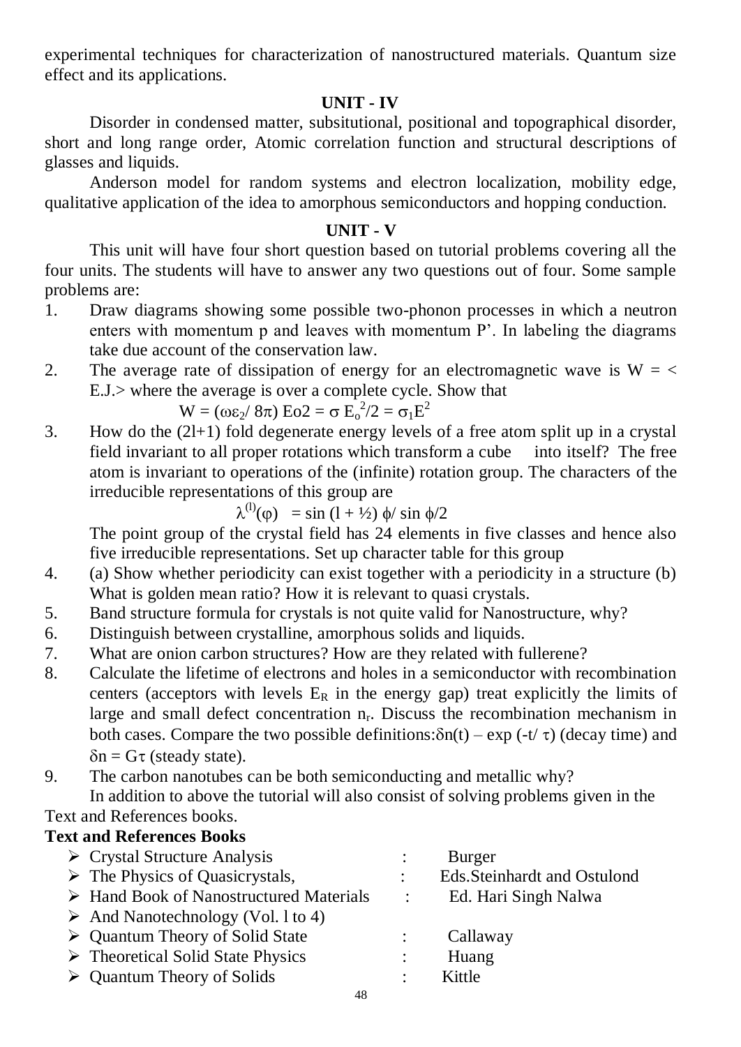experimental techniques for characterization of nanostructured materials. Quantum size effect and its applications.

## UNIT - IV

Disorder in condensed matter, subsitutional, positional and topographical disorder, short and long range order, Atomic correlation function and structural descriptions of glasses and liquids.

Anderson model for random systems and electron localization, mobility edge, qualitative application of the idea to amorphous semiconductors and hopping conduction.

## UNIT - V

This unit will have four short question based on tutorial problems covering all the four units. The students will have to answer any two questions out of four. Some sample problems are:

1. Draw diagrams showing some possible two-phonon processes in which a neutron enters with momentum p and leaves with momentum P'. In labeling the diagrams take due account of the conservation law.
2. The average rate of dissipation of energy for an electromagnetic wave is W = < E.J.> where the average is over a complete cycle. Show that

   $$W = (\omega\varepsilon_2/ 8\pi)\ Eo2 = \sigma\ E_o^2/2 = \sigma_1 E^2$$

3. How do the (2l+1) fold degenerate energy levels of a free atom split up in a crystal field invariant to all proper rotations which transform a cube into itself? The free atom is invariant to operations of the (infinite) rotation group. The characters of the irreducible representations of this group are

   $$\lambda^{(l)}(\varphi) = \sin\,(l + ½)\ \phi/ \sin \phi/2$$

   The point group of the crystal field has 24 elements in five classes and hence also five irreducible representations. Set up character table for this group
4. (a) Show whether periodicity can exist together with a periodicity in a structure (b) What is golden mean ratio? How it is relevant to quasi crystals.
5. Band structure formula for crystals is not quite valid for Nanostructure, why?
6. Distinguish between crystalline, amorphous solids and liquids.
7. What are onion carbon structures? How are they related with fullerene?
8. Calculate the lifetime of electrons and holes in a semiconductor with recombination centers (acceptors with levels $E_R$ in the energy gap) treat explicitly the limits of large and small defect concentration $n_r$. Discuss the recombination mechanism in both cases. Compare the two possible definitions:$\delta n(t)$ – exp (-t/ $\tau$) (decay time) and $\delta n = G\tau$ (steady state).
9. The carbon nanotubes can be both semiconducting and metallic why?

In addition to above the tutorial will also consist of solving problems given in the Text and References books.

**Text and References Books**

- Crystal Structure Analysis : Burger
- The Physics of Quasicrystals, : Eds.Steinhardt and Ostulond
- Hand Book of Nanostructured Materials : Ed. Hari Singh Nalwa
- And Nanotechnology (Vol. l to 4)
- Quantum Theory of Solid State : Callaway
- Theoretical Solid State Physics : Huang
- Quantum Theory of Solids : Kittle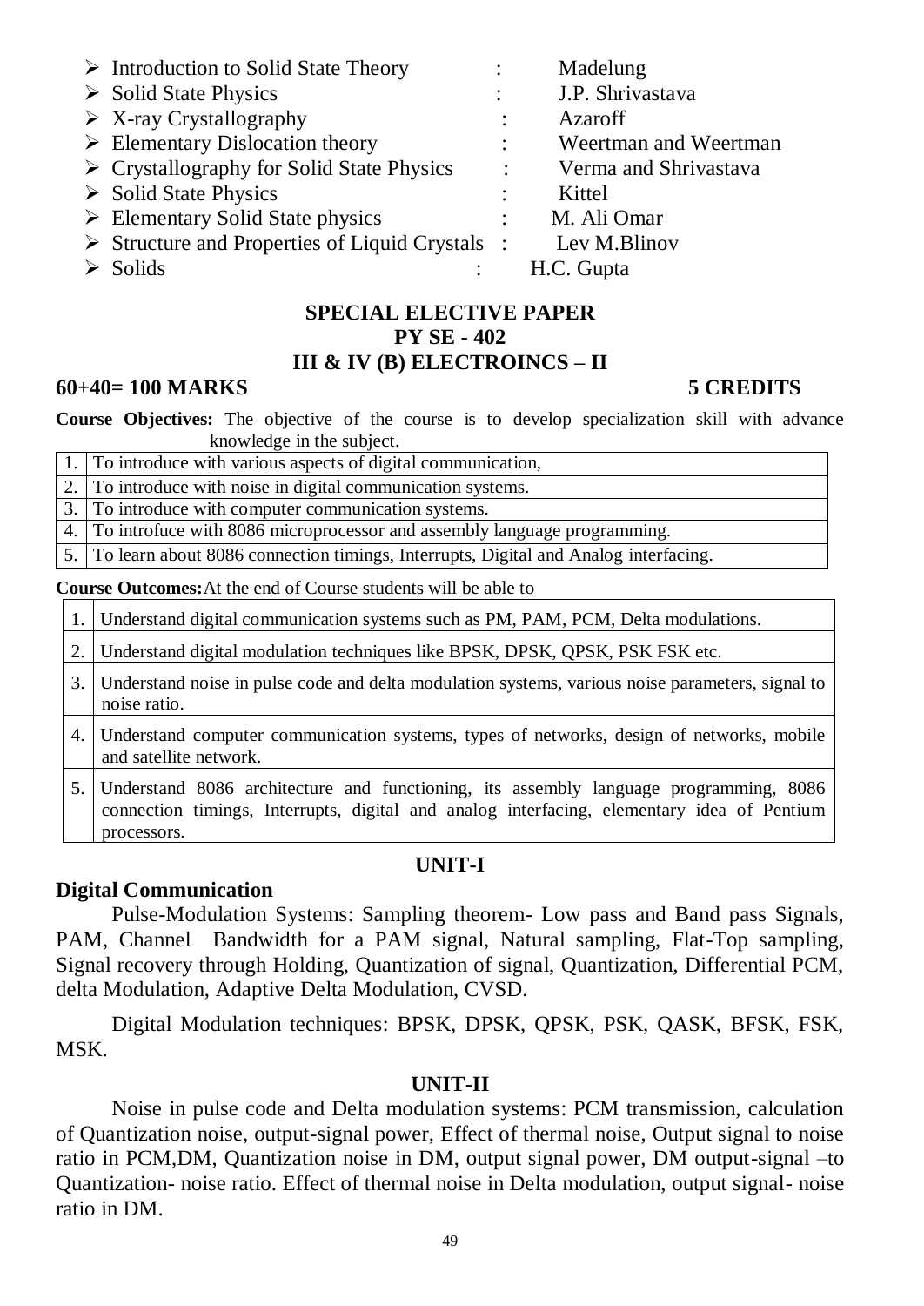- Introduction to Solid State Theory : Madelung
- Solid State Physics : J.P. Shrivastava
- X-ray Crystallography : Azaroff
- Elementary Dislocation theory : Weertman and Weertman
- Crystallography for Solid State Physics : Verma and Shrivastava
- Solid State Physics : Kittel
- Elementary Solid State physics : M. Ali Omar
- Structure and Properties of Liquid Crystals : Lev M.Blinov
- Solids : H.C. Gupta

## SPECIAL ELECTIVE PAPER
## PY SE - 402
## III & IV (B) ELECTROINCS – II

**60+40= 100 MARKS** **5 CREDITS**

**Course Objectives:** The objective of the course is to develop specialization skill with advance knowledge in the subject.

| | |
|---|---|
| 1. | To introduce with various aspects of digital communication, |
| 2. | To introduce with noise in digital communication systems. |
| 3. | To introduce with computer communication systems. |
| 4. | To introfuce with 8086 microprocessor and assembly language programming. |
| 5. | To learn about 8086 connection timings, Interrupts, Digital and Analog interfacing. |

**Course Outcomes:** At the end of Course students will be able to

| | |
|---|---|
| 1. | Understand digital communication systems such as PM, PAM, PCM, Delta modulations. |
| 2. | Understand digital modulation techniques like BPSK, DPSK, QPSK, PSK FSK etc. |
| 3. | Understand noise in pulse code and delta modulation systems, various noise parameters, signal to noise ratio. |
| 4. | Understand computer communication systems, types of networks, design of networks, mobile and satellite network. |
| 5. | Understand 8086 architecture and functioning, its assembly language programming, 8086 connection timings, Interrupts, digital and analog interfacing, elementary idea of Pentium processors. |

### UNIT-I

**Digital Communication**

Pulse-Modulation Systems: Sampling theorem- Low pass and Band pass Signals, PAM, Channel Bandwidth for a PAM signal, Natural sampling, Flat-Top sampling, Signal recovery through Holding, Quantization of signal, Quantization, Differential PCM, delta Modulation, Adaptive Delta Modulation, CVSD.

Digital Modulation techniques: BPSK, DPSK, QPSK, PSK, QASK, BFSK, FSK, MSK.

### UNIT-II

Noise in pulse code and Delta modulation systems: PCM transmission, calculation of Quantization noise, output-signal power, Effect of thermal noise, Output signal to noise ratio in PCM,DM, Quantization noise in DM, output signal power, DM output-signal –to Quantization- noise ratio. Effect of thermal noise in Delta modulation, output signal- noise ratio in DM.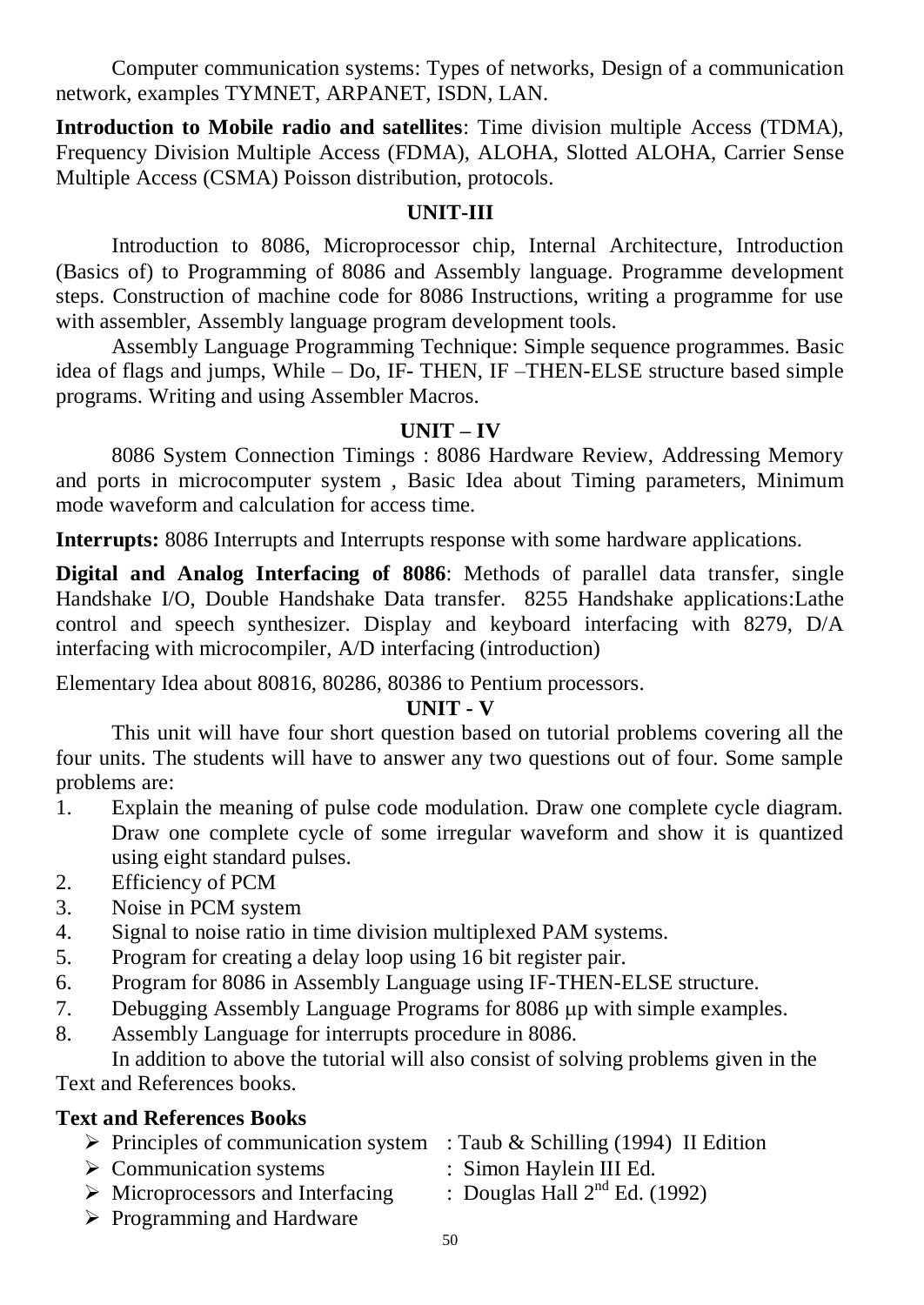Computer communication systems: Types of networks, Design of a communication network, examples TYMNET, ARPANET, ISDN, LAN.

**Introduction to Mobile radio and satellites**: Time division multiple Access (TDMA), Frequency Division Multiple Access (FDMA), ALOHA, Slotted ALOHA, Carrier Sense Multiple Access (CSMA) Poisson distribution, protocols.

## UNIT-III

Introduction to 8086, Microprocessor chip, Internal Architecture, Introduction (Basics of) to Programming of 8086 and Assembly language. Programme development steps. Construction of machine code for 8086 Instructions, writing a programme for use with assembler, Assembly language program development tools.

Assembly Language Programming Technique: Simple sequence programmes. Basic idea of flags and jumps, While – Do, IF- THEN, IF –THEN-ELSE structure based simple programs. Writing and using Assembler Macros.

## UNIT – IV

8086 System Connection Timings : 8086 Hardware Review, Addressing Memory and ports in microcomputer system , Basic Idea about Timing parameters, Minimum mode waveform and calculation for access time.

**Interrupts:** 8086 Interrupts and Interrupts response with some hardware applications.

**Digital and Analog Interfacing of 8086**: Methods of parallel data transfer, single Handshake I/O, Double Handshake Data transfer. 8255 Handshake applications:Lathe control and speech synthesizer. Display and keyboard interfacing with 8279, D/A interfacing with microcompiler, A/D interfacing (introduction)

Elementary Idea about 80816, 80286, 80386 to Pentium processors.

## UNIT - V

This unit will have four short question based on tutorial problems covering all the four units. The students will have to answer any two questions out of four. Some sample problems are:

1. Explain the meaning of pulse code modulation. Draw one complete cycle diagram. Draw one complete cycle of some irregular waveform and show it is quantized using eight standard pulses.
2. Efficiency of PCM
3. Noise in PCM system
4. Signal to noise ratio in time division multiplexed PAM systems.
5. Program for creating a delay loop using 16 bit register pair.
6. Program for 8086 in Assembly Language using IF-THEN-ELSE structure.
7. Debugging Assembly Language Programs for 8086 μp with simple examples.
8. Assembly Language for interrupts procedure in 8086.

In addition to above the tutorial will also consist of solving problems given in the Text and References books.

### Text and References Books

- Principles of communication system : Taub & Schilling (1994) II Edition
- Communication systems : Simon Haylein III Ed.
- Microprocessors and Interfacing : Douglas Hall 2nd Ed. (1992)
- Programming and Hardware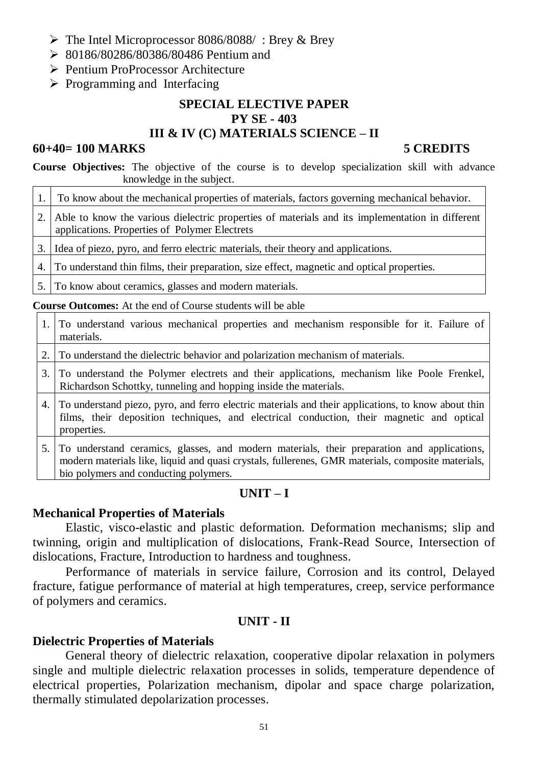- The Intel Microprocessor 8086/8088/ : Brey & Brey
- 80186/80286/80386/80486 Pentium and
- Pentium ProProcessor Architecture
- Programming and Interfacing

## SPECIAL ELECTIVE PAPER
## PY SE - 403
## III & IV (C) MATERIALS SCIENCE – II

**60+40= 100 MARKS** **5 CREDITS**

**Course Objectives:** The objective of the course is to develop specialization skill with advance knowledge in the subject.

| | |
|---|---|
| 1. | To know about the mechanical properties of materials, factors governing mechanical behavior. |
| 2. | Able to know the various dielectric properties of materials and its implementation in different applications. Properties of Polymer Electrets |
| 3. | Idea of piezo, pyro, and ferro electric materials, their theory and applications. |
| 4. | To understand thin films, their preparation, size effect, magnetic and optical properties. |
| 5. | To know about ceramics, glasses and modern materials. |

**Course Outcomes:** At the end of Course students will be able

| | |
|---|---|
| 1. | To understand various mechanical properties and mechanism responsible for it. Failure of materials. |
| 2. | To understand the dielectric behavior and polarization mechanism of materials. |
| 3. | To understand the Polymer electrets and their applications, mechanism like Poole Frenkel, Richardson Schottky, tunneling and hopping inside the materials. |
| 4. | To understand piezo, pyro, and ferro electric materials and their applications, to know about thin films, their deposition techniques, and electrical conduction, their magnetic and optical properties. |
| 5. | To understand ceramics, glasses, and modern materials, their preparation and applications, modern materials like, liquid and quasi crystals, fullerenes, GMR materials, composite materials, bio polymers and conducting polymers. |

### UNIT – I

**Mechanical Properties of Materials**

Elastic, visco-elastic and plastic deformation. Deformation mechanisms; slip and twinning, origin and multiplication of dislocations, Frank-Read Source, Intersection of dislocations, Fracture, Introduction to hardness and toughness.

Performance of materials in service failure, Corrosion and its control, Delayed fracture, fatigue performance of material at high temperatures, creep, service performance of polymers and ceramics.

### UNIT - II

**Dielectric Properties of Materials**

General theory of dielectric relaxation, cooperative dipolar relaxation in polymers single and multiple dielectric relaxation processes in solids, temperature dependence of electrical properties, Polarization mechanism, dipolar and space charge polarization, thermally stimulated depolarization processes.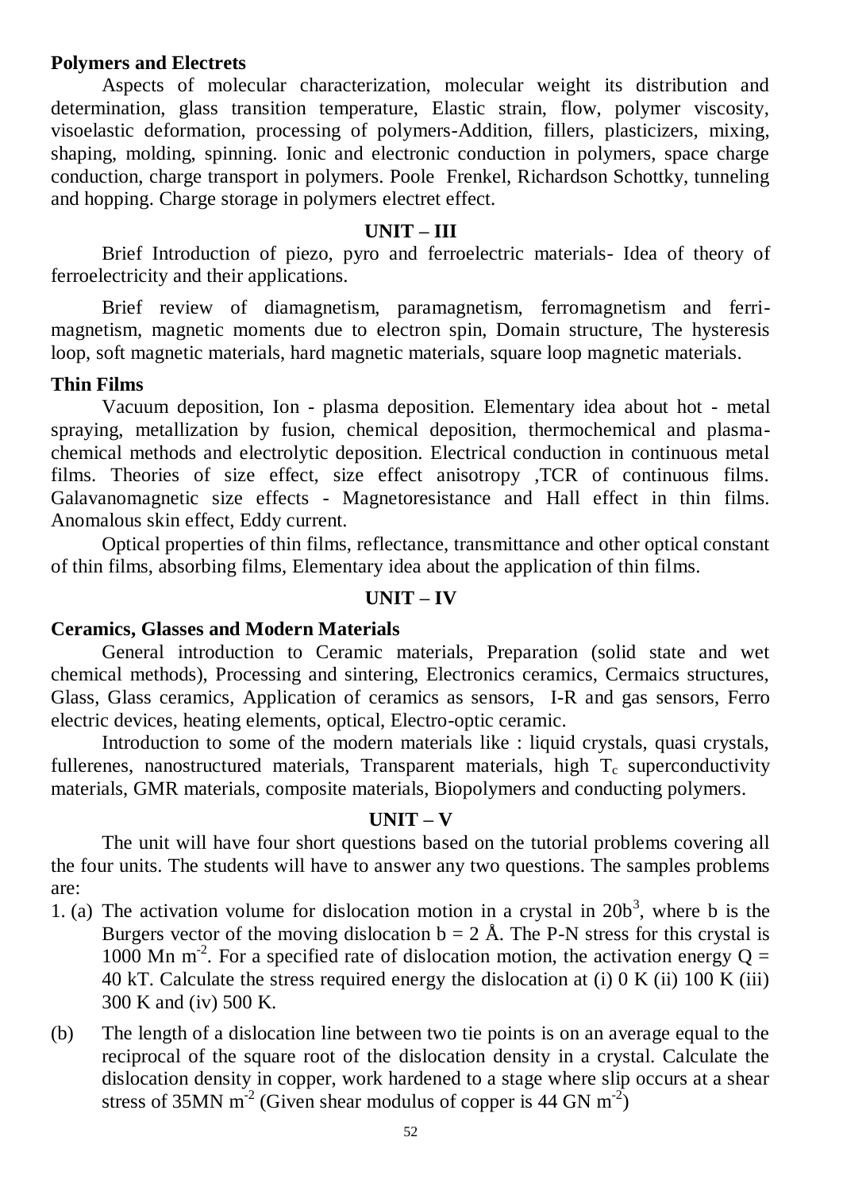**Polymers and Electrets**

Aspects of molecular characterization, molecular weight its distribution and determination, glass transition temperature, Elastic strain, flow, polymer viscosity, visoelastic deformation, processing of polymers-Addition, fillers, plasticizers, mixing, shaping, molding, spinning. Ionic and electronic conduction in polymers, space charge conduction, charge transport in polymers. Poole Frenkel, Richardson Schottky, tunneling and hopping. Charge storage in polymers electret effect.

## UNIT – III

Brief Introduction of piezo, pyro and ferroelectric materials- Idea of theory of ferroelectricity and their applications.

Brief review of diamagnetism, paramagnetism, ferromagnetism and ferri-magnetism, magnetic moments due to electron spin, Domain structure, The hysteresis loop, soft magnetic materials, hard magnetic materials, square loop magnetic materials.

**Thin Films**

Vacuum deposition, Ion - plasma deposition. Elementary idea about hot - metal spraying, metallization by fusion, chemical deposition, thermochemical and plasma-chemical methods and electrolytic deposition. Electrical conduction in continuous metal films. Theories of size effect, size effect anisotropy ,TCR of continuous films. Galavanomagnetic size effects - Magnetoresistance and Hall effect in thin films. Anomalous skin effect, Eddy current.

Optical properties of thin films, reflectance, transmittance and other optical constant of thin films, absorbing films, Elementary idea about the application of thin films.

## UNIT – IV

**Ceramics, Glasses and Modern Materials**

General introduction to Ceramic materials, Preparation (solid state and wet chemical methods), Processing and sintering, Electronics ceramics, Cermaics structures, Glass, Glass ceramics, Application of ceramics as sensors, I-R and gas sensors, Ferro electric devices, heating elements, optical, Electro-optic ceramic.

Introduction to some of the modern materials like : liquid crystals, quasi crystals, fullerenes, nanostructured materials, Transparent materials, high $T_c$ superconductivity materials, GMR materials, composite materials, Biopolymers and conducting polymers.

## UNIT – V

The unit will have four short questions based on the tutorial problems covering all the four units. The students will have to answer any two questions. The samples problems are:

1. (a) The activation volume for dislocation motion in a crystal in $20b^3$, where b is the Burgers vector of the moving dislocation b = 2 Å. The P-N stress for this crystal is 1000 Mn $m^{-2}$. For a specified rate of dislocation motion, the activation energy Q = 40 kT. Calculate the stress required energy the dislocation at (i) 0 K (ii) 100 K (iii) 300 K and (iv) 500 K.

(b) The length of a dislocation line between two tie points is on an average equal to the reciprocal of the square root of the dislocation density in a crystal. Calculate the dislocation density in copper, work hardened to a stage where slip occurs at a shear stress of 35MN $m^{-2}$ (Given shear modulus of copper is 44 GN $m^{-2}$)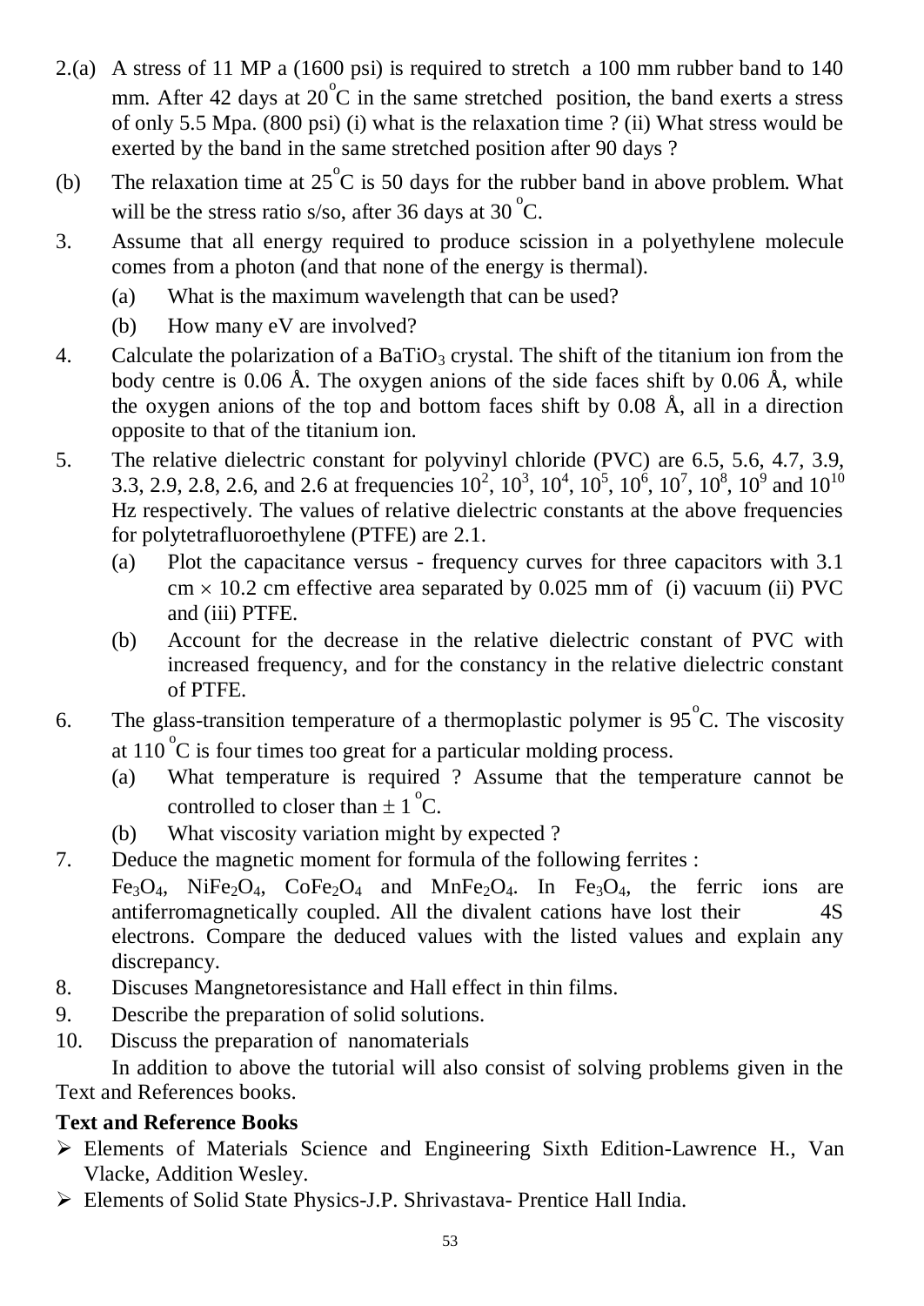2.(a) A stress of 11 MP a (1600 psi) is required to stretch a 100 mm rubber band to 140 mm. After 42 days at $20^{o}C$ in the same stretched position, the band exerts a stress of only 5.5 Mpa. (800 psi) (i) what is the relaxation time ? (ii) What stress would be exerted by the band in the same stretched position after 90 days ?

(b) The relaxation time at $25^{o}C$ is 50 days for the rubber band in above problem. What will be the stress ratio s/so, after 36 days at $30\ ^{o}C$.

3. Assume that all energy required to produce scission in a polyethylene molecule comes from a photon (and that none of the energy is thermal).
   (a) What is the maximum wavelength that can be used?
   (b) How many eV are involved?

4. Calculate the polarization of a $BaTiO_3$ crystal. The shift of the titanium ion from the body centre is 0.06 Å. The oxygen anions of the side faces shift by 0.06 Å, while the oxygen anions of the top and bottom faces shift by 0.08 Å, all in a direction opposite to that of the titanium ion.

5. The relative dielectric constant for polyvinyl chloride (PVC) are 6.5, 5.6, 4.7, 3.9, 3.3, 2.9, 2.8, 2.6, and 2.6 at frequencies $10^2$, $10^3$, $10^4$, $10^5$, $10^6$, $10^7$, $10^8$, $10^9$ and $10^{10}$ Hz respectively. The values of relative dielectric constants at the above frequencies for polytetrafluoroethylene (PTFE) are 2.1.
   (a) Plot the capacitance versus - frequency curves for three capacitors with 3.1 cm $\times$ 10.2 cm effective area separated by 0.025 mm of (i) vacuum (ii) PVC and (iii) PTFE.
   (b) Account for the decrease in the relative dielectric constant of PVC with increased frequency, and for the constancy in the relative dielectric constant of PTFE.

6. The glass-transition temperature of a thermoplastic polymer is $95^{o}C$. The viscosity at $110\ ^{o}C$ is four times too great for a particular molding process.
   (a) What temperature is required ? Assume that the temperature cannot be controlled to closer than $\pm\ 1\ ^{o}C$.
   (b) What viscosity variation might by expected ?

7. Deduce the magnetic moment for formula of the following ferrites : $Fe_3O_4$, $NiFe_2O_4$, $CoFe_2O_4$ and $MnFe_2O_4$. In $Fe_3O_4$, the ferric ions are antiferromagnetically coupled. All the divalent cations have lost their 4S electrons. Compare the deduced values with the listed values and explain any discrepancy.

8. Discuses Mangnetoresistance and Hall effect in thin films.

9. Describe the preparation of solid solutions.

10. Discuss the preparation of nanomaterials

In addition to above the tutorial will also consist of solving problems given in the Text and References books.

**Text and Reference Books**

- Elements of Materials Science and Engineering Sixth Edition-Lawrence H., Van Vlacke, Addition Wesley.
- Elements of Solid State Physics-J.P. Shrivastava- Prentice Hall India.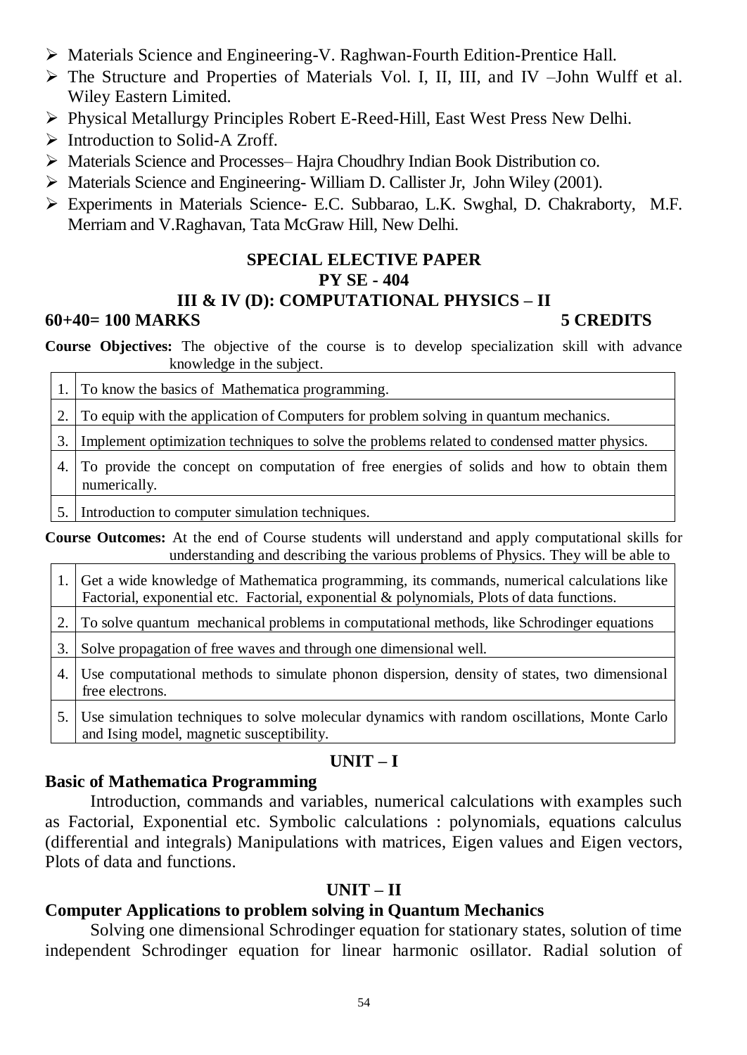- Materials Science and Engineering-V. Raghwan-Fourth Edition-Prentice Hall.
- The Structure and Properties of Materials Vol. I, II, III, and IV –John Wulff et al. Wiley Eastern Limited.
- Physical Metallurgy Principles Robert E-Reed-Hill, East West Press New Delhi.
- Introduction to Solid-A Zroff.
- Materials Science and Processes– Hajra Choudhry Indian Book Distribution co.
- Materials Science and Engineering- William D. Callister Jr, John Wiley (2001).
- Experiments in Materials Science- E.C. Subbarao, L.K. Swghal, D. Chakraborty, M.F. Merriam and V.Raghavan, Tata McGraw Hill, New Delhi.

**SPECIAL ELECTIVE PAPER**

**PY SE - 404**

**III & IV (D): COMPUTATIONAL PHYSICS – II**

**60+40= 100 MARKS** **5 CREDITS**

**Course Objectives:** The objective of the course is to develop specialization skill with advance knowledge in the subject.

| | |
|---|---|
| 1. | To know the basics of Mathematica programming. |
| 2. | To equip with the application of Computers for problem solving in quantum mechanics. |
| 3. | Implement optimization techniques to solve the problems related to condensed matter physics. |
| 4. | To provide the concept on computation of free energies of solids and how to obtain them numerically. |
| 5. | Introduction to computer simulation techniques. |

**Course Outcomes:** At the end of Course students will understand and apply computational skills for understanding and describing the various problems of Physics. They will be able to

| | |
|---|---|
| 1. | Get a wide knowledge of Mathematica programming, its commands, numerical calculations like Factorial, exponential etc. Factorial, exponential & polynomials, Plots of data functions. |
| 2. | To solve quantum mechanical problems in computational methods, like Schrodinger equations |
| 3. | Solve propagation of free waves and through one dimensional well. |
| 4. | Use computational methods to simulate phonon dispersion, density of states, two dimensional free electrons. |
| 5. | Use simulation techniques to solve molecular dynamics with random oscillations, Monte Carlo and Ising model, magnetic susceptibility. |

**UNIT – I**

**Basic of Mathematica Programming**

Introduction, commands and variables, numerical calculations with examples such as Factorial, Exponential etc. Symbolic calculations : polynomials, equations calculus (differential and integrals) Manipulations with matrices, Eigen values and Eigen vectors, Plots of data and functions.

**UNIT – II**

**Computer Applications to problem solving in Quantum Mechanics**

Solving one dimensional Schrodinger equation for stationary states, solution of time independent Schrodinger equation for linear harmonic osillator. Radial solution of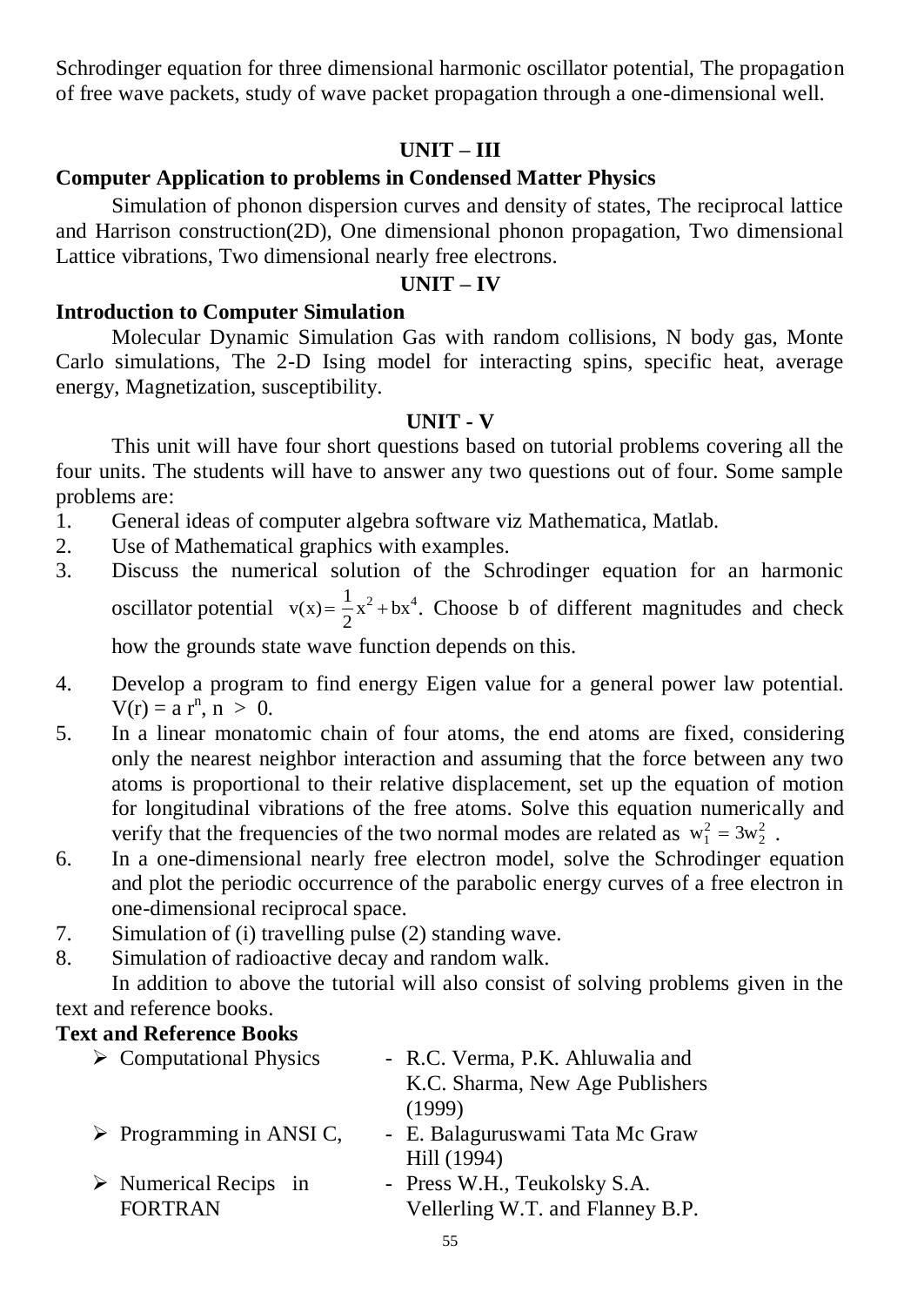Schrodinger equation for three dimensional harmonic oscillator potential, The propagation of free wave packets, study of wave packet propagation through a one-dimensional well.

## UNIT – III

**Computer Application to problems in Condensed Matter Physics**

Simulation of phonon dispersion curves and density of states, The reciprocal lattice and Harrison construction(2D), One dimensional phonon propagation, Two dimensional Lattice vibrations, Two dimensional nearly free electrons.

## UNIT – IV

**Introduction to Computer Simulation**

Molecular Dynamic Simulation Gas with random collisions, N body gas, Monte Carlo simulations, The 2-D Ising model for interacting spins, specific heat, average energy, Magnetization, susceptibility.

## UNIT - V

This unit will have four short questions based on tutorial problems covering all the four units. The students will have to answer any two questions out of four. Some sample problems are:

1. General ideas of computer algebra software viz Mathematica, Matlab.
2. Use of Mathematical graphics with examples.
3. Discuss the numerical solution of the Schrodinger equation for an harmonic oscillator potential $v(x) = \frac{1}{2}x^2 + bx^4$. Choose b of different magnitudes and check how the grounds state wave function depends on this.
4. Develop a program to find energy Eigen value for a general power law potential. $V(r) = a\,r^n$, $n > 0$.
5. In a linear monatomic chain of four atoms, the end atoms are fixed, considering only the nearest neighbor interaction and assuming that the force between any two atoms is proportional to their relative displacement, set up the equation of motion for longitudinal vibrations of the free atoms. Solve this equation numerically and verify that the frequencies of the two normal modes are related as $w_1^2 = 3w_2^2$ .
6. In a one-dimensional nearly free electron model, solve the Schrodinger equation and plot the periodic occurrence of the parabolic energy curves of a free electron in one-dimensional reciprocal space.
7. Simulation of (i) travelling pulse (2) standing wave.
8. Simulation of radioactive decay and random walk.

In addition to above the tutorial will also consist of solving problems given in the text and reference books.

**Text and Reference Books**

- Computational Physics - R.C. Verma, P.K. Ahluwalia and K.C. Sharma, New Age Publishers (1999)
- Programming in ANSI C, - E. Balaguruswami Tata Mc Graw Hill (1994)
- Numerical Recips in FORTRAN - Press W.H., Teukolsky S.A. Vellerling W.T. and Flanney B.P.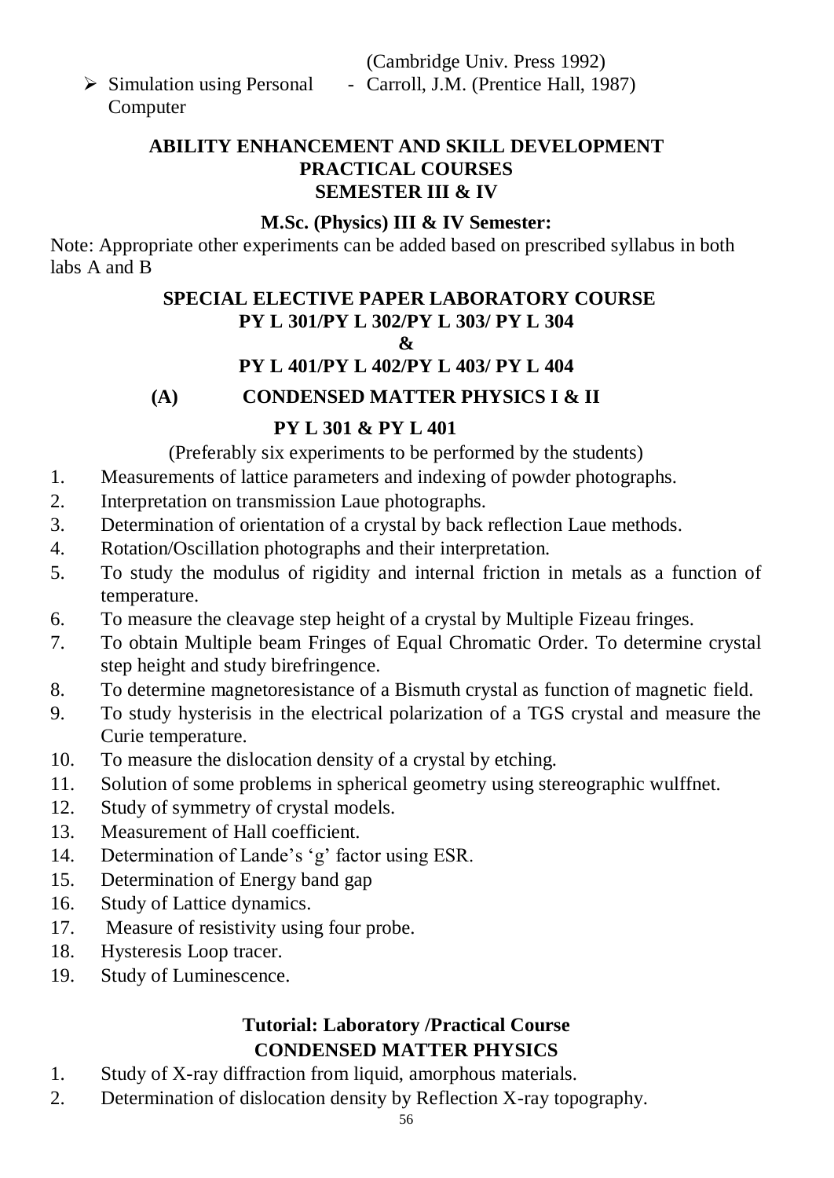(Cambridge Univ. Press 1992)

- Simulation using Personal Computer - Carroll, J.M. (Prentice Hall, 1987)

## ABILITY ENHANCEMENT AND SKILL DEVELOPMENT PRACTICAL COURSES SEMESTER III & IV

### M.Sc. (Physics) III & IV Semester:

Note: Appropriate other experiments can be added based on prescribed syllabus in both labs A and B

### SPECIAL ELECTIVE PAPER LABORATORY COURSE PY L 301/PY L 302/PY L 303/ PY L 304 & PY L 401/PY L 402/PY L 403/ PY L 404

### (A) CONDENSED MATTER PHYSICS I & II

### PY L 301 & PY L 401

(Preferably six experiments to be performed by the students)

1. Measurements of lattice parameters and indexing of powder photographs.
2. Interpretation on transmission Laue photographs.
3. Determination of orientation of a crystal by back reflection Laue methods.
4. Rotation/Oscillation photographs and their interpretation.
5. To study the modulus of rigidity and internal friction in metals as a function of temperature.
6. To measure the cleavage step height of a crystal by Multiple Fizeau fringes.
7. To obtain Multiple beam Fringes of Equal Chromatic Order. To determine crystal step height and study birefringence.
8. To determine magnetoresistance of a Bismuth crystal as function of magnetic field.
9. To study hysterisis in the electrical polarization of a TGS crystal and measure the Curie temperature.
10. To measure the dislocation density of a crystal by etching.
11. Solution of some problems in spherical geometry using stereographic wulffnet.
12. Study of symmetry of crystal models.
13. Measurement of Hall coefficient.
14. Determination of Lande's 'g' factor using ESR.
15. Determination of Energy band gap
16. Study of Lattice dynamics.
17. Measure of resistivity using four probe.
18. Hysteresis Loop tracer.
19. Study of Luminescence.

### Tutorial: Laboratory /Practical Course CONDENSED MATTER PHYSICS

1. Study of X-ray diffraction from liquid, amorphous materials.
2. Determination of dislocation density by Reflection X-ray topography.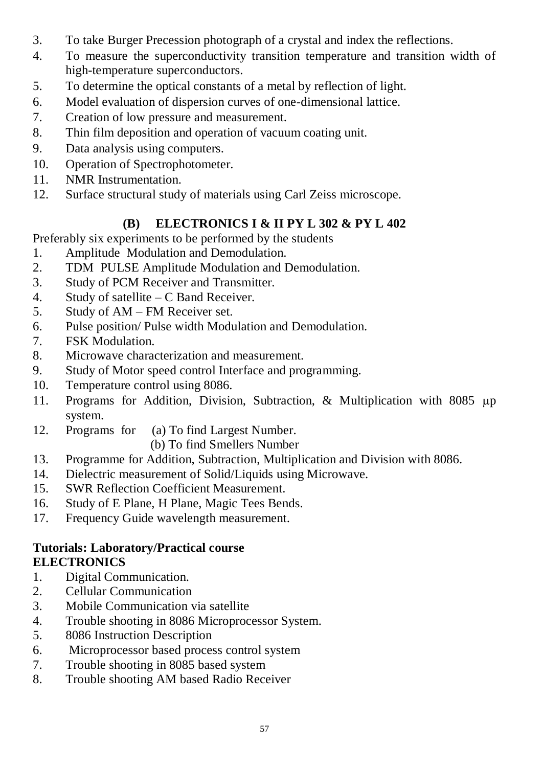3. To take Burger Precession photograph of a crystal and index the reflections.
4. To measure the superconductivity transition temperature and transition width of high-temperature superconductors.
5. To determine the optical constants of a metal by reflection of light.
6. Model evaluation of dispersion curves of one-dimensional lattice.
7. Creation of low pressure and measurement.
8. Thin film deposition and operation of vacuum coating unit.
9. Data analysis using computers.
10. Operation of Spectrophotometer.
11. NMR Instrumentation.
12. Surface structural study of materials using Carl Zeiss microscope.

### (B) ELECTRONICS I & II PY L 302 & PY L 402

Preferably six experiments to be performed by the students

1. Amplitude Modulation and Demodulation.
2. TDM PULSE Amplitude Modulation and Demodulation.
3. Study of PCM Receiver and Transmitter.
4. Study of satellite – C Band Receiver.
5. Study of AM – FM Receiver set.
6. Pulse position/ Pulse width Modulation and Demodulation.
7. FSK Modulation.
8. Microwave characterization and measurement.
9. Study of Motor speed control Interface and programming.
10. Temperature control using 8086.
11. Programs for Addition, Division, Subtraction, & Multiplication with 8085 μp system.
12. Programs for (a) To find Largest Number.
    (b) To find Smellers Number
13. Programme for Addition, Subtraction, Multiplication and Division with 8086.
14. Dielectric measurement of Solid/Liquids using Microwave.
15. SWR Reflection Coefficient Measurement.
16. Study of E Plane, H Plane, Magic Tees Bends.
17. Frequency Guide wavelength measurement.

**Tutorials: Laboratory/Practical course**
**ELECTRONICS**

1. Digital Communication.
2. Cellular Communication
3. Mobile Communication via satellite
4. Trouble shooting in 8086 Microprocessor System.
5. 8086 Instruction Description
6. Microprocessor based process control system
7. Trouble shooting in 8085 based system
8. Trouble shooting AM based Radio Receiver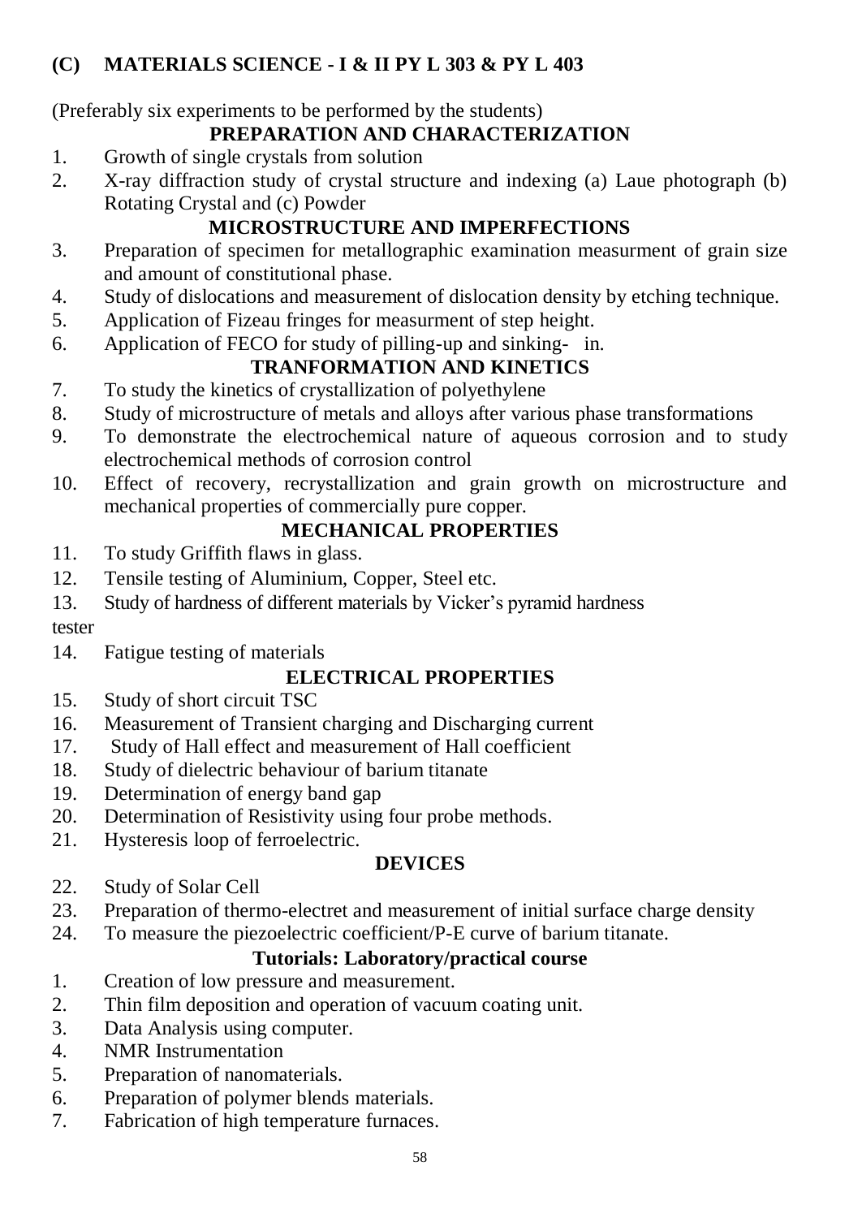## (C) MATERIALS SCIENCE - I & II PY L 303 & PY L 403

(Preferably six experiments to be performed by the students)

### PREPARATION AND CHARACTERIZATION

1. Growth of single crystals from solution
2. X-ray diffraction study of crystal structure and indexing (a) Laue photograph (b) Rotating Crystal and (c) Powder

### MICROSTRUCTURE AND IMPERFECTIONS

3. Preparation of specimen for metallographic examination measurment of grain size and amount of constitutional phase.
4. Study of dislocations and measurement of dislocation density by etching technique.
5. Application of Fizeau fringes for measurment of step height.
6. Application of FECO for study of pilling-up and sinking- in.

### TRANFORMATION AND KINETICS

7. To study the kinetics of crystallization of polyethylene
8. Study of microstructure of metals and alloys after various phase transformations
9. To demonstrate the electrochemical nature of aqueous corrosion and to study electrochemical methods of corrosion control
10. Effect of recovery, recrystallization and grain growth on microstructure and mechanical properties of commercially pure copper.

### MECHANICAL PROPERTIES

11. To study Griffith flaws in glass.
12. Tensile testing of Aluminium, Copper, Steel etc.
13. Study of hardness of different materials by Vicker's pyramid hardness tester
14. Fatigue testing of materials

### ELECTRICAL PROPERTIES

15. Study of short circuit TSC
16. Measurement of Transient charging and Discharging current
17. Study of Hall effect and measurement of Hall coefficient
18. Study of dielectric behaviour of barium titanate
19. Determination of energy band gap
20. Determination of Resistivity using four probe methods.
21. Hysteresis loop of ferroelectric.

### DEVICES

22. Study of Solar Cell
23. Preparation of thermo-electret and measurement of initial surface charge density
24. To measure the piezoelectric coefficient/P-E curve of barium titanate.

### Tutorials: Laboratory/practical course

1. Creation of low pressure and measurement.
2. Thin film deposition and operation of vacuum coating unit.
3. Data Analysis using computer.
4. NMR Instrumentation
5. Preparation of nanomaterials.
6. Preparation of polymer blends materials.
7. Fabrication of high temperature furnaces.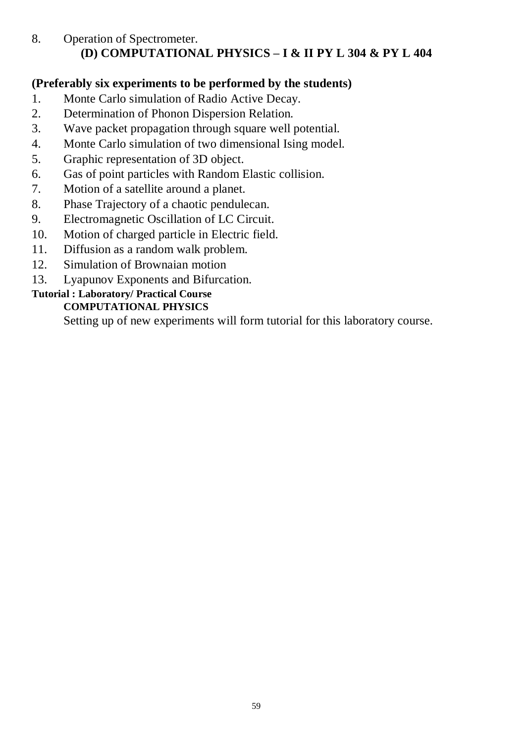8. Operation of Spectrometer.

## (D) COMPUTATIONAL PHYSICS – I & II PY L 304 & PY L 404

**(Preferably six experiments to be performed by the students)**

1. Monte Carlo simulation of Radio Active Decay.
2. Determination of Phonon Dispersion Relation.
3. Wave packet propagation through square well potential.
4. Monte Carlo simulation of two dimensional Ising model.
5. Graphic representation of 3D object.
6. Gas of point particles with Random Elastic collision.
7. Motion of a satellite around a planet.
8. Phase Trajectory of a chaotic pendulecan.
9. Electromagnetic Oscillation of LC Circuit.
10. Motion of charged particle in Electric field.
11. Diffusion as a random walk problem.
12. Simulation of Brownaian motion
13. Lyapunov Exponents and Bifurcation.

**Tutorial : Laboratory/ Practical Course**

**COMPUTATIONAL PHYSICS**

Setting up of new experiments will form tutorial for this laboratory course.